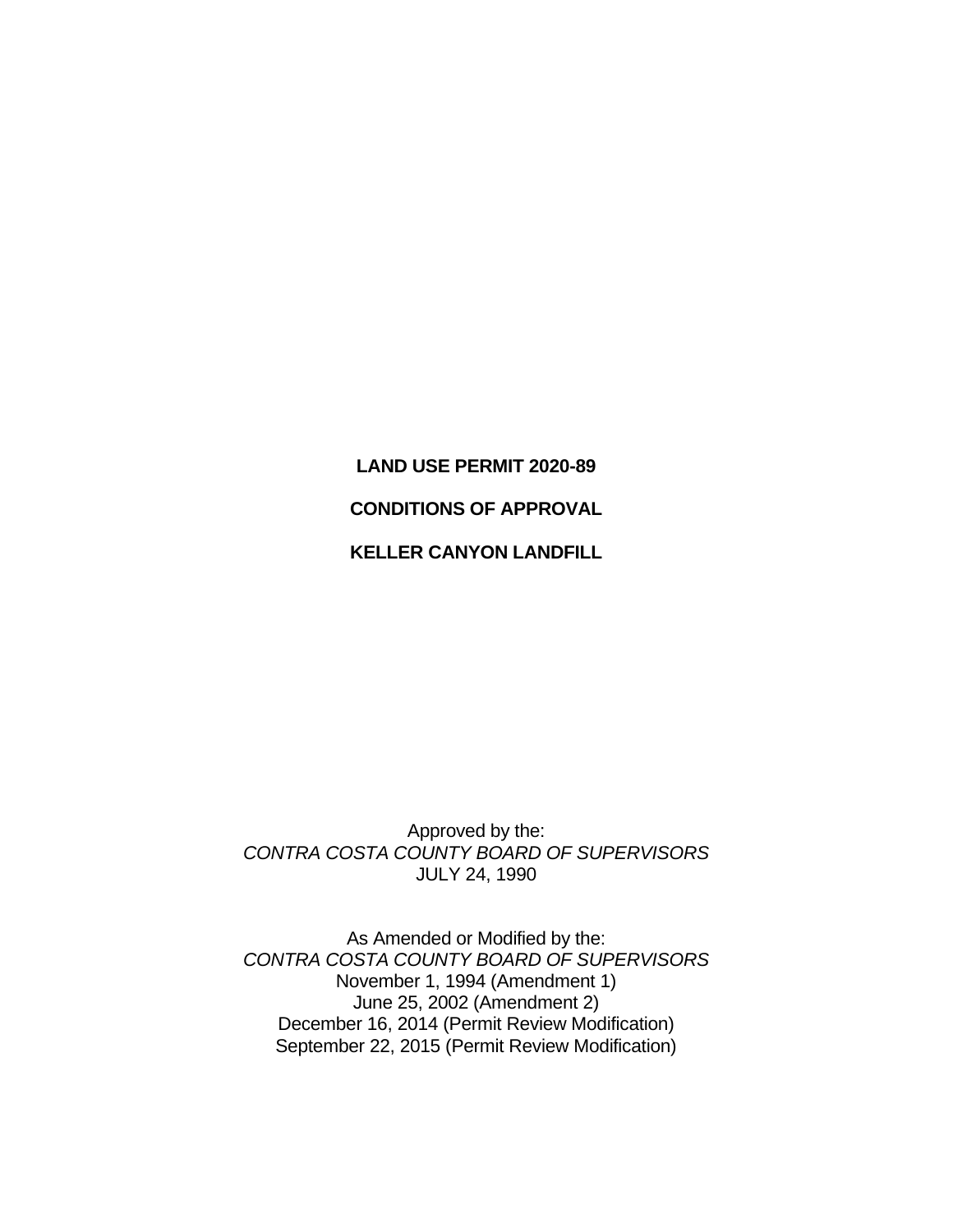**LAND USE PERMIT 2020-89**

**CONDITIONS OF APPROVAL**

**KELLER CANYON LANDFILL**

Approved by the:
*CONTRA COSTA COUNTY BOARD OF SUPERVISORS*
JULY 24, 1990

As Amended or Modified by the:
*CONTRA COSTA COUNTY BOARD OF SUPERVISORS*
November 1, 1994 (Amendment 1)
June 25, 2002 (Amendment 2)
December 16, 2014 (Permit Review Modification)
September 22, 2015 (Permit Review Modification)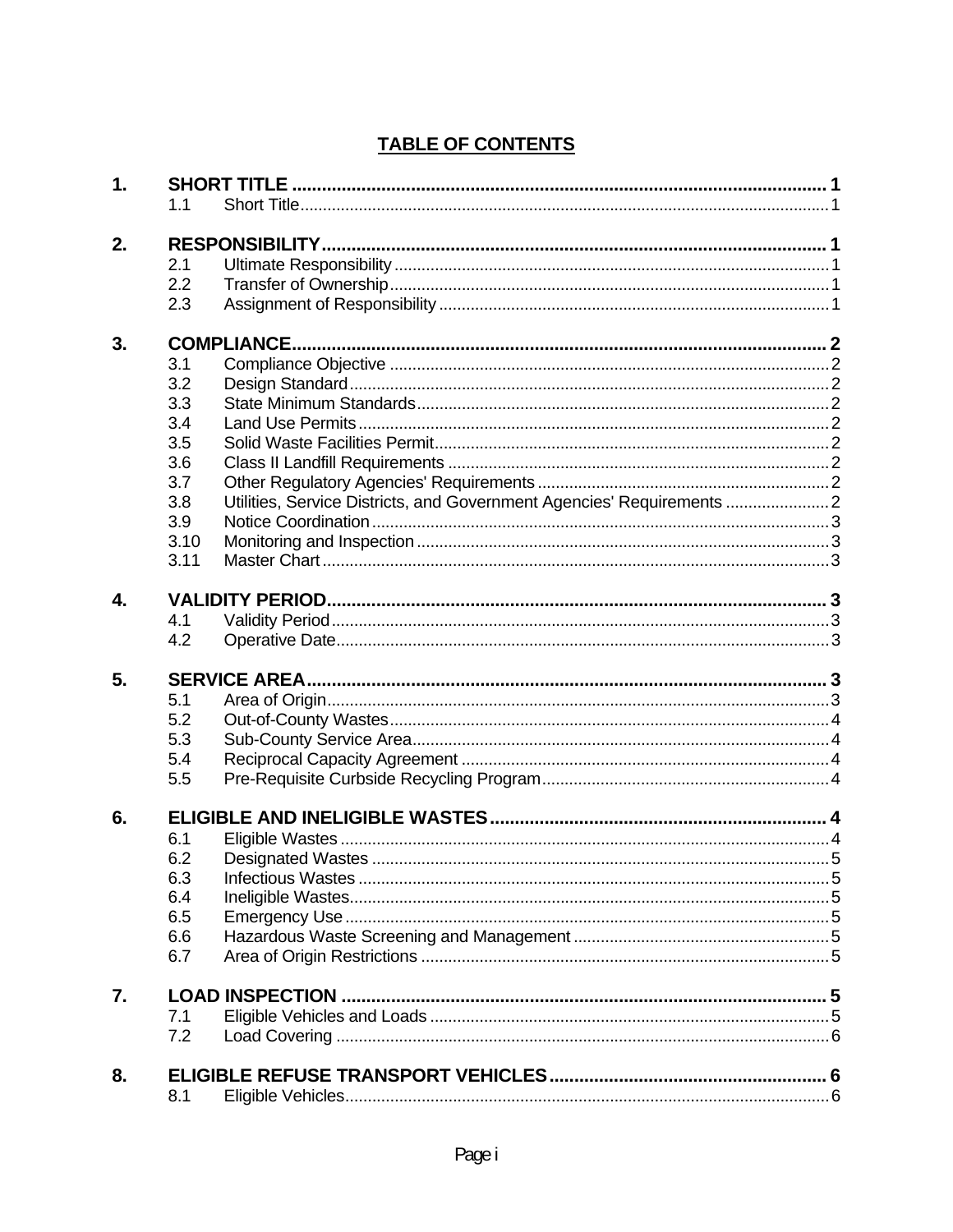# TABLE OF CONTENTS

| | | | |
|---|---|---|---|
| **1.** | **SHORT TITLE** | | **1** |
| | 1.1 | Short Title | 1 |
| **2.** | **RESPONSIBILITY** | | **1** |
| | 2.1 | Ultimate Responsibility | 1 |
| | 2.2 | Transfer of Ownership | 1 |
| | 2.3 | Assignment of Responsibility | 1 |
| **3.** | **COMPLIANCE** | | **2** |
| | 3.1 | Compliance Objective | 2 |
| | 3.2 | Design Standard | 2 |
| | 3.3 | State Minimum Standards | 2 |
| | 3.4 | Land Use Permits | 2 |
| | 3.5 | Solid Waste Facilities Permit | 2 |
| | 3.6 | Class II Landfill Requirements | 2 |
| | 3.7 | Other Regulatory Agencies' Requirements | 2 |
| | 3.8 | Utilities, Service Districts, and Government Agencies' Requirements | 2 |
| | 3.9 | Notice Coordination | 3 |
| | 3.10 | Monitoring and Inspection | 3 |
| | 3.11 | Master Chart | 3 |
| **4.** | **VALIDITY PERIOD** | | **3** |
| | 4.1 | Validity Period | 3 |
| | 4.2 | Operative Date | 3 |
| **5.** | **SERVICE AREA** | | **3** |
| | 5.1 | Area of Origin | 3 |
| | 5.2 | Out-of-County Wastes | 4 |
| | 5.3 | Sub-County Service Area | 4 |
| | 5.4 | Reciprocal Capacity Agreement | 4 |
| | 5.5 | Pre-Requisite Curbside Recycling Program | 4 |
| **6.** | **ELIGIBLE AND INELIGIBLE WASTES** | | **4** |
| | 6.1 | Eligible Wastes | 4 |
| | 6.2 | Designated Wastes | 5 |
| | 6.3 | Infectious Wastes | 5 |
| | 6.4 | Ineligible Wastes | 5 |
| | 6.5 | Emergency Use | 5 |
| | 6.6 | Hazardous Waste Screening and Management | 5 |
| | 6.7 | Area of Origin Restrictions | 5 |
| **7.** | **LOAD INSPECTION** | | **5** |
| | 7.1 | Eligible Vehicles and Loads | 5 |
| | 7.2 | Load Covering | 6 |
| **8.** | **ELIGIBLE REFUSE TRANSPORT VEHICLES** | | **6** |
| | 8.1 | Eligible Vehicles | 6 |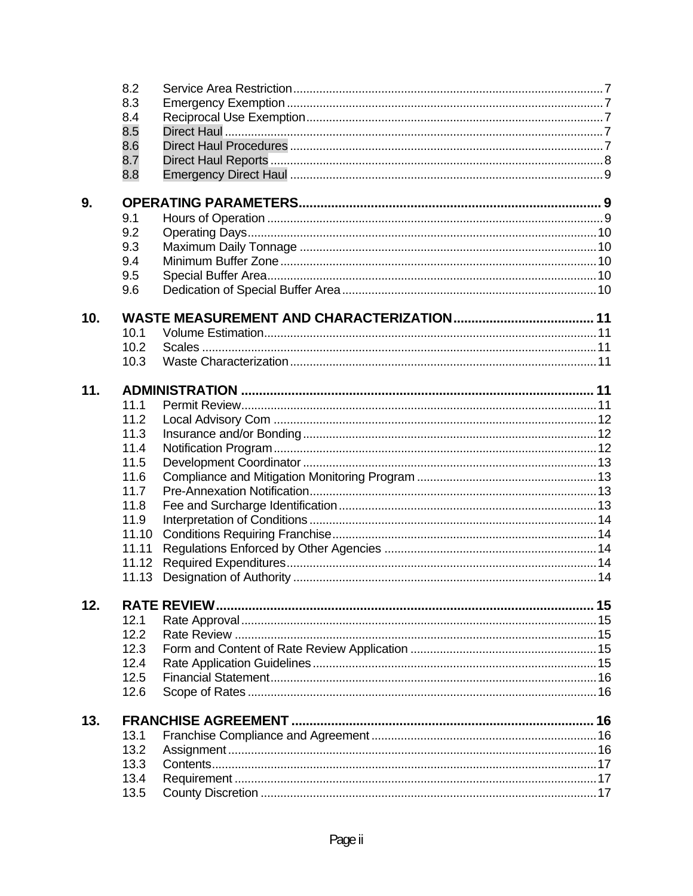8.2 Service Area Restriction ..... 7
8.3 Emergency Exemption ..... 7
8.4 Reciprocal Use Exemption ..... 7
8.5 Direct Haul ..... 7
8.6 Direct Haul Procedures ..... 7
8.7 Direct Haul Reports ..... 8
8.8 Emergency Direct Haul ..... 9

**9. OPERATING PARAMETERS ..... 9**

9.1 Hours of Operation ..... 9
9.2 Operating Days ..... 10
9.3 Maximum Daily Tonnage ..... 10
9.4 Minimum Buffer Zone ..... 10
9.5 Special Buffer Area ..... 10
9.6 Dedication of Special Buffer Area ..... 10

**10. WASTE MEASUREMENT AND CHARACTERIZATION ..... 11**

10.1 Volume Estimation ..... 11
10.2 Scales ..... 11
10.3 Waste Characterization ..... 11

**11. ADMINISTRATION ..... 11**

11.1 Permit Review ..... 11
11.2 Local Advisory Com ..... 12
11.3 Insurance and/or Bonding ..... 12
11.4 Notification Program ..... 12
11.5 Development Coordinator ..... 13
11.6 Compliance and Mitigation Monitoring Program ..... 13
11.7 Pre-Annexation Notification ..... 13
11.8 Fee and Surcharge Identification ..... 13
11.9 Interpretation of Conditions ..... 14
11.10 Conditions Requiring Franchise ..... 14
11.11 Regulations Enforced by Other Agencies ..... 14
11.12 Required Expenditures ..... 14
11.13 Designation of Authority ..... 14

**12. RATE REVIEW ..... 15**

12.1 Rate Approval ..... 15
12.2 Rate Review ..... 15
12.3 Form and Content of Rate Review Application ..... 15
12.4 Rate Application Guidelines ..... 15
12.5 Financial Statement ..... 16
12.6 Scope of Rates ..... 16

**13. FRANCHISE AGREEMENT ..... 16**

13.1 Franchise Compliance and Agreement ..... 16
13.2 Assignment ..... 16
13.3 Contents ..... 17
13.4 Requirement ..... 17
13.5 County Discretion ..... 17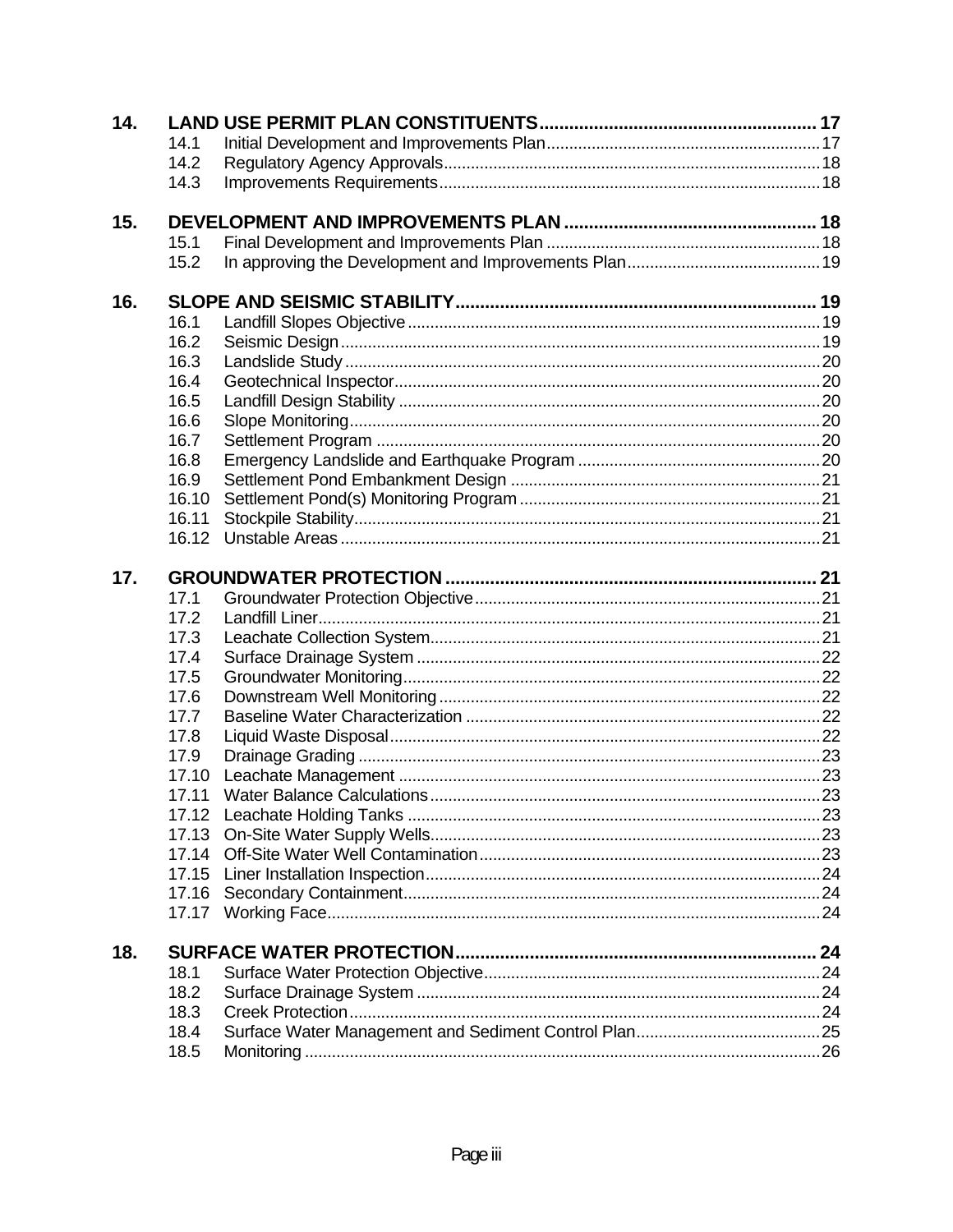**14. LAND USE PERMIT PLAN CONSTITUENTS ........................................................ 17**

- 14.1 Initial Development and Improvements Plan ............................................................ 17
- 14.2 Regulatory Agency Approvals ................................................................................... 18
- 14.3 Improvements Requirements .................................................................................... 18

**15. DEVELOPMENT AND IMPROVEMENTS PLAN .................................................. 18**

- 15.1 Final Development and Improvements Plan ............................................................ 18
- 15.2 In approving the Development and Improvements Plan .......................................... 19

**16. SLOPE AND SEISMIC STABILITY ......................................................................... 19**

- 16.1 Landfill Slopes Objective ........................................................................................... 19
- 16.2 Seismic Design .......................................................................................................... 19
- 16.3 Landslide Study ......................................................................................................... 20
- 16.4 Geotechnical Inspector .............................................................................................. 20
- 16.5 Landfill Design Stability ............................................................................................. 20
- 16.6 Slope Monitoring ........................................................................................................ 20
- 16.7 Settlement Program .................................................................................................. 20
- 16.8 Emergency Landslide and Earthquake Program ...................................................... 20
- 16.9 Settlement Pond Embankment Design ..................................................................... 21
- 16.10 Settlement Pond(s) Monitoring Program .................................................................. 21
- 16.11 Stockpile Stability ...................................................................................................... 21
- 16.12 Unstable Areas .......................................................................................................... 21

**17. GROUNDWATER PROTECTION ............................................................................ 21**

- 17.1 Groundwater Protection Objective ............................................................................ 21
- 17.2 Landfill Liner ............................................................................................................... 21
- 17.3 Leachate Collection System ...................................................................................... 21
- 17.4 Surface Drainage System ......................................................................................... 22
- 17.5 Groundwater Monitoring ............................................................................................ 22
- 17.6 Downstream Well Monitoring .................................................................................... 22
- 17.7 Baseline Water Characterization .............................................................................. 22
- 17.8 Liquid Waste Disposal ............................................................................................... 22
- 17.9 Drainage Grading ...................................................................................................... 23
- 17.10 Leachate Management ............................................................................................. 23
- 17.11 Water Balance Calculations ...................................................................................... 23
- 17.12 Leachate Holding Tanks ........................................................................................... 23
- 17.13 On-Site Water Supply Wells ...................................................................................... 23
- 17.14 Off-Site Water Well Contamination ........................................................................... 23
- 17.15 Liner Installation Inspection ....................................................................................... 24
- 17.16 Secondary Containment ............................................................................................ 24
- 17.17 Working Face ............................................................................................................. 24

**18. SURFACE WATER PROTECTION ......................................................................... 24**

- 18.1 Surface Water Protection Objective .......................................................................... 24
- 18.2 Surface Drainage System ......................................................................................... 24
- 18.3 Creek Protection ........................................................................................................ 24
- 18.4 Surface Water Management and Sediment Control Plan ......................................... 25
- 18.5 Monitoring .................................................................................................................. 26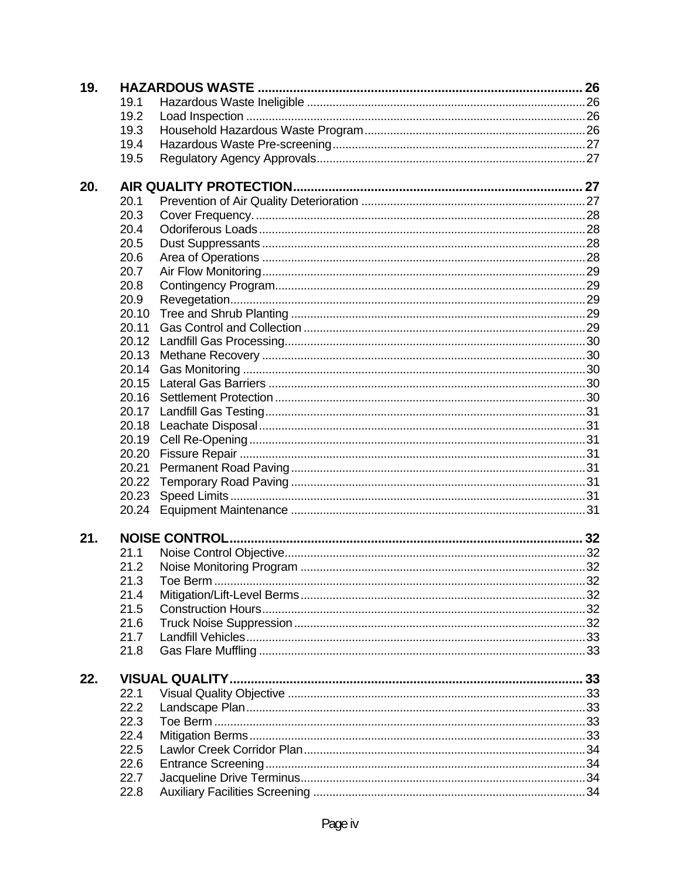**19. HAZARDOUS WASTE .......... 26**

- 19.1 Hazardous Waste Ineligible .......... 26
- 19.2 Load Inspection .......... 26
- 19.3 Household Hazardous Waste Program .......... 26
- 19.4 Hazardous Waste Pre-screening .......... 27
- 19.5 Regulatory Agency Approvals .......... 27

**20. AIR QUALITY PROTECTION .......... 27**

- 20.1 Prevention of Air Quality Deterioration .......... 27
- 20.3 Cover Frequency. .......... 28
- 20.4 Odoriferous Loads .......... 28
- 20.5 Dust Suppressants .......... 28
- 20.6 Area of Operations .......... 28
- 20.7 Air Flow Monitoring .......... 29
- 20.8 Contingency Program .......... 29
- 20.9 Revegetation .......... 29
- 20.10 Tree and Shrub Planting .......... 29
- 20.11 Gas Control and Collection .......... 29
- 20.12 Landfill Gas Processing .......... 30
- 20.13 Methane Recovery .......... 30
- 20.14 Gas Monitoring .......... 30
- 20.15 Lateral Gas Barriers .......... 30
- 20.16 Settlement Protection .......... 30
- 20.17 Landfill Gas Testing .......... 31
- 20.18 Leachate Disposal .......... 31
- 20.19 Cell Re-Opening .......... 31
- 20.20 Fissure Repair .......... 31
- 20.21 Permanent Road Paving .......... 31
- 20.22 Temporary Road Paving .......... 31
- 20.23 Speed Limits .......... 31
- 20.24 Equipment Maintenance .......... 31

**21. NOISE CONTROL .......... 32**

- 21.1 Noise Control Objective .......... 32
- 21.2 Noise Monitoring Program .......... 32
- 21.3 Toe Berm .......... 32
- 21.4 Mitigation/Lift-Level Berms .......... 32
- 21.5 Construction Hours .......... 32
- 21.6 Truck Noise Suppression .......... 32
- 21.7 Landfill Vehicles .......... 33
- 21.8 Gas Flare Muffling .......... 33

**22. VISUAL QUALITY .......... 33**

- 22.1 Visual Quality Objective .......... 33
- 22.2 Landscape Plan .......... 33
- 22.3 Toe Berm .......... 33
- 22.4 Mitigation Berms .......... 33
- 22.5 Lawlor Creek Corridor Plan .......... 34
- 22.6 Entrance Screening .......... 34
- 22.7 Jacqueline Drive Terminus .......... 34
- 22.8 Auxiliary Facilities Screening .......... 34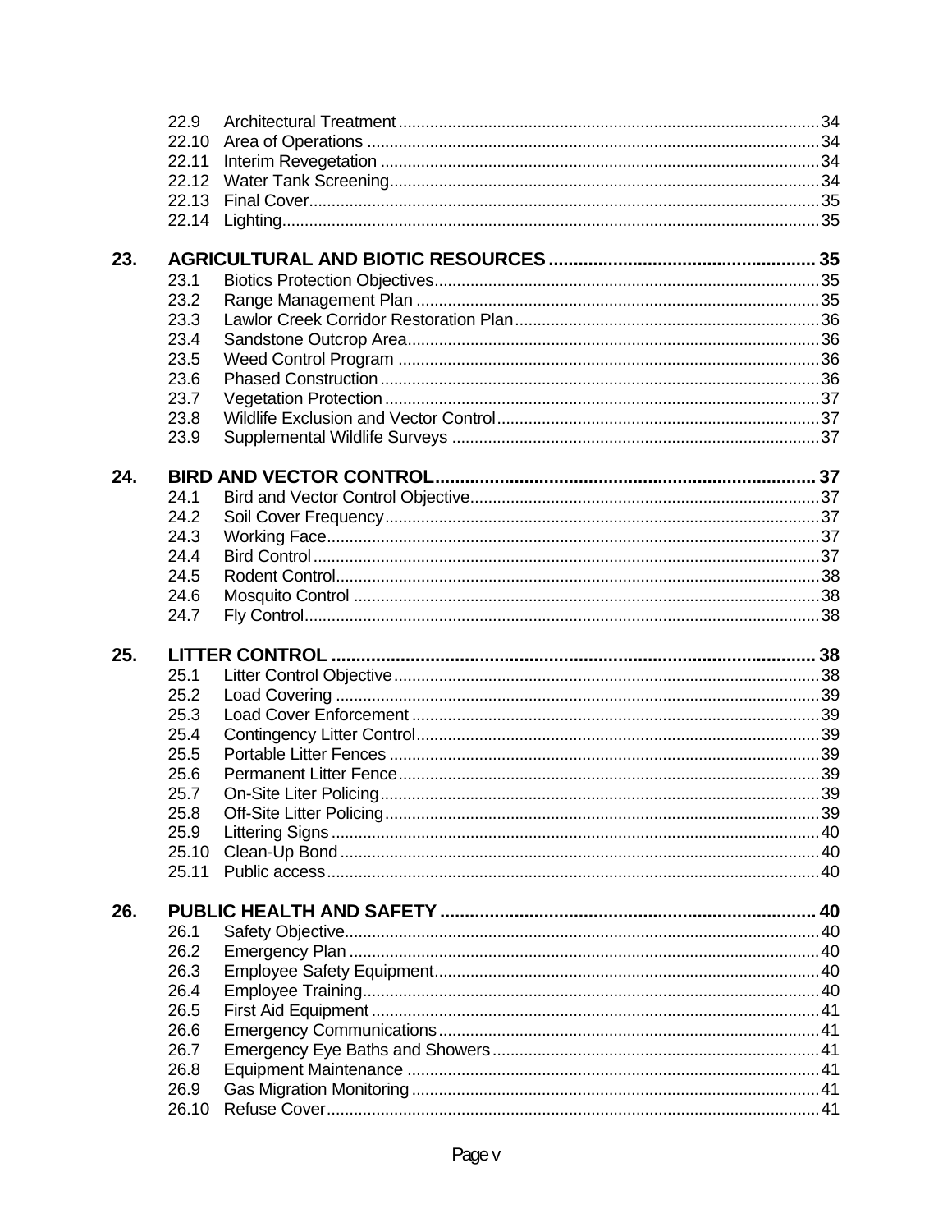| | | |
|---|---|---|
| 22.9 | Architectural Treatment | 34 |
| 22.10 | Area of Operations | 34 |
| 22.11 | Interim Revegetation | 34 |
| 22.12 | Water Tank Screening | 34 |
| 22.13 | Final Cover | 35 |
| 22.14 | Lighting | 35 |
| **23.** | **AGRICULTURAL AND BIOTIC RESOURCES** | **35** |
| 23.1 | Biotics Protection Objectives | 35 |
| 23.2 | Range Management Plan | 35 |
| 23.3 | Lawlor Creek Corridor Restoration Plan | 36 |
| 23.4 | Sandstone Outcrop Area | 36 |
| 23.5 | Weed Control Program | 36 |
| 23.6 | Phased Construction | 36 |
| 23.7 | Vegetation Protection | 37 |
| 23.8 | Wildlife Exclusion and Vector Control | 37 |
| 23.9 | Supplemental Wildlife Surveys | 37 |
| **24.** | **BIRD AND VECTOR CONTROL** | **37** |
| 24.1 | Bird and Vector Control Objective | 37 |
| 24.2 | Soil Cover Frequency | 37 |
| 24.3 | Working Face | 37 |
| 24.4 | Bird Control | 37 |
| 24.5 | Rodent Control | 38 |
| 24.6 | Mosquito Control | 38 |
| 24.7 | Fly Control | 38 |
| **25.** | **LITTER CONTROL** | **38** |
| 25.1 | Litter Control Objective | 38 |
| 25.2 | Load Covering | 39 |
| 25.3 | Load Cover Enforcement | 39 |
| 25.4 | Contingency Litter Control | 39 |
| 25.5 | Portable Litter Fences | 39 |
| 25.6 | Permanent Litter Fence | 39 |
| 25.7 | On-Site Liter Policing | 39 |
| 25.8 | Off-Site Litter Policing | 39 |
| 25.9 | Littering Signs | 40 |
| 25.10 | Clean-Up Bond | 40 |
| 25.11 | Public access | 40 |
| **26.** | **PUBLIC HEALTH AND SAFETY** | **40** |
| 26.1 | Safety Objective | 40 |
| 26.2 | Emergency Plan | 40 |
| 26.3 | Employee Safety Equipment | 40 |
| 26.4 | Employee Training | 40 |
| 26.5 | First Aid Equipment | 41 |
| 26.6 | Emergency Communications | 41 |
| 26.7 | Emergency Eye Baths and Showers | 41 |
| 26.8 | Equipment Maintenance | 41 |
| 26.9 | Gas Migration Monitoring | 41 |
| 26.10 | Refuse Cover | 41 |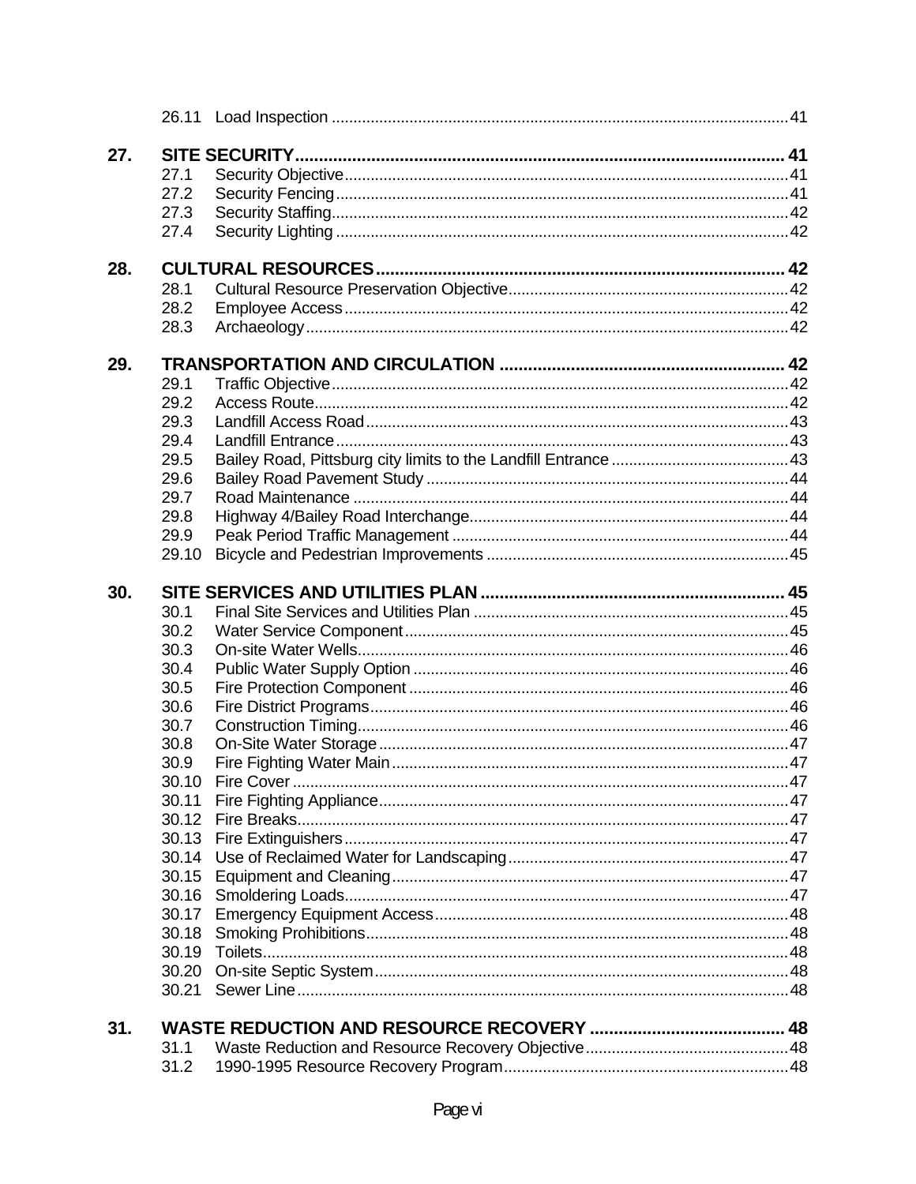26.11 Load Inspection .......... 41

**27. SITE SECURITY .......... 41**

27.1 Security Objective .......... 41
27.2 Security Fencing .......... 41
27.3 Security Staffing .......... 42
27.4 Security Lighting .......... 42

**28. CULTURAL RESOURCES .......... 42**

28.1 Cultural Resource Preservation Objective .......... 42
28.2 Employee Access .......... 42
28.3 Archaeology .......... 42

**29. TRANSPORTATION AND CIRCULATION .......... 42**

29.1 Traffic Objective .......... 42
29.2 Access Route .......... 42
29.3 Landfill Access Road .......... 43
29.4 Landfill Entrance .......... 43
29.5 Bailey Road, Pittsburg city limits to the Landfill Entrance .......... 43
29.6 Bailey Road Pavement Study .......... 44
29.7 Road Maintenance .......... 44
29.8 Highway 4/Bailey Road Interchange .......... 44
29.9 Peak Period Traffic Management .......... 44
29.10 Bicycle and Pedestrian Improvements .......... 45

**30. SITE SERVICES AND UTILITIES PLAN .......... 45**

30.1 Final Site Services and Utilities Plan .......... 45
30.2 Water Service Component .......... 45
30.3 On-site Water Wells .......... 46
30.4 Public Water Supply Option .......... 46
30.5 Fire Protection Component .......... 46
30.6 Fire District Programs .......... 46
30.7 Construction Timing .......... 46
30.8 On-Site Water Storage .......... 47
30.9 Fire Fighting Water Main .......... 47
30.10 Fire Cover .......... 47
30.11 Fire Fighting Appliance .......... 47
30.12 Fire Breaks .......... 47
30.13 Fire Extinguishers .......... 47
30.14 Use of Reclaimed Water for Landscaping .......... 47
30.15 Equipment and Cleaning .......... 47
30.16 Smoldering Loads .......... 47
30.17 Emergency Equipment Access .......... 48
30.18 Smoking Prohibitions .......... 48
30.19 Toilets .......... 48
30.20 On-site Septic System .......... 48
30.21 Sewer Line .......... 48

**31. WASTE REDUCTION AND RESOURCE RECOVERY .......... 48**

31.1 Waste Reduction and Resource Recovery Objective .......... 48
31.2 1990-1995 Resource Recovery Program .......... 48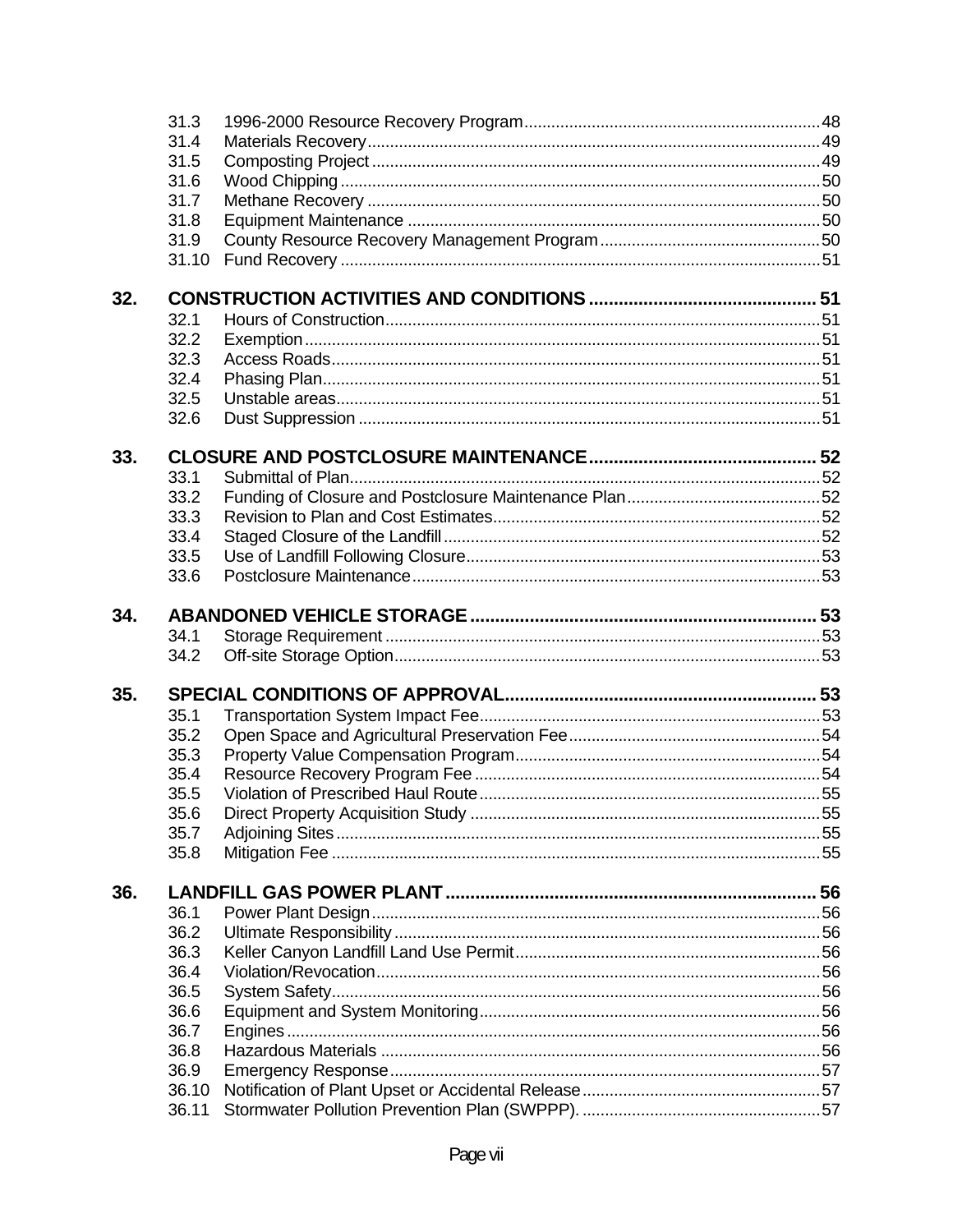| | | |
|---|---|---|
| 31.3 | 1996-2000 Resource Recovery Program | 48 |
| 31.4 | Materials Recovery | 49 |
| 31.5 | Composting Project | 49 |
| 31.6 | Wood Chipping | 50 |
| 31.7 | Methane Recovery | 50 |
| 31.8 | Equipment Maintenance | 50 |
| 31.9 | County Resource Recovery Management Program | 50 |
| 31.10 | Fund Recovery | 51 |
| **32.** | **CONSTRUCTION ACTIVITIES AND CONDITIONS** | **51** |
| 32.1 | Hours of Construction | 51 |
| 32.2 | Exemption | 51 |
| 32.3 | Access Roads | 51 |
| 32.4 | Phasing Plan | 51 |
| 32.5 | Unstable areas | 51 |
| 32.6 | Dust Suppression | 51 |
| **33.** | **CLOSURE AND POSTCLOSURE MAINTENANCE** | **52** |
| 33.1 | Submittal of Plan | 52 |
| 33.2 | Funding of Closure and Postclosure Maintenance Plan | 52 |
| 33.3 | Revision to Plan and Cost Estimates | 52 |
| 33.4 | Staged Closure of the Landfill | 52 |
| 33.5 | Use of Landfill Following Closure | 53 |
| 33.6 | Postclosure Maintenance | 53 |
| **34.** | **ABANDONED VEHICLE STORAGE** | **53** |
| 34.1 | Storage Requirement | 53 |
| 34.2 | Off-site Storage Option | 53 |
| **35.** | **SPECIAL CONDITIONS OF APPROVAL** | **53** |
| 35.1 | Transportation System Impact Fee | 53 |
| 35.2 | Open Space and Agricultural Preservation Fee | 54 |
| 35.3 | Property Value Compensation Program | 54 |
| 35.4 | Resource Recovery Program Fee | 54 |
| 35.5 | Violation of Prescribed Haul Route | 55 |
| 35.6 | Direct Property Acquisition Study | 55 |
| 35.7 | Adjoining Sites | 55 |
| 35.8 | Mitigation Fee | 55 |
| **36.** | **LANDFILL GAS POWER PLANT** | **56** |
| 36.1 | Power Plant Design | 56 |
| 36.2 | Ultimate Responsibility | 56 |
| 36.3 | Keller Canyon Landfill Land Use Permit | 56 |
| 36.4 | Violation/Revocation | 56 |
| 36.5 | System Safety | 56 |
| 36.6 | Equipment and System Monitoring | 56 |
| 36.7 | Engines | 56 |
| 36.8 | Hazardous Materials | 56 |
| 36.9 | Emergency Response | 57 |
| 36.10 | Notification of Plant Upset or Accidental Release | 57 |
| 36.11 | Stormwater Pollution Prevention Plan (SWPPP). | 57 |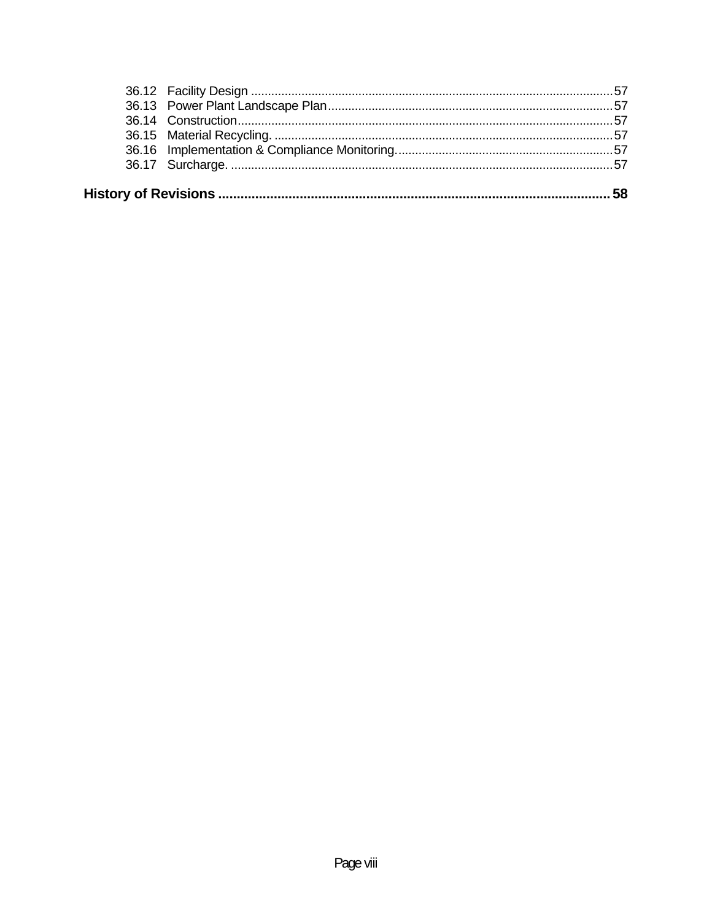36.12 Facility Design ........................................................................................................... 57
36.13 Power Plant Landscape Plan.................................................................................... 57
36.14 Construction.............................................................................................................. 57
36.15 Material Recycling. .................................................................................................... 57
36.16 Implementation & Compliance Monitoring................................................................. 57
36.17 Surcharge. ................................................................................................................. 57

**History of Revisions .......................................................................................................... 58**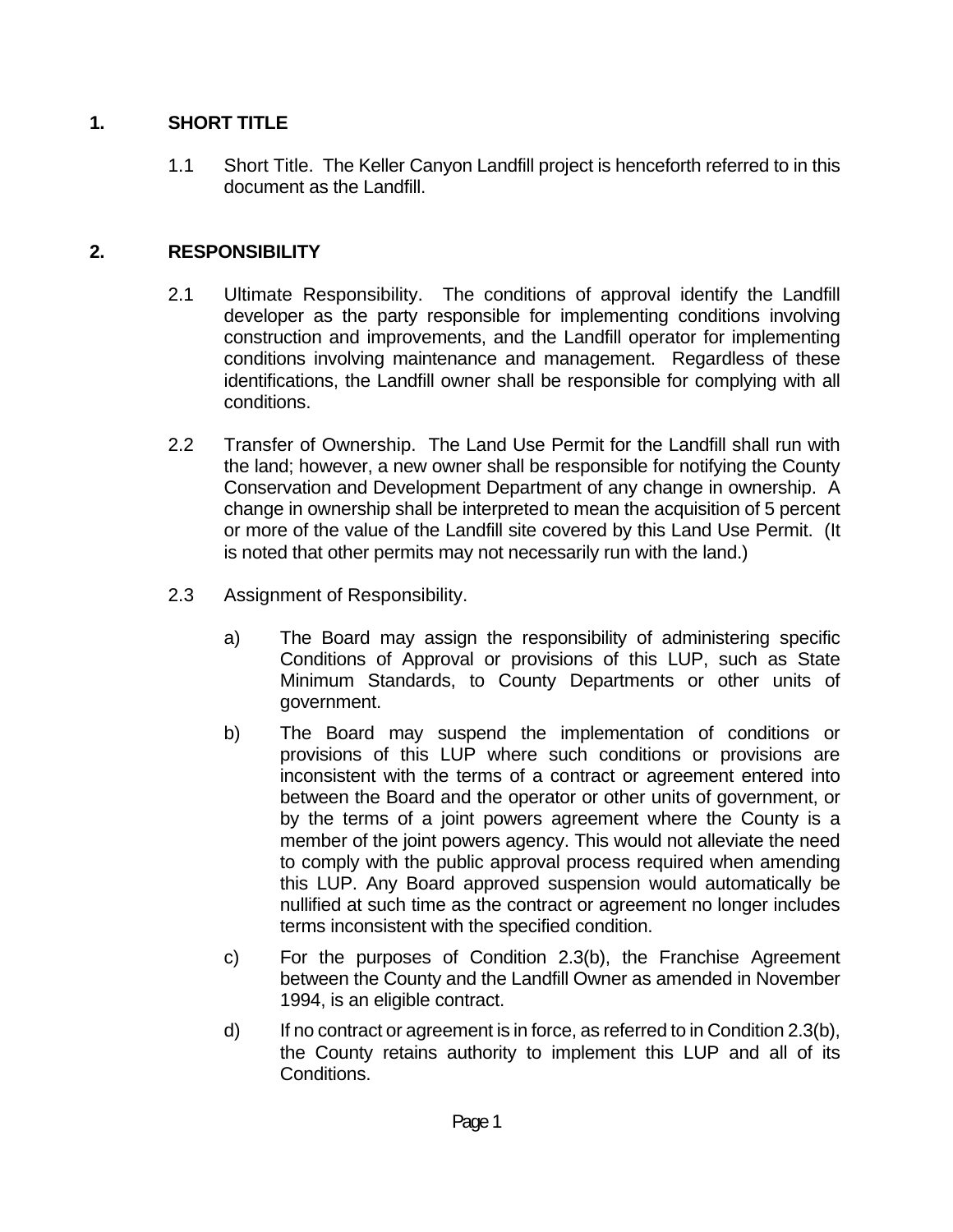## 1. SHORT TITLE

1.1 Short Title. The Keller Canyon Landfill project is henceforth referred to in this document as the Landfill.

## 2. RESPONSIBILITY

2.1 Ultimate Responsibility. The conditions of approval identify the Landfill developer as the party responsible for implementing conditions involving construction and improvements, and the Landfill operator for implementing conditions involving maintenance and management. Regardless of these identifications, the Landfill owner shall be responsible for complying with all conditions.

2.2 Transfer of Ownership. The Land Use Permit for the Landfill shall run with the land; however, a new owner shall be responsible for notifying the County Conservation and Development Department of any change in ownership. A change in ownership shall be interpreted to mean the acquisition of 5 percent or more of the value of the Landfill site covered by this Land Use Permit. (It is noted that other permits may not necessarily run with the land.)

2.3 Assignment of Responsibility.

a) The Board may assign the responsibility of administering specific Conditions of Approval or provisions of this LUP, such as State Minimum Standards, to County Departments or other units of government.

b) The Board may suspend the implementation of conditions or provisions of this LUP where such conditions or provisions are inconsistent with the terms of a contract or agreement entered into between the Board and the operator or other units of government, or by the terms of a joint powers agreement where the County is a member of the joint powers agency. This would not alleviate the need to comply with the public approval process required when amending this LUP. Any Board approved suspension would automatically be nullified at such time as the contract or agreement no longer includes terms inconsistent with the specified condition.

c) For the purposes of Condition 2.3(b), the Franchise Agreement between the County and the Landfill Owner as amended in November 1994, is an eligible contract.

d) If no contract or agreement is in force, as referred to in Condition 2.3(b), the County retains authority to implement this LUP and all of its Conditions.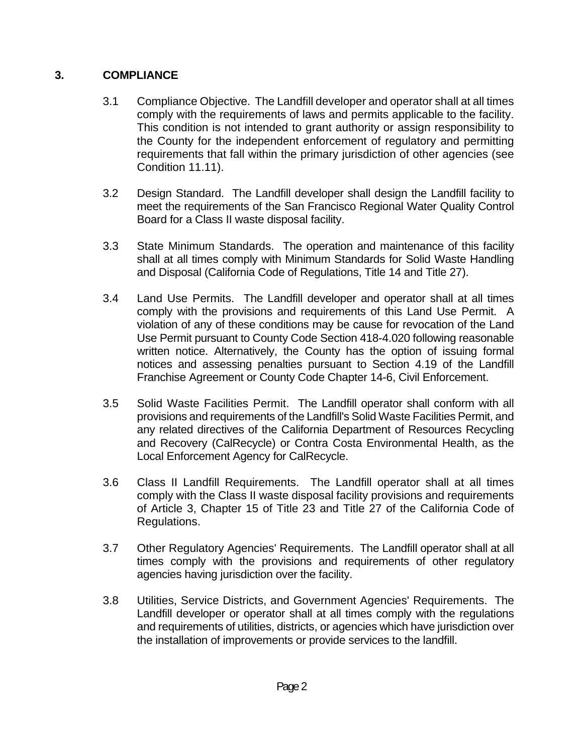## 3. COMPLIANCE

3.1 Compliance Objective. The Landfill developer and operator shall at all times comply with the requirements of laws and permits applicable to the facility. This condition is not intended to grant authority or assign responsibility to the County for the independent enforcement of regulatory and permitting requirements that fall within the primary jurisdiction of other agencies (see Condition 11.11).

3.2 Design Standard. The Landfill developer shall design the Landfill facility to meet the requirements of the San Francisco Regional Water Quality Control Board for a Class II waste disposal facility.

3.3 State Minimum Standards. The operation and maintenance of this facility shall at all times comply with Minimum Standards for Solid Waste Handling and Disposal (California Code of Regulations, Title 14 and Title 27).

3.4 Land Use Permits. The Landfill developer and operator shall at all times comply with the provisions and requirements of this Land Use Permit. A violation of any of these conditions may be cause for revocation of the Land Use Permit pursuant to County Code Section 418-4.020 following reasonable written notice. Alternatively, the County has the option of issuing formal notices and assessing penalties pursuant to Section 4.19 of the Landfill Franchise Agreement or County Code Chapter 14-6, Civil Enforcement.

3.5 Solid Waste Facilities Permit. The Landfill operator shall conform with all provisions and requirements of the Landfill's Solid Waste Facilities Permit, and any related directives of the California Department of Resources Recycling and Recovery (CalRecycle) or Contra Costa Environmental Health, as the Local Enforcement Agency for CalRecycle.

3.6 Class II Landfill Requirements. The Landfill operator shall at all times comply with the Class II waste disposal facility provisions and requirements of Article 3, Chapter 15 of Title 23 and Title 27 of the California Code of Regulations.

3.7 Other Regulatory Agencies' Requirements. The Landfill operator shall at all times comply with the provisions and requirements of other regulatory agencies having jurisdiction over the facility.

3.8 Utilities, Service Districts, and Government Agencies' Requirements. The Landfill developer or operator shall at all times comply with the regulations and requirements of utilities, districts, or agencies which have jurisdiction over the installation of improvements or provide services to the landfill.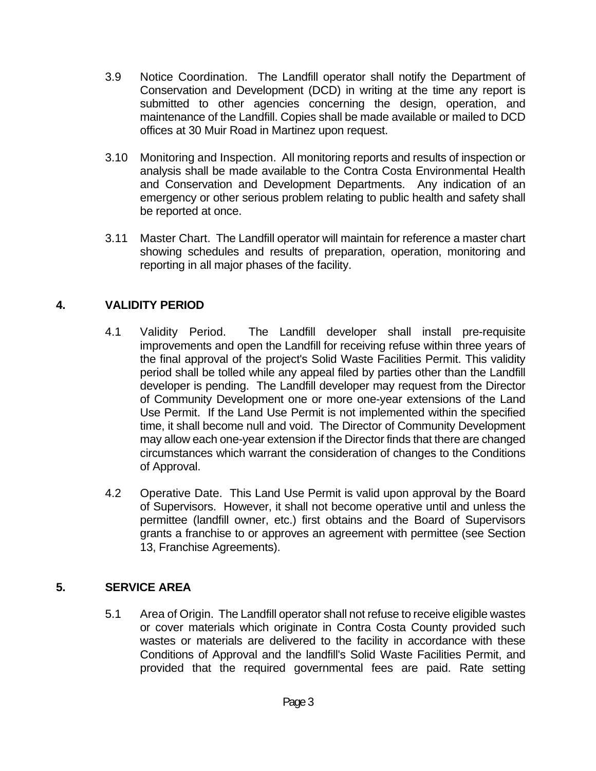3.9 Notice Coordination. The Landfill operator shall notify the Department of Conservation and Development (DCD) in writing at the time any report is submitted to other agencies concerning the design, operation, and maintenance of the Landfill. Copies shall be made available or mailed to DCD offices at 30 Muir Road in Martinez upon request.

3.10 Monitoring and Inspection. All monitoring reports and results of inspection or analysis shall be made available to the Contra Costa Environmental Health and Conservation and Development Departments. Any indication of an emergency or other serious problem relating to public health and safety shall be reported at once.

3.11 Master Chart. The Landfill operator will maintain for reference a master chart showing schedules and results of preparation, operation, monitoring and reporting in all major phases of the facility.

## 4. VALIDITY PERIOD

4.1 Validity Period. The Landfill developer shall install pre-requisite improvements and open the Landfill for receiving refuse within three years of the final approval of the project's Solid Waste Facilities Permit. This validity period shall be tolled while any appeal filed by parties other than the Landfill developer is pending. The Landfill developer may request from the Director of Community Development one or more one-year extensions of the Land Use Permit. If the Land Use Permit is not implemented within the specified time, it shall become null and void. The Director of Community Development may allow each one-year extension if the Director finds that there are changed circumstances which warrant the consideration of changes to the Conditions of Approval.

4.2 Operative Date. This Land Use Permit is valid upon approval by the Board of Supervisors. However, it shall not become operative until and unless the permittee (landfill owner, etc.) first obtains and the Board of Supervisors grants a franchise to or approves an agreement with permittee (see Section 13, Franchise Agreements).

## 5. SERVICE AREA

5.1 Area of Origin. The Landfill operator shall not refuse to receive eligible wastes or cover materials which originate in Contra Costa County provided such wastes or materials are delivered to the facility in accordance with these Conditions of Approval and the landfill's Solid Waste Facilities Permit, and provided that the required governmental fees are paid. Rate setting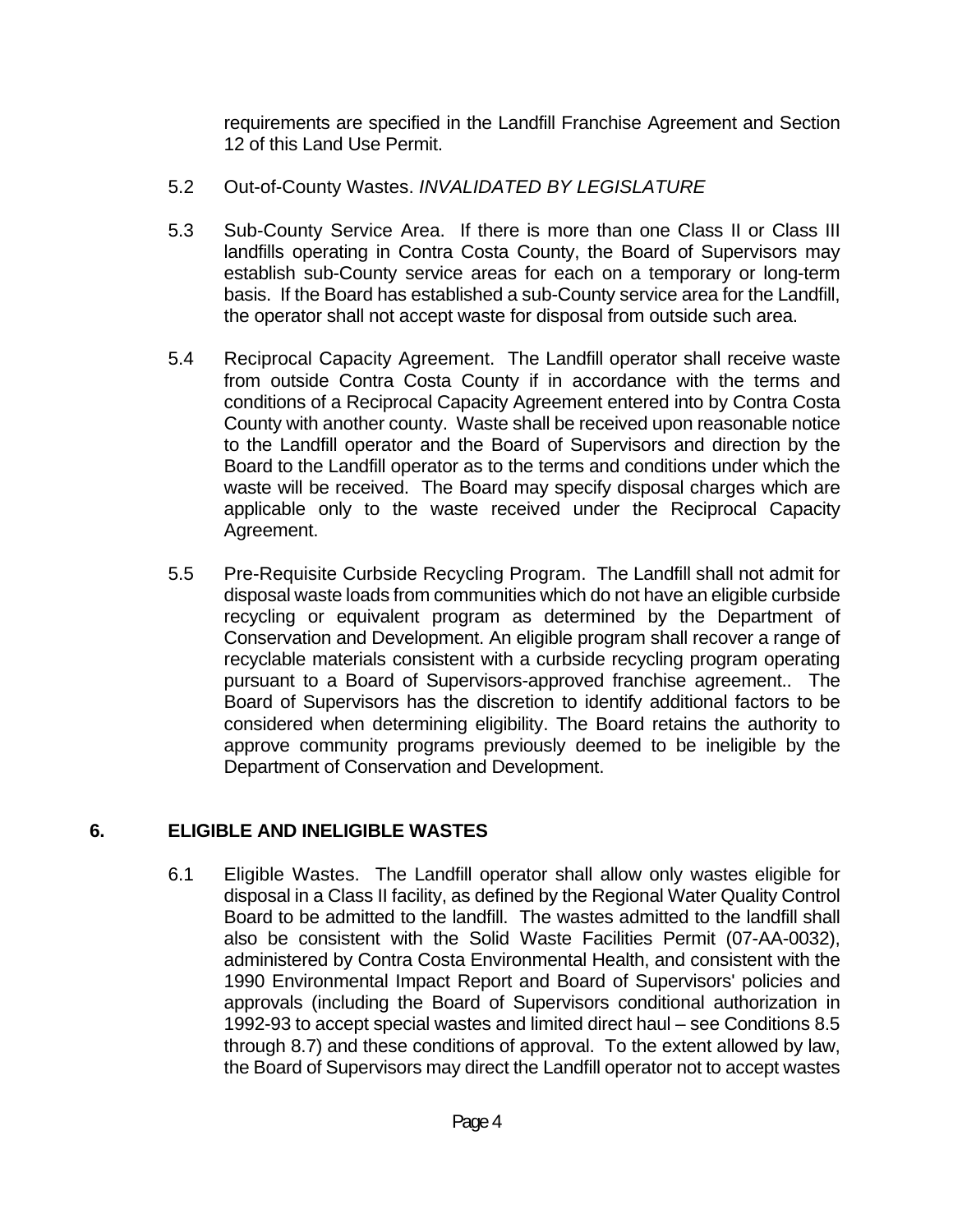requirements are specified in the Landfill Franchise Agreement and Section 12 of this Land Use Permit.

5.2 Out-of-County Wastes. *INVALIDATED BY LEGISLATURE*

5.3 Sub-County Service Area. If there is more than one Class II or Class III landfills operating in Contra Costa County, the Board of Supervisors may establish sub-County service areas for each on a temporary or long-term basis. If the Board has established a sub-County service area for the Landfill, the operator shall not accept waste for disposal from outside such area.

5.4 Reciprocal Capacity Agreement. The Landfill operator shall receive waste from outside Contra Costa County if in accordance with the terms and conditions of a Reciprocal Capacity Agreement entered into by Contra Costa County with another county. Waste shall be received upon reasonable notice to the Landfill operator and the Board of Supervisors and direction by the Board to the Landfill operator as to the terms and conditions under which the waste will be received. The Board may specify disposal charges which are applicable only to the waste received under the Reciprocal Capacity Agreement.

5.5 Pre-Requisite Curbside Recycling Program. The Landfill shall not admit for disposal waste loads from communities which do not have an eligible curbside recycling or equivalent program as determined by the Department of Conservation and Development. An eligible program shall recover a range of recyclable materials consistent with a curbside recycling program operating pursuant to a Board of Supervisors-approved franchise agreement.. The Board of Supervisors has the discretion to identify additional factors to be considered when determining eligibility. The Board retains the authority to approve community programs previously deemed to be ineligible by the Department of Conservation and Development.

## 6. ELIGIBLE AND INELIGIBLE WASTES

6.1 Eligible Wastes. The Landfill operator shall allow only wastes eligible for disposal in a Class II facility, as defined by the Regional Water Quality Control Board to be admitted to the landfill. The wastes admitted to the landfill shall also be consistent with the Solid Waste Facilities Permit (07-AA-0032), administered by Contra Costa Environmental Health, and consistent with the 1990 Environmental Impact Report and Board of Supervisors' policies and approvals (including the Board of Supervisors conditional authorization in 1992-93 to accept special wastes and limited direct haul – see Conditions 8.5 through 8.7) and these conditions of approval. To the extent allowed by law, the Board of Supervisors may direct the Landfill operator not to accept wastes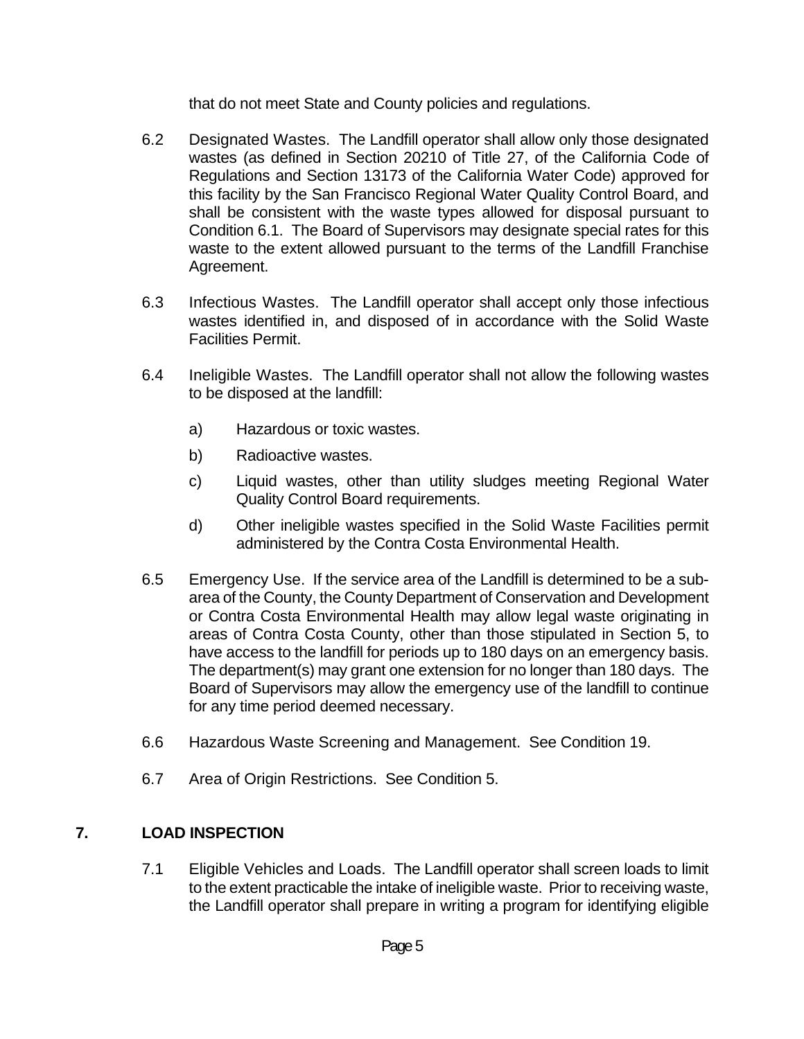that do not meet State and County policies and regulations.

6.2 Designated Wastes. The Landfill operator shall allow only those designated wastes (as defined in Section 20210 of Title 27, of the California Code of Regulations and Section 13173 of the California Water Code) approved for this facility by the San Francisco Regional Water Quality Control Board, and shall be consistent with the waste types allowed for disposal pursuant to Condition 6.1. The Board of Supervisors may designate special rates for this waste to the extent allowed pursuant to the terms of the Landfill Franchise Agreement.

6.3 Infectious Wastes. The Landfill operator shall accept only those infectious wastes identified in, and disposed of in accordance with the Solid Waste Facilities Permit.

6.4 Ineligible Wastes. The Landfill operator shall not allow the following wastes to be disposed at the landfill:

a) Hazardous or toxic wastes.

b) Radioactive wastes.

c) Liquid wastes, other than utility sludges meeting Regional Water Quality Control Board requirements.

d) Other ineligible wastes specified in the Solid Waste Facilities permit administered by the Contra Costa Environmental Health.

6.5 Emergency Use. If the service area of the Landfill is determined to be a sub-area of the County, the County Department of Conservation and Development or Contra Costa Environmental Health may allow legal waste originating in areas of Contra Costa County, other than those stipulated in Section 5, to have access to the landfill for periods up to 180 days on an emergency basis. The department(s) may grant one extension for no longer than 180 days. The Board of Supervisors may allow the emergency use of the landfill to continue for any time period deemed necessary.

6.6 Hazardous Waste Screening and Management. See Condition 19.

6.7 Area of Origin Restrictions. See Condition 5.

## 7. LOAD INSPECTION

7.1 Eligible Vehicles and Loads. The Landfill operator shall screen loads to limit to the extent practicable the intake of ineligible waste. Prior to receiving waste, the Landfill operator shall prepare in writing a program for identifying eligible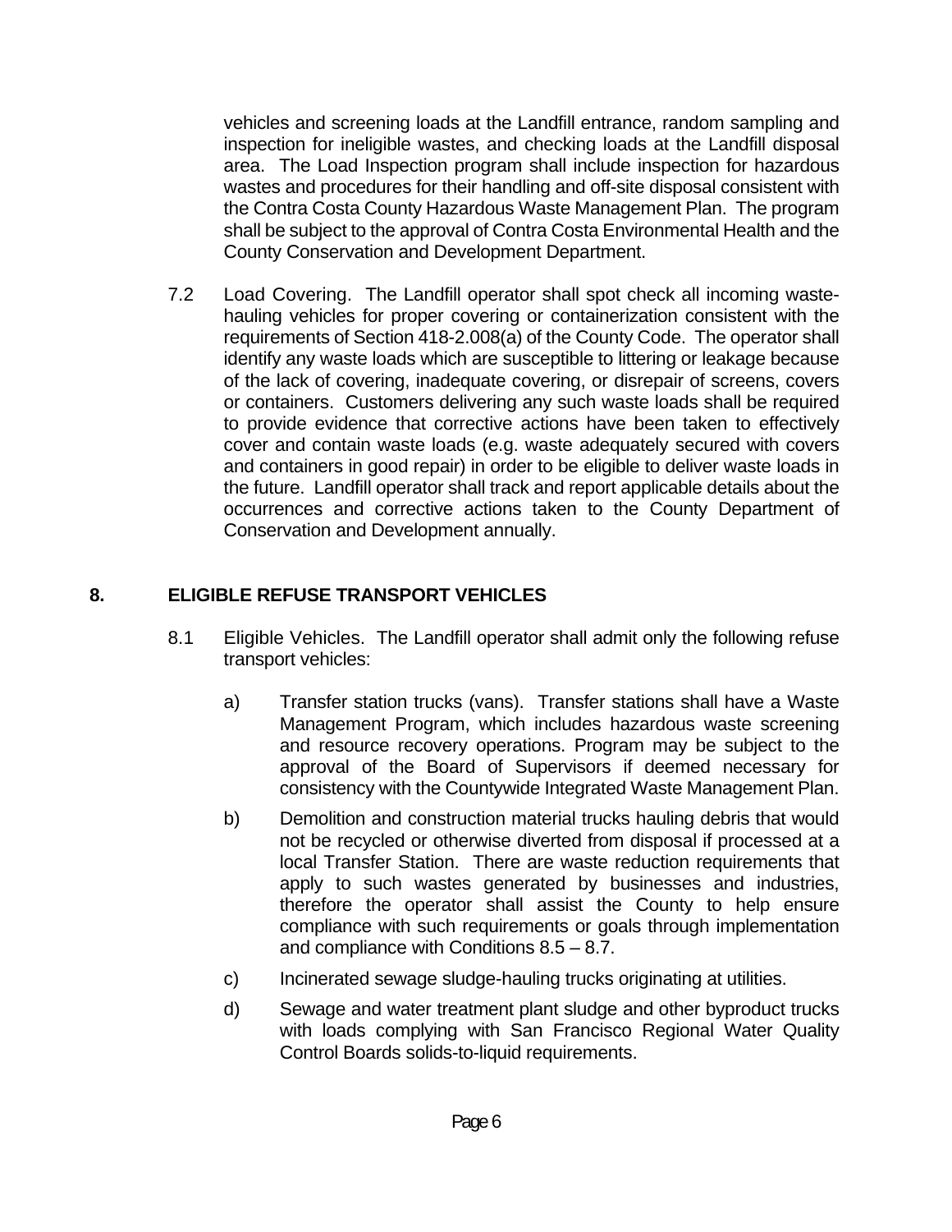vehicles and screening loads at the Landfill entrance, random sampling and inspection for ineligible wastes, and checking loads at the Landfill disposal area. The Load Inspection program shall include inspection for hazardous wastes and procedures for their handling and off-site disposal consistent with the Contra Costa County Hazardous Waste Management Plan. The program shall be subject to the approval of Contra Costa Environmental Health and the County Conservation and Development Department.

7.2 Load Covering. The Landfill operator shall spot check all incoming waste-hauling vehicles for proper covering or containerization consistent with the requirements of Section 418-2.008(a) of the County Code. The operator shall identify any waste loads which are susceptible to littering or leakage because of the lack of covering, inadequate covering, or disrepair of screens, covers or containers. Customers delivering any such waste loads shall be required to provide evidence that corrective actions have been taken to effectively cover and contain waste loads (e.g. waste adequately secured with covers and containers in good repair) in order to be eligible to deliver waste loads in the future. Landfill operator shall track and report applicable details about the occurrences and corrective actions taken to the County Department of Conservation and Development annually.

## 8. ELIGIBLE REFUSE TRANSPORT VEHICLES

8.1 Eligible Vehicles. The Landfill operator shall admit only the following refuse transport vehicles:

a) Transfer station trucks (vans). Transfer stations shall have a Waste Management Program, which includes hazardous waste screening and resource recovery operations. Program may be subject to the approval of the Board of Supervisors if deemed necessary for consistency with the Countywide Integrated Waste Management Plan.

b) Demolition and construction material trucks hauling debris that would not be recycled or otherwise diverted from disposal if processed at a local Transfer Station. There are waste reduction requirements that apply to such wastes generated by businesses and industries, therefore the operator shall assist the County to help ensure compliance with such requirements or goals through implementation and compliance with Conditions 8.5 – 8.7.

c) Incinerated sewage sludge-hauling trucks originating at utilities.

d) Sewage and water treatment plant sludge and other byproduct trucks with loads complying with San Francisco Regional Water Quality Control Boards solids-to-liquid requirements.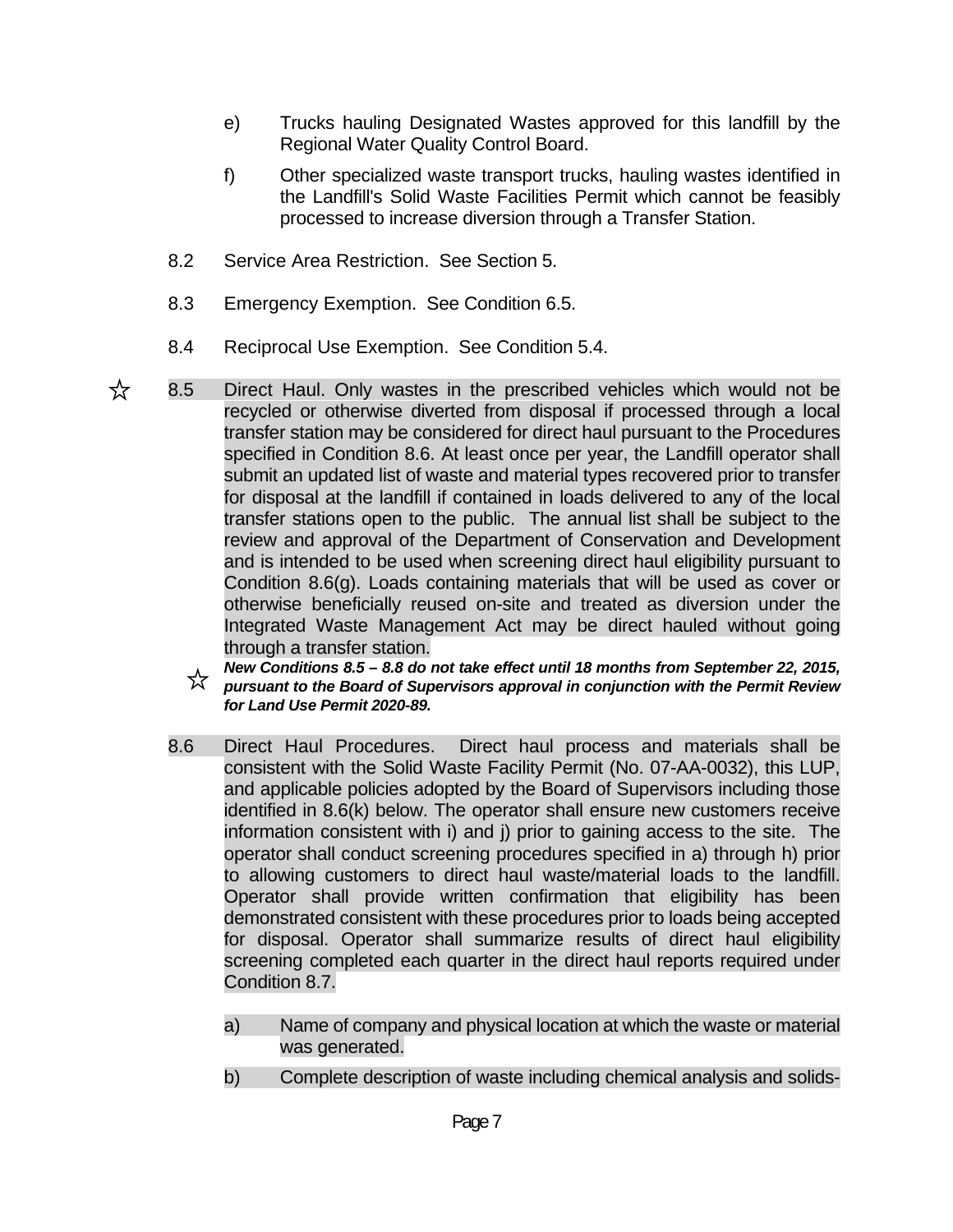e) Trucks hauling Designated Wastes approved for this landfill by the Regional Water Quality Control Board.

f) Other specialized waste transport trucks, hauling wastes identified in the Landfill's Solid Waste Facilities Permit which cannot be feasibly processed to increase diversion through a Transfer Station.

8.2 Service Area Restriction. See Section 5.

8.3 Emergency Exemption. See Condition 6.5.

8.4 Reciprocal Use Exemption. See Condition 5.4.

☆ 8.5 Direct Haul. Only wastes in the prescribed vehicles which would not be recycled or otherwise diverted from disposal if processed through a local transfer station may be considered for direct haul pursuant to the Procedures specified in Condition 8.6. At least once per year, the Landfill operator shall submit an updated list of waste and material types recovered prior to transfer for disposal at the landfill if contained in loads delivered to any of the local transfer stations open to the public. The annual list shall be subject to the review and approval of the Department of Conservation and Development and is intended to be used when screening direct haul eligibility pursuant to Condition 8.6(g). Loads containing materials that will be used as cover or otherwise beneficially reused on-site and treated as diversion under the Integrated Waste Management Act may be direct hauled without going through a transfer station.

☆ ***New Conditions 8.5 – 8.8 do not take effect until 18 months from September 22, 2015, pursuant to the Board of Supervisors approval in conjunction with the Permit Review for Land Use Permit 2020-89.***

8.6 Direct Haul Procedures. Direct haul process and materials shall be consistent with the Solid Waste Facility Permit (No. 07-AA-0032), this LUP, and applicable policies adopted by the Board of Supervisors including those identified in 8.6(k) below. The operator shall ensure new customers receive information consistent with i) and j) prior to gaining access to the site. The operator shall conduct screening procedures specified in a) through h) prior to allowing customers to direct haul waste/material loads to the landfill. Operator shall provide written confirmation that eligibility has been demonstrated consistent with these procedures prior to loads being accepted for disposal. Operator shall summarize results of direct haul eligibility screening completed each quarter in the direct haul reports required under Condition 8.7.

a) Name of company and physical location at which the waste or material was generated.

b) Complete description of waste including chemical analysis and solids-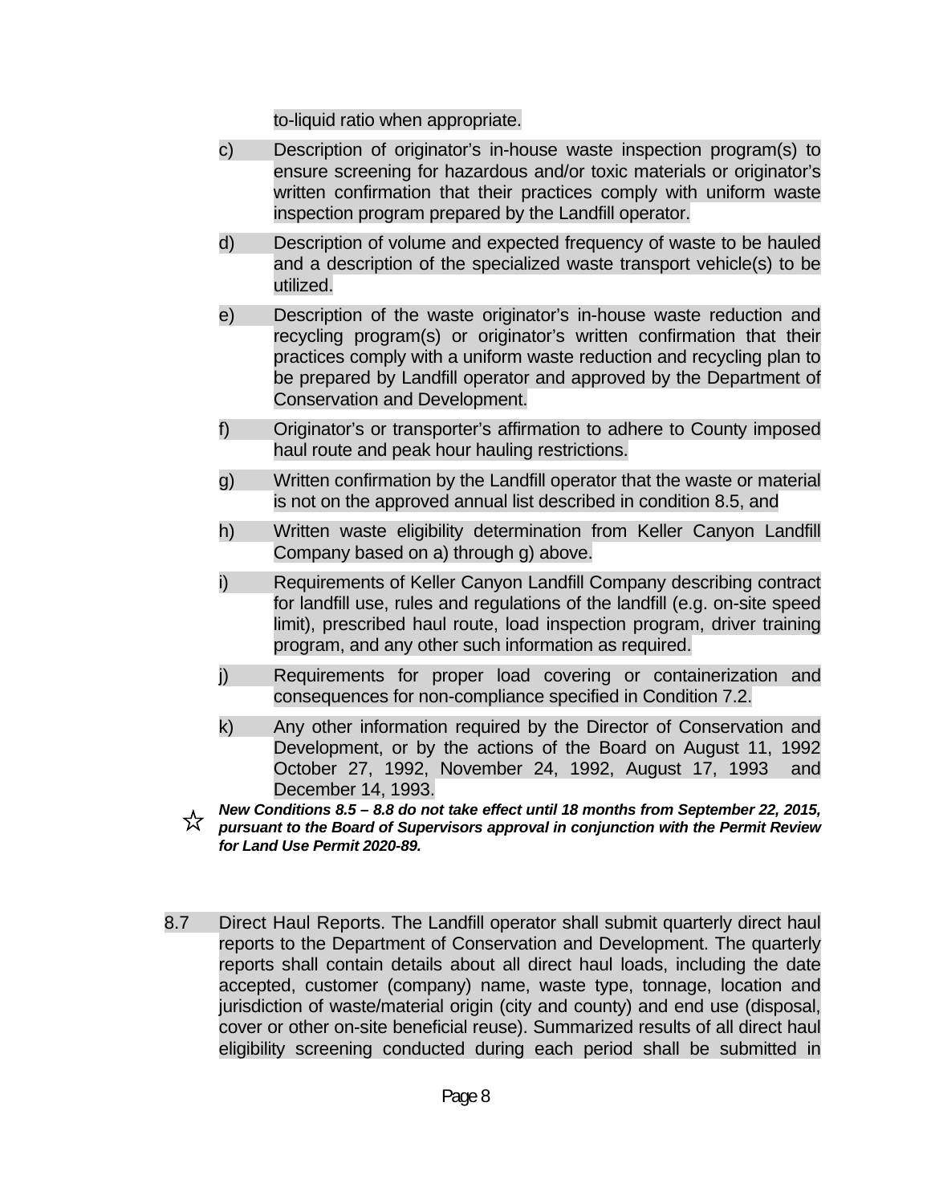to-liquid ratio when appropriate.

c) Description of originator's in-house waste inspection program(s) to ensure screening for hazardous and/or toxic materials or originator's written confirmation that their practices comply with uniform waste inspection program prepared by the Landfill operator.

d) Description of volume and expected frequency of waste to be hauled and a description of the specialized waste transport vehicle(s) to be utilized.

e) Description of the waste originator's in-house waste reduction and recycling program(s) or originator's written confirmation that their practices comply with a uniform waste reduction and recycling plan to be prepared by Landfill operator and approved by the Department of Conservation and Development.

f) Originator's or transporter's affirmation to adhere to County imposed haul route and peak hour hauling restrictions.

g) Written confirmation by the Landfill operator that the waste or material is not on the approved annual list described in condition 8.5, and

h) Written waste eligibility determination from Keller Canyon Landfill Company based on a) through g) above.

i) Requirements of Keller Canyon Landfill Company describing contract for landfill use, rules and regulations of the landfill (e.g. on-site speed limit), prescribed haul route, load inspection program, driver training program, and any other such information as required.

j) Requirements for proper load covering or containerization and consequences for non-compliance specified in Condition 7.2.

k) Any other information required by the Director of Conservation and Development, or by the actions of the Board on August 11, 1992 October 27, 1992, November 24, 1992, August 17, 1993 and December 14, 1993.

☆ ***New Conditions 8.5 – 8.8 do not take effect until 18 months from September 22, 2015, pursuant to the Board of Supervisors approval in conjunction with the Permit Review for Land Use Permit 2020-89.***

8.7 Direct Haul Reports. The Landfill operator shall submit quarterly direct haul reports to the Department of Conservation and Development. The quarterly reports shall contain details about all direct haul loads, including the date accepted, customer (company) name, waste type, tonnage, location and jurisdiction of waste/material origin (city and county) and end use (disposal, cover or other on-site beneficial reuse). Summarized results of all direct haul eligibility screening conducted during each period shall be submitted in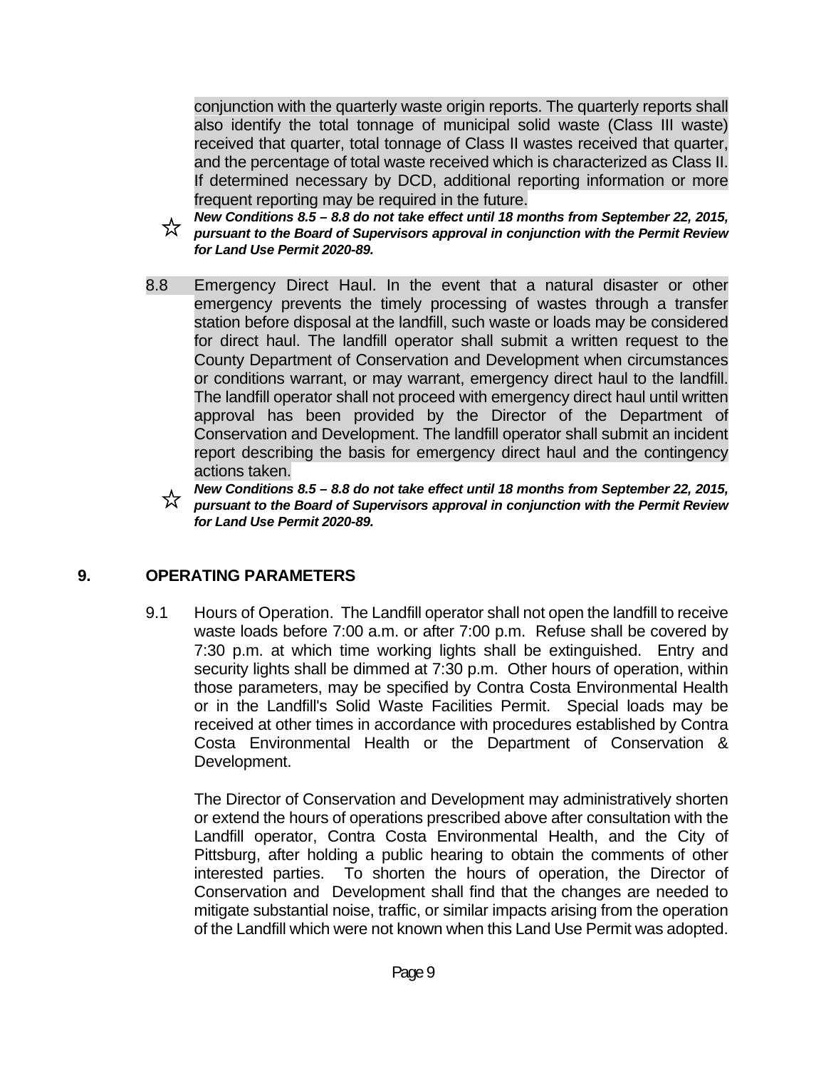conjunction with the quarterly waste origin reports. The quarterly reports shall also identify the total tonnage of municipal solid waste (Class III waste) received that quarter, total tonnage of Class II wastes received that quarter, and the percentage of total waste received which is characterized as Class II. If determined necessary by DCD, additional reporting information or more frequent reporting may be required in the future.

☆ ***New Conditions 8.5 – 8.8 do not take effect until 18 months from September 22, 2015, pursuant to the Board of Supervisors approval in conjunction with the Permit Review for Land Use Permit 2020-89.***

8.8 Emergency Direct Haul. In the event that a natural disaster or other emergency prevents the timely processing of wastes through a transfer station before disposal at the landfill, such waste or loads may be considered for direct haul. The landfill operator shall submit a written request to the County Department of Conservation and Development when circumstances or conditions warrant, or may warrant, emergency direct haul to the landfill. The landfill operator shall not proceed with emergency direct haul until written approval has been provided by the Director of the Department of Conservation and Development. The landfill operator shall submit an incident report describing the basis for emergency direct haul and the contingency actions taken.

☆ ***New Conditions 8.5 – 8.8 do not take effect until 18 months from September 22, 2015, pursuant to the Board of Supervisors approval in conjunction with the Permit Review for Land Use Permit 2020-89.***

## 9. OPERATING PARAMETERS

9.1 Hours of Operation. The Landfill operator shall not open the landfill to receive waste loads before 7:00 a.m. or after 7:00 p.m. Refuse shall be covered by 7:30 p.m. at which time working lights shall be extinguished. Entry and security lights shall be dimmed at 7:30 p.m. Other hours of operation, within those parameters, may be specified by Contra Costa Environmental Health or in the Landfill's Solid Waste Facilities Permit. Special loads may be received at other times in accordance with procedures established by Contra Costa Environmental Health or the Department of Conservation & Development.

The Director of Conservation and Development may administratively shorten or extend the hours of operations prescribed above after consultation with the Landfill operator, Contra Costa Environmental Health, and the City of Pittsburg, after holding a public hearing to obtain the comments of other interested parties. To shorten the hours of operation, the Director of Conservation and Development shall find that the changes are needed to mitigate substantial noise, traffic, or similar impacts arising from the operation of the Landfill which were not known when this Land Use Permit was adopted.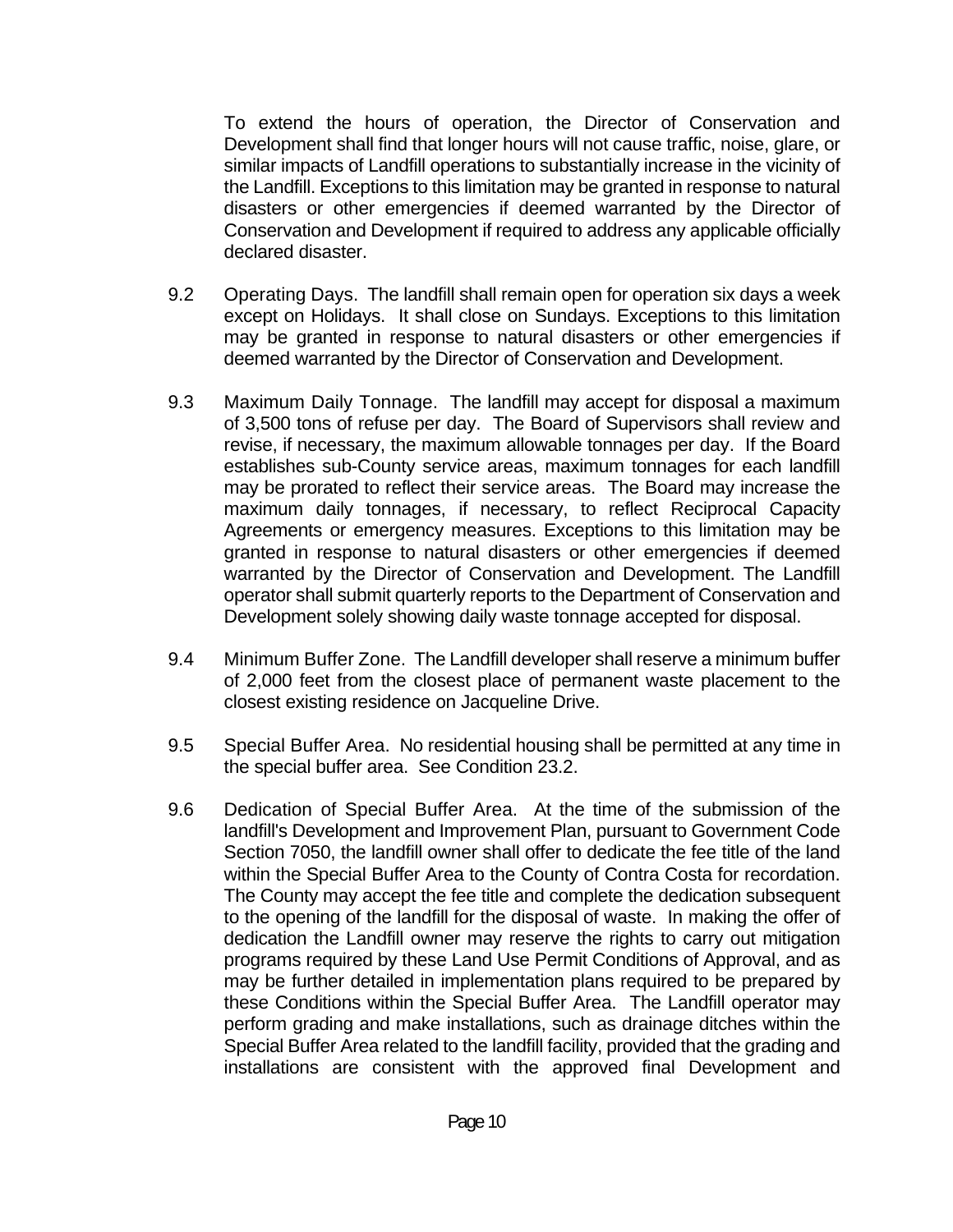To extend the hours of operation, the Director of Conservation and Development shall find that longer hours will not cause traffic, noise, glare, or similar impacts of Landfill operations to substantially increase in the vicinity of the Landfill. Exceptions to this limitation may be granted in response to natural disasters or other emergencies if deemed warranted by the Director of Conservation and Development if required to address any applicable officially declared disaster.

9.2 Operating Days. The landfill shall remain open for operation six days a week except on Holidays. It shall close on Sundays. Exceptions to this limitation may be granted in response to natural disasters or other emergencies if deemed warranted by the Director of Conservation and Development.

9.3 Maximum Daily Tonnage. The landfill may accept for disposal a maximum of 3,500 tons of refuse per day. The Board of Supervisors shall review and revise, if necessary, the maximum allowable tonnages per day. If the Board establishes sub-County service areas, maximum tonnages for each landfill may be prorated to reflect their service areas. The Board may increase the maximum daily tonnages, if necessary, to reflect Reciprocal Capacity Agreements or emergency measures. Exceptions to this limitation may be granted in response to natural disasters or other emergencies if deemed warranted by the Director of Conservation and Development. The Landfill operator shall submit quarterly reports to the Department of Conservation and Development solely showing daily waste tonnage accepted for disposal.

9.4 Minimum Buffer Zone. The Landfill developer shall reserve a minimum buffer of 2,000 feet from the closest place of permanent waste placement to the closest existing residence on Jacqueline Drive.

9.5 Special Buffer Area. No residential housing shall be permitted at any time in the special buffer area. See Condition 23.2.

9.6 Dedication of Special Buffer Area. At the time of the submission of the landfill's Development and Improvement Plan, pursuant to Government Code Section 7050, the landfill owner shall offer to dedicate the fee title of the land within the Special Buffer Area to the County of Contra Costa for recordation. The County may accept the fee title and complete the dedication subsequent to the opening of the landfill for the disposal of waste. In making the offer of dedication the Landfill owner may reserve the rights to carry out mitigation programs required by these Land Use Permit Conditions of Approval, and as may be further detailed in implementation plans required to be prepared by these Conditions within the Special Buffer Area. The Landfill operator may perform grading and make installations, such as drainage ditches within the Special Buffer Area related to the landfill facility, provided that the grading and installations are consistent with the approved final Development and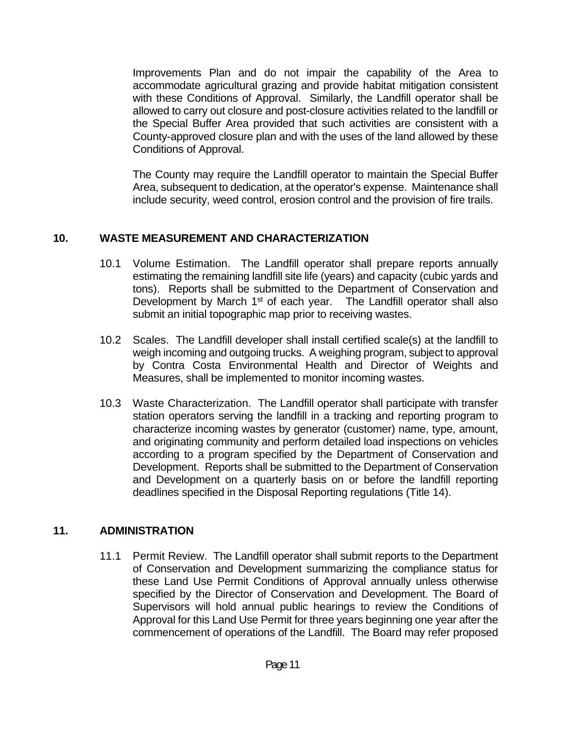Improvements Plan and do not impair the capability of the Area to accommodate agricultural grazing and provide habitat mitigation consistent with these Conditions of Approval. Similarly, the Landfill operator shall be allowed to carry out closure and post-closure activities related to the landfill or the Special Buffer Area provided that such activities are consistent with a County-approved closure plan and with the uses of the land allowed by these Conditions of Approval.

The County may require the Landfill operator to maintain the Special Buffer Area, subsequent to dedication, at the operator's expense. Maintenance shall include security, weed control, erosion control and the provision of fire trails.

## 10. WASTE MEASUREMENT AND CHARACTERIZATION

10.1 Volume Estimation. The Landfill operator shall prepare reports annually estimating the remaining landfill site life (years) and capacity (cubic yards and tons). Reports shall be submitted to the Department of Conservation and Development by March 1st of each year. The Landfill operator shall also submit an initial topographic map prior to receiving wastes.

10.2 Scales. The Landfill developer shall install certified scale(s) at the landfill to weigh incoming and outgoing trucks. A weighing program, subject to approval by Contra Costa Environmental Health and Director of Weights and Measures, shall be implemented to monitor incoming wastes.

10.3 Waste Characterization. The Landfill operator shall participate with transfer station operators serving the landfill in a tracking and reporting program to characterize incoming wastes by generator (customer) name, type, amount, and originating community and perform detailed load inspections on vehicles according to a program specified by the Department of Conservation and Development. Reports shall be submitted to the Department of Conservation and Development on a quarterly basis on or before the landfill reporting deadlines specified in the Disposal Reporting regulations (Title 14).

## 11. ADMINISTRATION

11.1 Permit Review. The Landfill operator shall submit reports to the Department of Conservation and Development summarizing the compliance status for these Land Use Permit Conditions of Approval annually unless otherwise specified by the Director of Conservation and Development. The Board of Supervisors will hold annual public hearings to review the Conditions of Approval for this Land Use Permit for three years beginning one year after the commencement of operations of the Landfill. The Board may refer proposed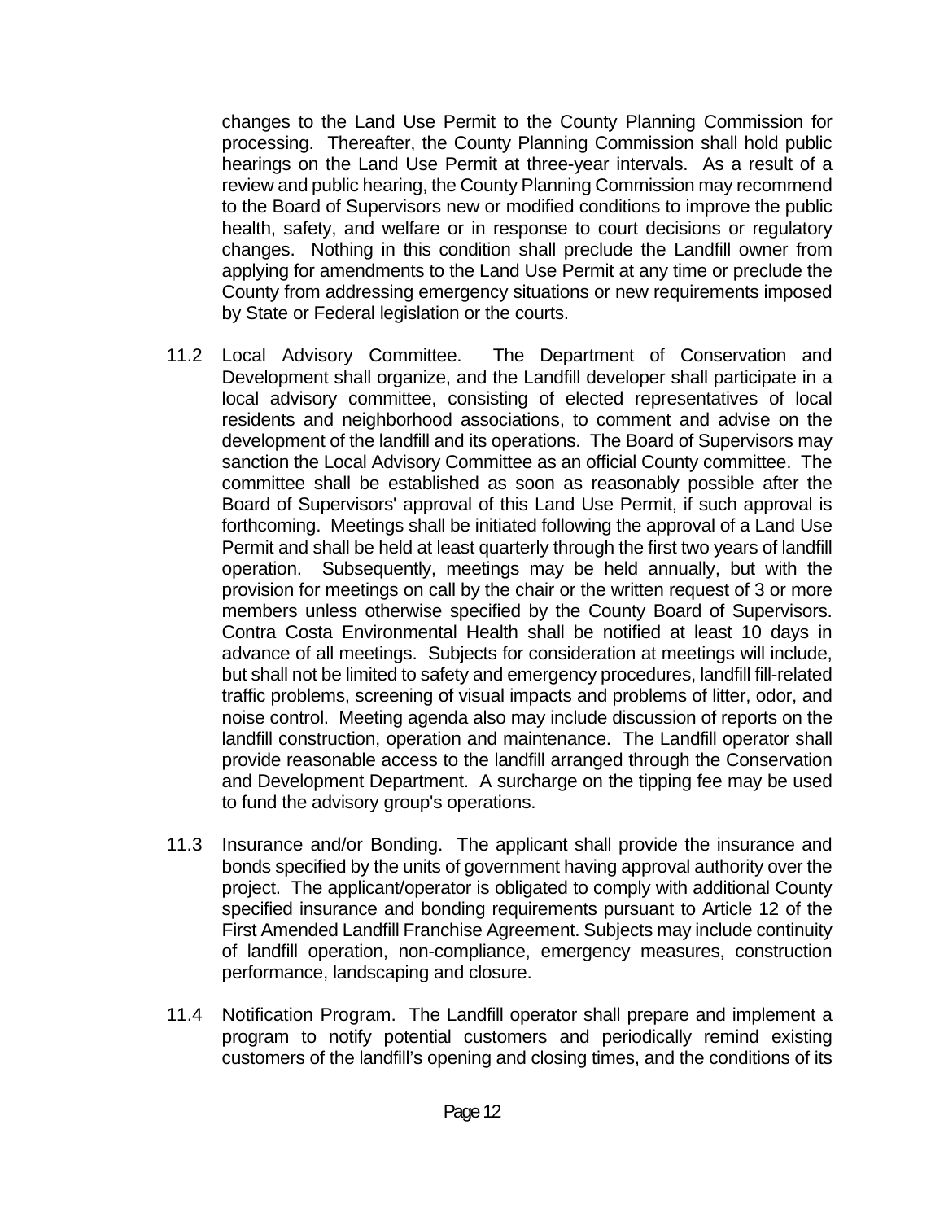changes to the Land Use Permit to the County Planning Commission for processing. Thereafter, the County Planning Commission shall hold public hearings on the Land Use Permit at three-year intervals. As a result of a review and public hearing, the County Planning Commission may recommend to the Board of Supervisors new or modified conditions to improve the public health, safety, and welfare or in response to court decisions or regulatory changes. Nothing in this condition shall preclude the Landfill owner from applying for amendments to the Land Use Permit at any time or preclude the County from addressing emergency situations or new requirements imposed by State or Federal legislation or the courts.

11.2 Local Advisory Committee. The Department of Conservation and Development shall organize, and the Landfill developer shall participate in a local advisory committee, consisting of elected representatives of local residents and neighborhood associations, to comment and advise on the development of the landfill and its operations. The Board of Supervisors may sanction the Local Advisory Committee as an official County committee. The committee shall be established as soon as reasonably possible after the Board of Supervisors' approval of this Land Use Permit, if such approval is forthcoming. Meetings shall be initiated following the approval of a Land Use Permit and shall be held at least quarterly through the first two years of landfill operation. Subsequently, meetings may be held annually, but with the provision for meetings on call by the chair or the written request of 3 or more members unless otherwise specified by the County Board of Supervisors. Contra Costa Environmental Health shall be notified at least 10 days in advance of all meetings. Subjects for consideration at meetings will include, but shall not be limited to safety and emergency procedures, landfill fill-related traffic problems, screening of visual impacts and problems of litter, odor, and noise control. Meeting agenda also may include discussion of reports on the landfill construction, operation and maintenance. The Landfill operator shall provide reasonable access to the landfill arranged through the Conservation and Development Department. A surcharge on the tipping fee may be used to fund the advisory group's operations.

11.3 Insurance and/or Bonding. The applicant shall provide the insurance and bonds specified by the units of government having approval authority over the project. The applicant/operator is obligated to comply with additional County specified insurance and bonding requirements pursuant to Article 12 of the First Amended Landfill Franchise Agreement. Subjects may include continuity of landfill operation, non-compliance, emergency measures, construction performance, landscaping and closure.

11.4 Notification Program. The Landfill operator shall prepare and implement a program to notify potential customers and periodically remind existing customers of the landfill's opening and closing times, and the conditions of its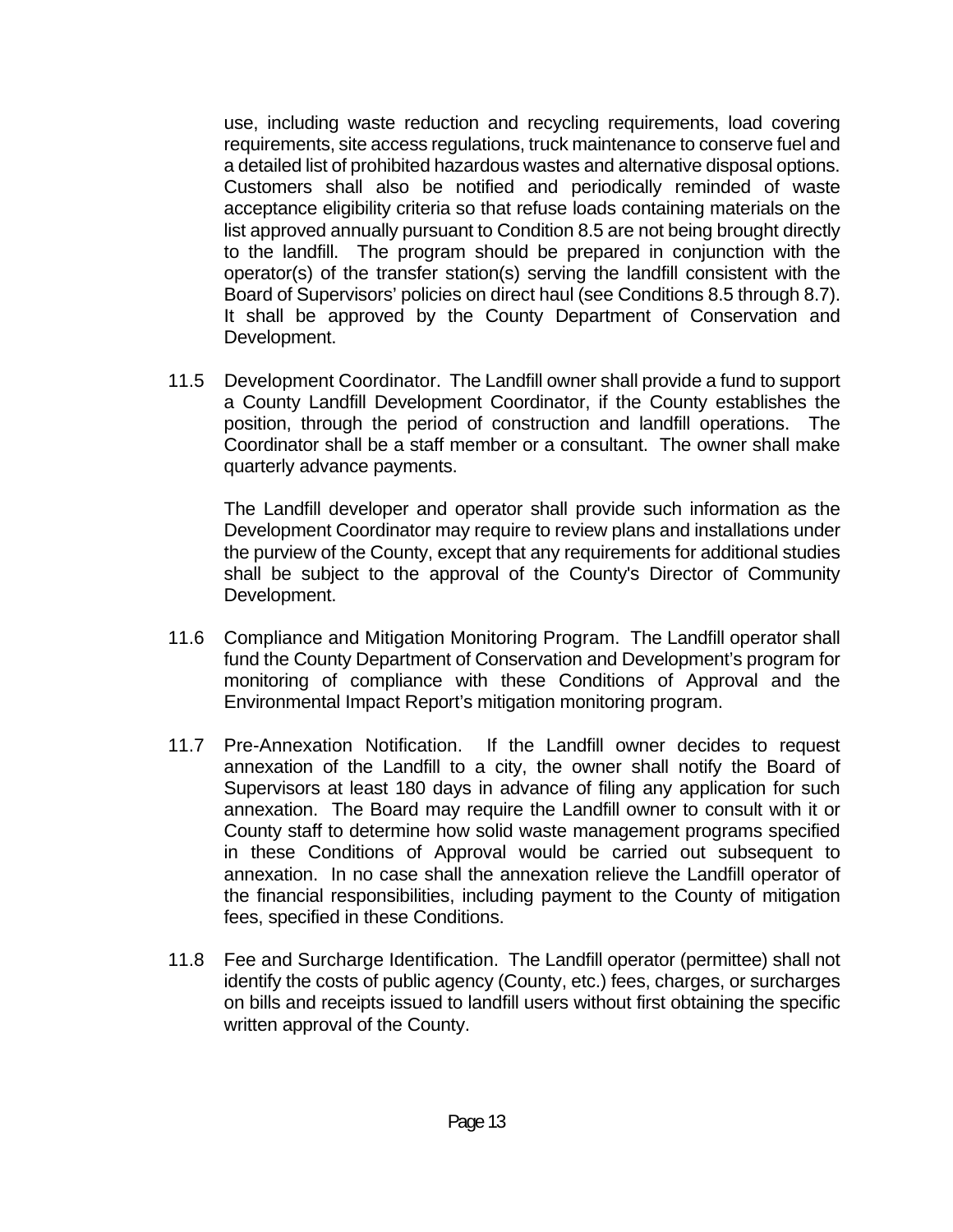use, including waste reduction and recycling requirements, load covering requirements, site access regulations, truck maintenance to conserve fuel and a detailed list of prohibited hazardous wastes and alternative disposal options. Customers shall also be notified and periodically reminded of waste acceptance eligibility criteria so that refuse loads containing materials on the list approved annually pursuant to Condition 8.5 are not being brought directly to the landfill. The program should be prepared in conjunction with the operator(s) of the transfer station(s) serving the landfill consistent with the Board of Supervisors' policies on direct haul (see Conditions 8.5 through 8.7). It shall be approved by the County Department of Conservation and Development.

11.5 Development Coordinator. The Landfill owner shall provide a fund to support a County Landfill Development Coordinator, if the County establishes the position, through the period of construction and landfill operations. The Coordinator shall be a staff member or a consultant. The owner shall make quarterly advance payments.

The Landfill developer and operator shall provide such information as the Development Coordinator may require to review plans and installations under the purview of the County, except that any requirements for additional studies shall be subject to the approval of the County's Director of Community Development.

11.6 Compliance and Mitigation Monitoring Program. The Landfill operator shall fund the County Department of Conservation and Development's program for monitoring of compliance with these Conditions of Approval and the Environmental Impact Report's mitigation monitoring program.

11.7 Pre-Annexation Notification. If the Landfill owner decides to request annexation of the Landfill to a city, the owner shall notify the Board of Supervisors at least 180 days in advance of filing any application for such annexation. The Board may require the Landfill owner to consult with it or County staff to determine how solid waste management programs specified in these Conditions of Approval would be carried out subsequent to annexation. In no case shall the annexation relieve the Landfill operator of the financial responsibilities, including payment to the County of mitigation fees, specified in these Conditions.

11.8 Fee and Surcharge Identification. The Landfill operator (permittee) shall not identify the costs of public agency (County, etc.) fees, charges, or surcharges on bills and receipts issued to landfill users without first obtaining the specific written approval of the County.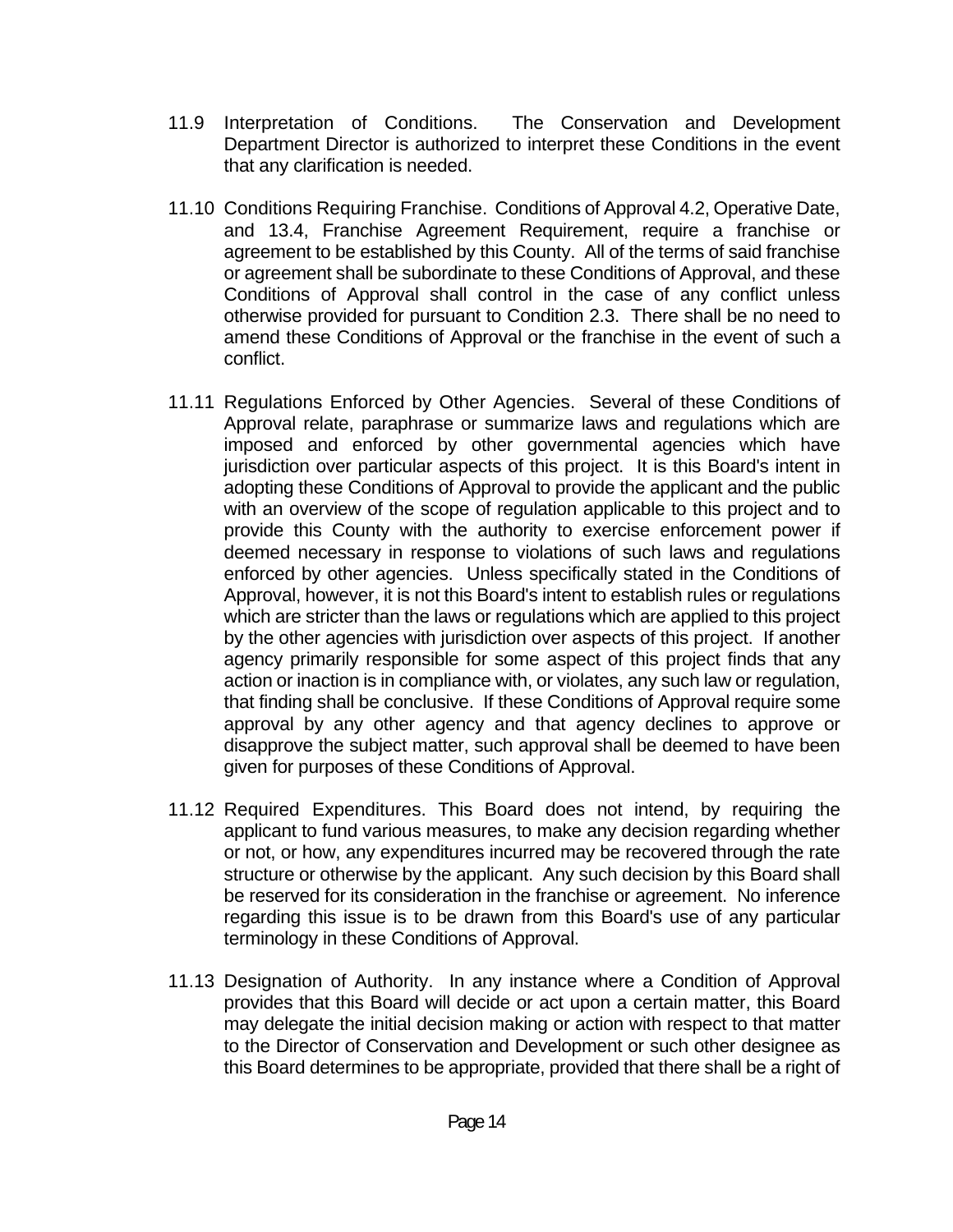11.9 Interpretation of Conditions. The Conservation and Development Department Director is authorized to interpret these Conditions in the event that any clarification is needed.

11.10 Conditions Requiring Franchise. Conditions of Approval 4.2, Operative Date, and 13.4, Franchise Agreement Requirement, require a franchise or agreement to be established by this County. All of the terms of said franchise or agreement shall be subordinate to these Conditions of Approval, and these Conditions of Approval shall control in the case of any conflict unless otherwise provided for pursuant to Condition 2.3. There shall be no need to amend these Conditions of Approval or the franchise in the event of such a conflict.

11.11 Regulations Enforced by Other Agencies. Several of these Conditions of Approval relate, paraphrase or summarize laws and regulations which are imposed and enforced by other governmental agencies which have jurisdiction over particular aspects of this project. It is this Board's intent in adopting these Conditions of Approval to provide the applicant and the public with an overview of the scope of regulation applicable to this project and to provide this County with the authority to exercise enforcement power if deemed necessary in response to violations of such laws and regulations enforced by other agencies. Unless specifically stated in the Conditions of Approval, however, it is not this Board's intent to establish rules or regulations which are stricter than the laws or regulations which are applied to this project by the other agencies with jurisdiction over aspects of this project. If another agency primarily responsible for some aspect of this project finds that any action or inaction is in compliance with, or violates, any such law or regulation, that finding shall be conclusive. If these Conditions of Approval require some approval by any other agency and that agency declines to approve or disapprove the subject matter, such approval shall be deemed to have been given for purposes of these Conditions of Approval.

11.12 Required Expenditures. This Board does not intend, by requiring the applicant to fund various measures, to make any decision regarding whether or not, or how, any expenditures incurred may be recovered through the rate structure or otherwise by the applicant. Any such decision by this Board shall be reserved for its consideration in the franchise or agreement. No inference regarding this issue is to be drawn from this Board's use of any particular terminology in these Conditions of Approval.

11.13 Designation of Authority. In any instance where a Condition of Approval provides that this Board will decide or act upon a certain matter, this Board may delegate the initial decision making or action with respect to that matter to the Director of Conservation and Development or such other designee as this Board determines to be appropriate, provided that there shall be a right of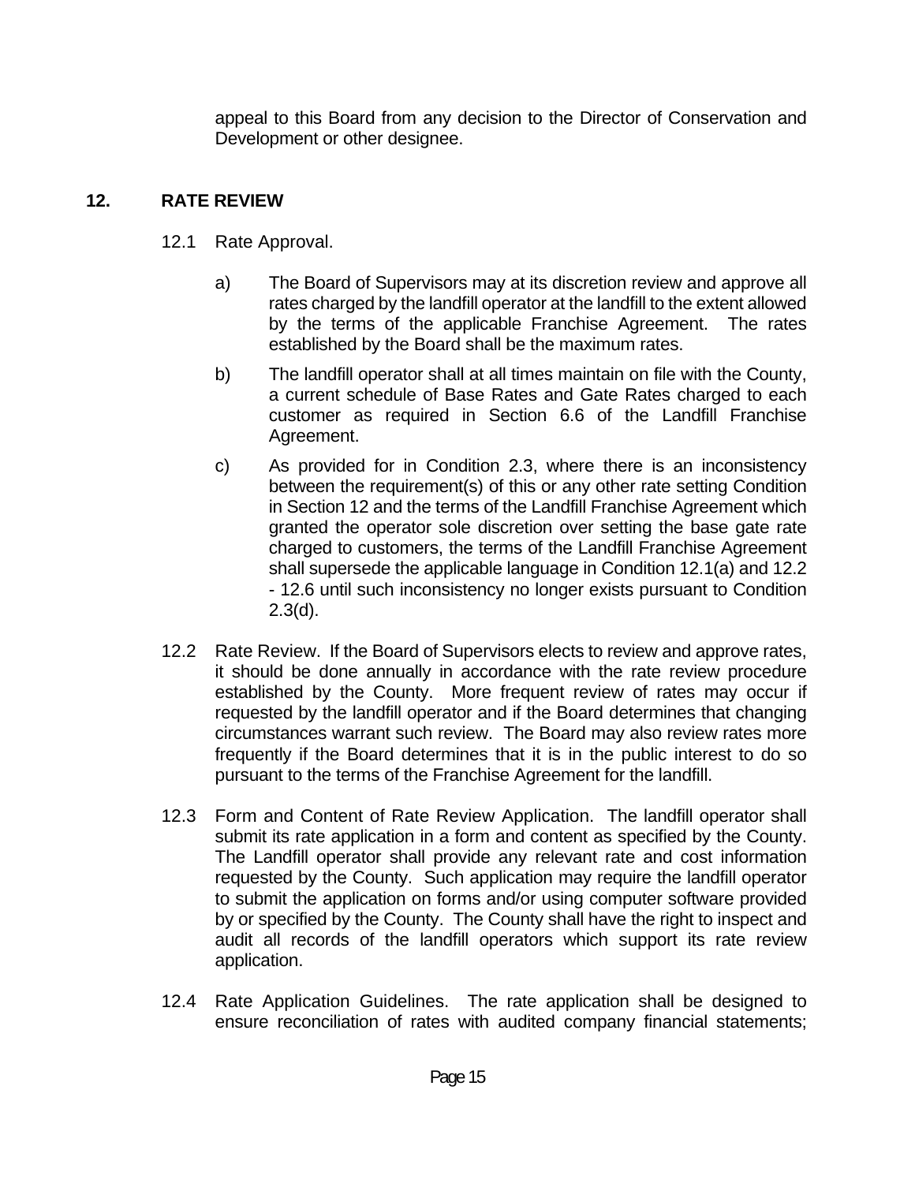appeal to this Board from any decision to the Director of Conservation and Development or other designee.

## 12. RATE REVIEW

12.1 Rate Approval.

a) The Board of Supervisors may at its discretion review and approve all rates charged by the landfill operator at the landfill to the extent allowed by the terms of the applicable Franchise Agreement. The rates established by the Board shall be the maximum rates.

b) The landfill operator shall at all times maintain on file with the County, a current schedule of Base Rates and Gate Rates charged to each customer as required in Section 6.6 of the Landfill Franchise Agreement.

c) As provided for in Condition 2.3, where there is an inconsistency between the requirement(s) of this or any other rate setting Condition in Section 12 and the terms of the Landfill Franchise Agreement which granted the operator sole discretion over setting the base gate rate charged to customers, the terms of the Landfill Franchise Agreement shall supersede the applicable language in Condition 12.1(a) and 12.2 - 12.6 until such inconsistency no longer exists pursuant to Condition 2.3(d).

12.2 Rate Review. If the Board of Supervisors elects to review and approve rates, it should be done annually in accordance with the rate review procedure established by the County. More frequent review of rates may occur if requested by the landfill operator and if the Board determines that changing circumstances warrant such review. The Board may also review rates more frequently if the Board determines that it is in the public interest to do so pursuant to the terms of the Franchise Agreement for the landfill.

12.3 Form and Content of Rate Review Application. The landfill operator shall submit its rate application in a form and content as specified by the County. The Landfill operator shall provide any relevant rate and cost information requested by the County. Such application may require the landfill operator to submit the application on forms and/or using computer software provided by or specified by the County. The County shall have the right to inspect and audit all records of the landfill operators which support its rate review application.

12.4 Rate Application Guidelines. The rate application shall be designed to ensure reconciliation of rates with audited company financial statements;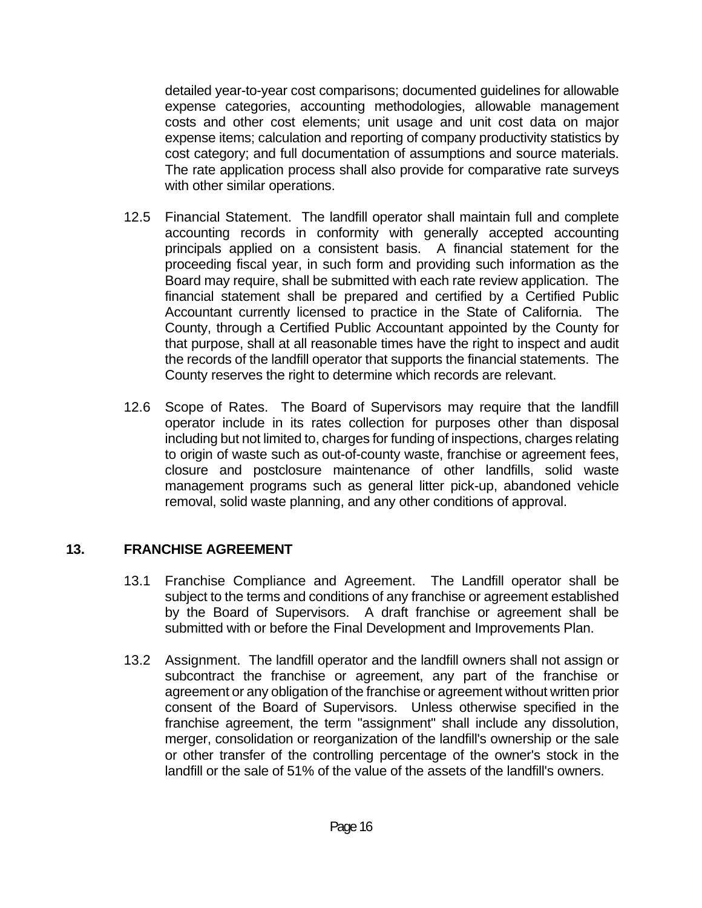detailed year-to-year cost comparisons; documented guidelines for allowable expense categories, accounting methodologies, allowable management costs and other cost elements; unit usage and unit cost data on major expense items; calculation and reporting of company productivity statistics by cost category; and full documentation of assumptions and source materials. The rate application process shall also provide for comparative rate surveys with other similar operations.

12.5 Financial Statement. The landfill operator shall maintain full and complete accounting records in conformity with generally accepted accounting principals applied on a consistent basis. A financial statement for the proceeding fiscal year, in such form and providing such information as the Board may require, shall be submitted with each rate review application. The financial statement shall be prepared and certified by a Certified Public Accountant currently licensed to practice in the State of California. The County, through a Certified Public Accountant appointed by the County for that purpose, shall at all reasonable times have the right to inspect and audit the records of the landfill operator that supports the financial statements. The County reserves the right to determine which records are relevant.

12.6 Scope of Rates. The Board of Supervisors may require that the landfill operator include in its rates collection for purposes other than disposal including but not limited to, charges for funding of inspections, charges relating to origin of waste such as out-of-county waste, franchise or agreement fees, closure and postclosure maintenance of other landfills, solid waste management programs such as general litter pick-up, abandoned vehicle removal, solid waste planning, and any other conditions of approval.

## 13. FRANCHISE AGREEMENT

13.1 Franchise Compliance and Agreement. The Landfill operator shall be subject to the terms and conditions of any franchise or agreement established by the Board of Supervisors. A draft franchise or agreement shall be submitted with or before the Final Development and Improvements Plan.

13.2 Assignment. The landfill operator and the landfill owners shall not assign or subcontract the franchise or agreement, any part of the franchise or agreement or any obligation of the franchise or agreement without written prior consent of the Board of Supervisors. Unless otherwise specified in the franchise agreement, the term "assignment" shall include any dissolution, merger, consolidation or reorganization of the landfill's ownership or the sale or other transfer of the controlling percentage of the owner's stock in the landfill or the sale of 51% of the value of the assets of the landfill's owners.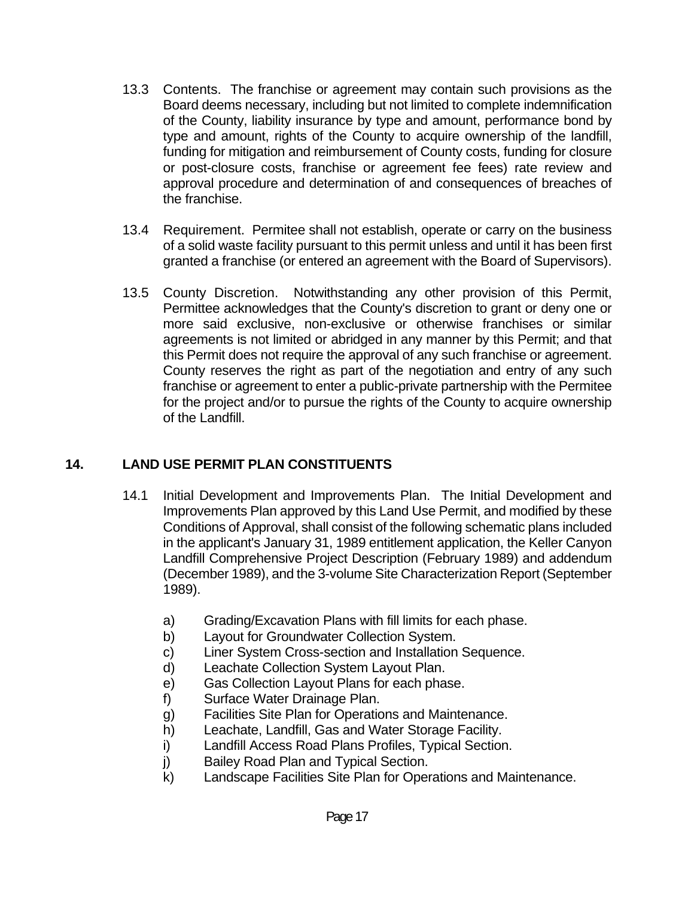13.3 Contents. The franchise or agreement may contain such provisions as the Board deems necessary, including but not limited to complete indemnification of the County, liability insurance by type and amount, performance bond by type and amount, rights of the County to acquire ownership of the landfill, funding for mitigation and reimbursement of County costs, funding for closure or post-closure costs, franchise or agreement fee fees) rate review and approval procedure and determination of and consequences of breaches of the franchise.

13.4 Requirement. Permitee shall not establish, operate or carry on the business of a solid waste facility pursuant to this permit unless and until it has been first granted a franchise (or entered an agreement with the Board of Supervisors).

13.5 County Discretion. Notwithstanding any other provision of this Permit, Permittee acknowledges that the County's discretion to grant or deny one or more said exclusive, non-exclusive or otherwise franchises or similar agreements is not limited or abridged in any manner by this Permit; and that this Permit does not require the approval of any such franchise or agreement. County reserves the right as part of the negotiation and entry of any such franchise or agreement to enter a public-private partnership with the Permitee for the project and/or to pursue the rights of the County to acquire ownership of the Landfill.

## 14. LAND USE PERMIT PLAN CONSTITUENTS

14.1 Initial Development and Improvements Plan. The Initial Development and Improvements Plan approved by this Land Use Permit, and modified by these Conditions of Approval, shall consist of the following schematic plans included in the applicant's January 31, 1989 entitlement application, the Keller Canyon Landfill Comprehensive Project Description (February 1989) and addendum (December 1989), and the 3-volume Site Characterization Report (September 1989).

a) Grading/Excavation Plans with fill limits for each phase.
b) Layout for Groundwater Collection System.
c) Liner System Cross-section and Installation Sequence.
d) Leachate Collection System Layout Plan.
e) Gas Collection Layout Plans for each phase.
f) Surface Water Drainage Plan.
g) Facilities Site Plan for Operations and Maintenance.
h) Leachate, Landfill, Gas and Water Storage Facility.
i) Landfill Access Road Plans Profiles, Typical Section.
j) Bailey Road Plan and Typical Section.
k) Landscape Facilities Site Plan for Operations and Maintenance.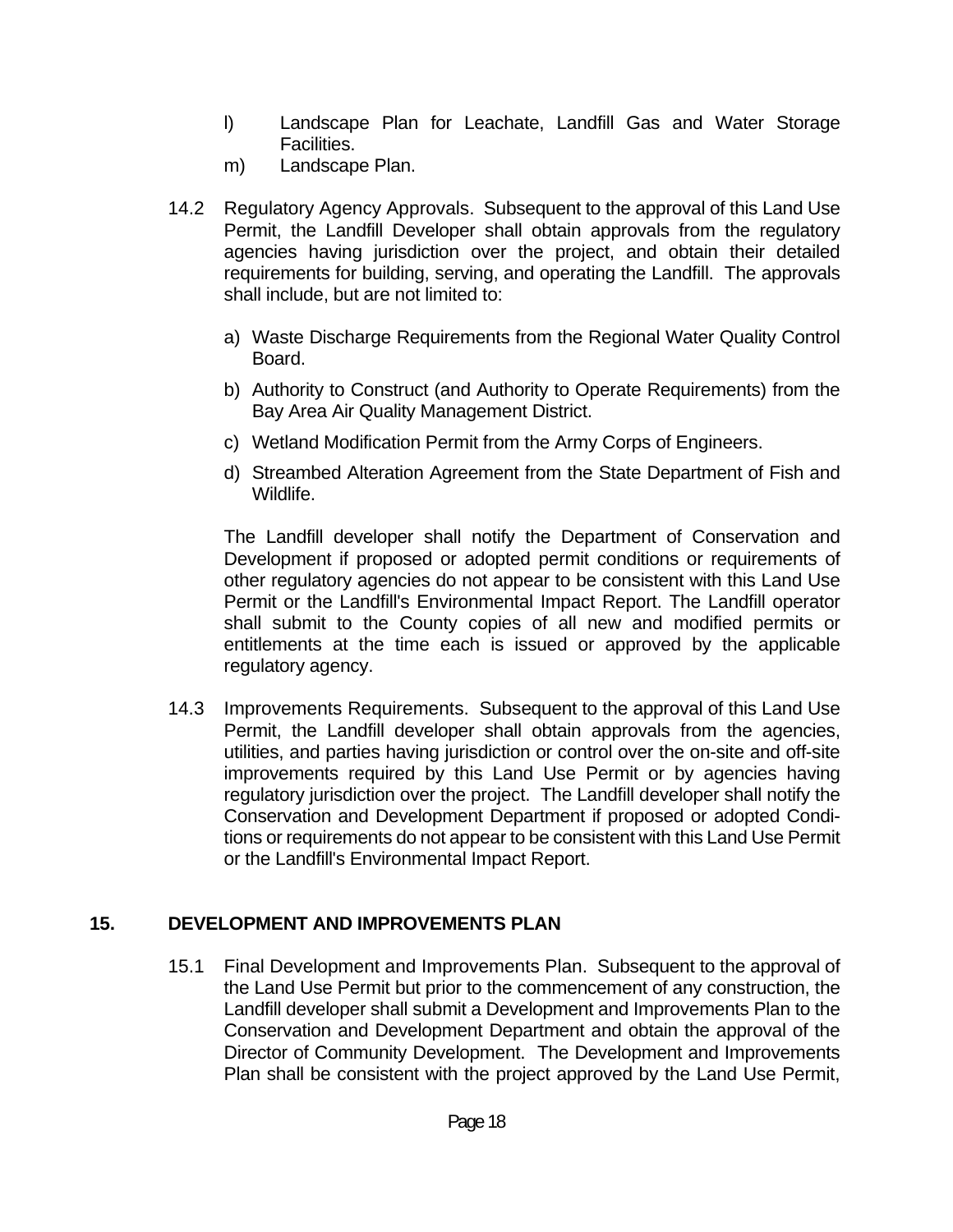l) Landscape Plan for Leachate, Landfill Gas and Water Storage Facilities.

m) Landscape Plan.

14.2 Regulatory Agency Approvals. Subsequent to the approval of this Land Use Permit, the Landfill Developer shall obtain approvals from the regulatory agencies having jurisdiction over the project, and obtain their detailed requirements for building, serving, and operating the Landfill. The approvals shall include, but are not limited to:

a) Waste Discharge Requirements from the Regional Water Quality Control Board.

b) Authority to Construct (and Authority to Operate Requirements) from the Bay Area Air Quality Management District.

c) Wetland Modification Permit from the Army Corps of Engineers.

d) Streambed Alteration Agreement from the State Department of Fish and Wildlife.

The Landfill developer shall notify the Department of Conservation and Development if proposed or adopted permit conditions or requirements of other regulatory agencies do not appear to be consistent with this Land Use Permit or the Landfill's Environmental Impact Report. The Landfill operator shall submit to the County copies of all new and modified permits or entitlements at the time each is issued or approved by the applicable regulatory agency.

14.3 Improvements Requirements. Subsequent to the approval of this Land Use Permit, the Landfill developer shall obtain approvals from the agencies, utilities, and parties having jurisdiction or control over the on-site and off-site improvements required by this Land Use Permit or by agencies having regulatory jurisdiction over the project. The Landfill developer shall notify the Conservation and Development Department if proposed or adopted Conditions or requirements do not appear to be consistent with this Land Use Permit or the Landfill's Environmental Impact Report.

## 15. DEVELOPMENT AND IMPROVEMENTS PLAN

15.1 Final Development and Improvements Plan. Subsequent to the approval of the Land Use Permit but prior to the commencement of any construction, the Landfill developer shall submit a Development and Improvements Plan to the Conservation and Development Department and obtain the approval of the Director of Community Development. The Development and Improvements Plan shall be consistent with the project approved by the Land Use Permit,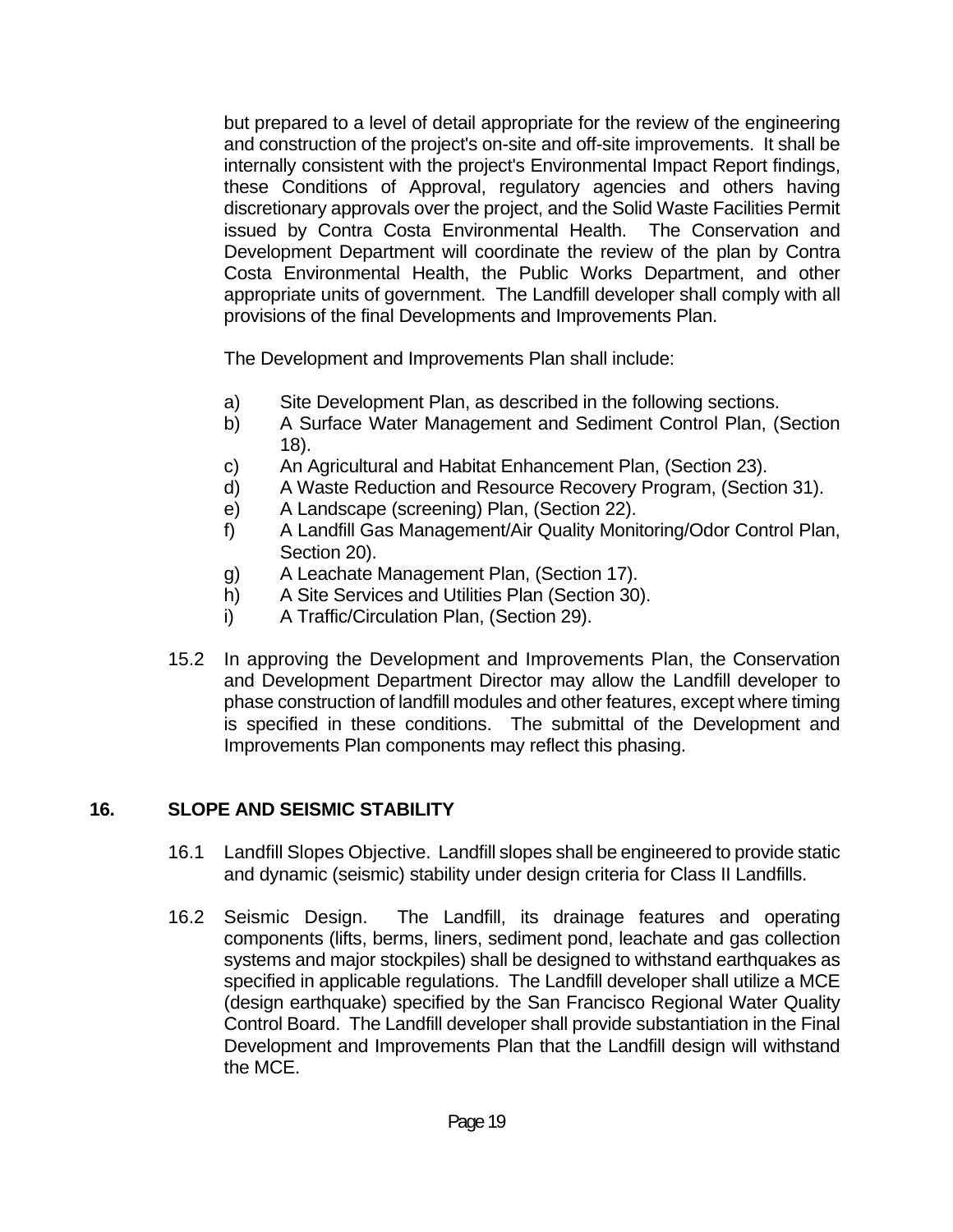but prepared to a level of detail appropriate for the review of the engineering and construction of the project's on-site and off-site improvements. It shall be internally consistent with the project's Environmental Impact Report findings, these Conditions of Approval, regulatory agencies and others having discretionary approvals over the project, and the Solid Waste Facilities Permit issued by Contra Costa Environmental Health. The Conservation and Development Department will coordinate the review of the plan by Contra Costa Environmental Health, the Public Works Department, and other appropriate units of government. The Landfill developer shall comply with all provisions of the final Developments and Improvements Plan.

The Development and Improvements Plan shall include:

a) Site Development Plan, as described in the following sections.
b) A Surface Water Management and Sediment Control Plan, (Section 18).
c) An Agricultural and Habitat Enhancement Plan, (Section 23).
d) A Waste Reduction and Resource Recovery Program, (Section 31).
e) A Landscape (screening) Plan, (Section 22).
f) A Landfill Gas Management/Air Quality Monitoring/Odor Control Plan, Section 20).
g) A Leachate Management Plan, (Section 17).
h) A Site Services and Utilities Plan (Section 30).
i) A Traffic/Circulation Plan, (Section 29).

15.2 In approving the Development and Improvements Plan, the Conservation and Development Department Director may allow the Landfill developer to phase construction of landfill modules and other features, except where timing is specified in these conditions. The submittal of the Development and Improvements Plan components may reflect this phasing.

## 16. SLOPE AND SEISMIC STABILITY

16.1 Landfill Slopes Objective. Landfill slopes shall be engineered to provide static and dynamic (seismic) stability under design criteria for Class II Landfills.

16.2 Seismic Design. The Landfill, its drainage features and operating components (lifts, berms, liners, sediment pond, leachate and gas collection systems and major stockpiles) shall be designed to withstand earthquakes as specified in applicable regulations. The Landfill developer shall utilize a MCE (design earthquake) specified by the San Francisco Regional Water Quality Control Board. The Landfill developer shall provide substantiation in the Final Development and Improvements Plan that the Landfill design will withstand the MCE.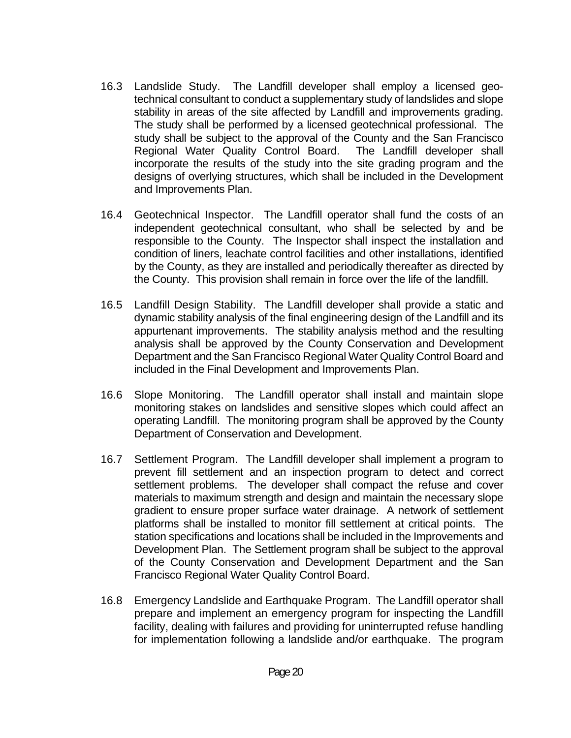16.3 Landslide Study. The Landfill developer shall employ a licensed geotechnical consultant to conduct a supplementary study of landslides and slope stability in areas of the site affected by Landfill and improvements grading. The study shall be performed by a licensed geotechnical professional. The study shall be subject to the approval of the County and the San Francisco Regional Water Quality Control Board. The Landfill developer shall incorporate the results of the study into the site grading program and the designs of overlying structures, which shall be included in the Development and Improvements Plan.

16.4 Geotechnical Inspector. The Landfill operator shall fund the costs of an independent geotechnical consultant, who shall be selected by and be responsible to the County. The Inspector shall inspect the installation and condition of liners, leachate control facilities and other installations, identified by the County, as they are installed and periodically thereafter as directed by the County. This provision shall remain in force over the life of the landfill.

16.5 Landfill Design Stability. The Landfill developer shall provide a static and dynamic stability analysis of the final engineering design of the Landfill and its appurtenant improvements. The stability analysis method and the resulting analysis shall be approved by the County Conservation and Development Department and the San Francisco Regional Water Quality Control Board and included in the Final Development and Improvements Plan.

16.6 Slope Monitoring. The Landfill operator shall install and maintain slope monitoring stakes on landslides and sensitive slopes which could affect an operating Landfill. The monitoring program shall be approved by the County Department of Conservation and Development.

16.7 Settlement Program. The Landfill developer shall implement a program to prevent fill settlement and an inspection program to detect and correct settlement problems. The developer shall compact the refuse and cover materials to maximum strength and design and maintain the necessary slope gradient to ensure proper surface water drainage. A network of settlement platforms shall be installed to monitor fill settlement at critical points. The station specifications and locations shall be included in the Improvements and Development Plan. The Settlement program shall be subject to the approval of the County Conservation and Development Department and the San Francisco Regional Water Quality Control Board.

16.8 Emergency Landslide and Earthquake Program. The Landfill operator shall prepare and implement an emergency program for inspecting the Landfill facility, dealing with failures and providing for uninterrupted refuse handling for implementation following a landslide and/or earthquake. The program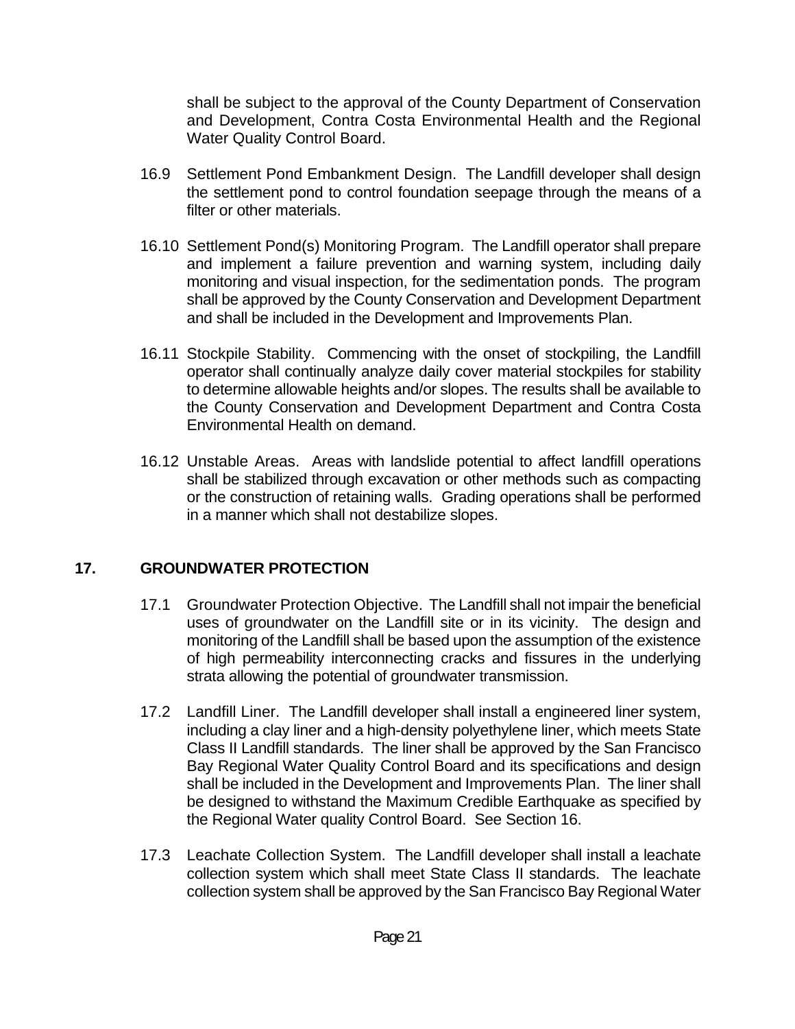shall be subject to the approval of the County Department of Conservation and Development, Contra Costa Environmental Health and the Regional Water Quality Control Board.

16.9 Settlement Pond Embankment Design. The Landfill developer shall design the settlement pond to control foundation seepage through the means of a filter or other materials.

16.10 Settlement Pond(s) Monitoring Program. The Landfill operator shall prepare and implement a failure prevention and warning system, including daily monitoring and visual inspection, for the sedimentation ponds. The program shall be approved by the County Conservation and Development Department and shall be included in the Development and Improvements Plan.

16.11 Stockpile Stability. Commencing with the onset of stockpiling, the Landfill operator shall continually analyze daily cover material stockpiles for stability to determine allowable heights and/or slopes. The results shall be available to the County Conservation and Development Department and Contra Costa Environmental Health on demand.

16.12 Unstable Areas. Areas with landslide potential to affect landfill operations shall be stabilized through excavation or other methods such as compacting or the construction of retaining walls. Grading operations shall be performed in a manner which shall not destabilize slopes.

## 17. GROUNDWATER PROTECTION

17.1 Groundwater Protection Objective. The Landfill shall not impair the beneficial uses of groundwater on the Landfill site or in its vicinity. The design and monitoring of the Landfill shall be based upon the assumption of the existence of high permeability interconnecting cracks and fissures in the underlying strata allowing the potential of groundwater transmission.

17.2 Landfill Liner. The Landfill developer shall install a engineered liner system, including a clay liner and a high-density polyethylene liner, which meets State Class II Landfill standards. The liner shall be approved by the San Francisco Bay Regional Water Quality Control Board and its specifications and design shall be included in the Development and Improvements Plan. The liner shall be designed to withstand the Maximum Credible Earthquake as specified by the Regional Water quality Control Board. See Section 16.

17.3 Leachate Collection System. The Landfill developer shall install a leachate collection system which shall meet State Class II standards. The leachate collection system shall be approved by the San Francisco Bay Regional Water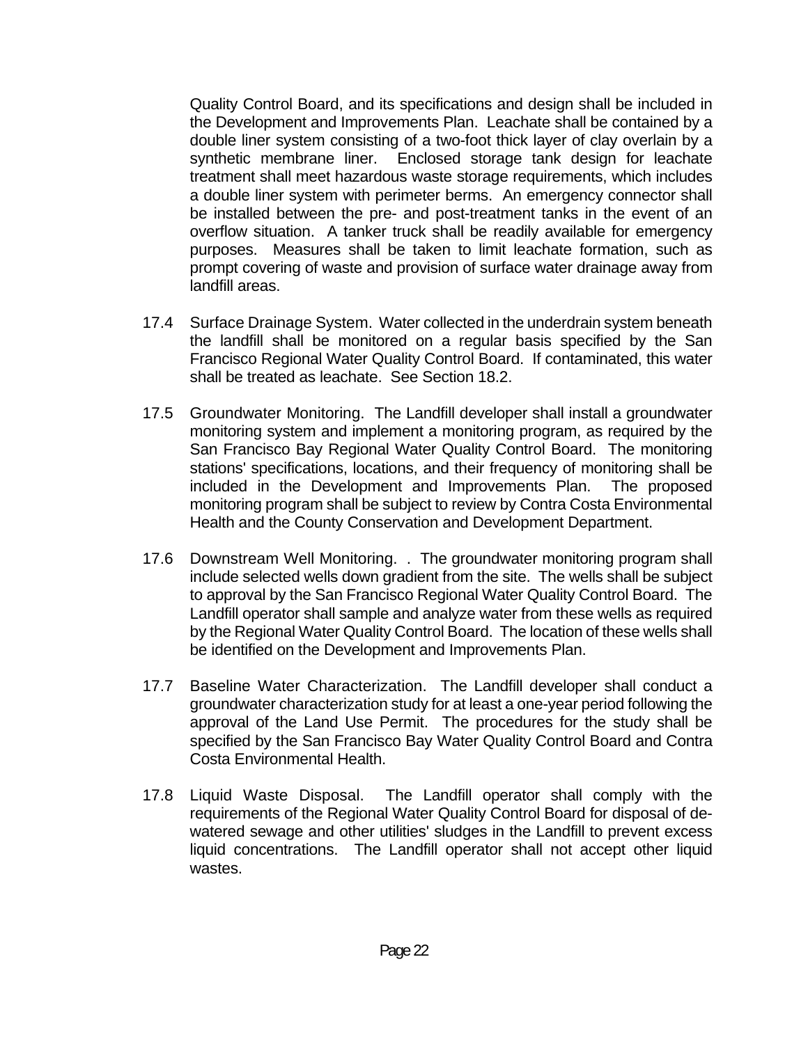Quality Control Board, and its specifications and design shall be included in the Development and Improvements Plan. Leachate shall be contained by a double liner system consisting of a two-foot thick layer of clay overlain by a synthetic membrane liner. Enclosed storage tank design for leachate treatment shall meet hazardous waste storage requirements, which includes a double liner system with perimeter berms. An emergency connector shall be installed between the pre- and post-treatment tanks in the event of an overflow situation. A tanker truck shall be readily available for emergency purposes. Measures shall be taken to limit leachate formation, such as prompt covering of waste and provision of surface water drainage away from landfill areas.

17.4 Surface Drainage System. Water collected in the underdrain system beneath the landfill shall be monitored on a regular basis specified by the San Francisco Regional Water Quality Control Board. If contaminated, this water shall be treated as leachate. See Section 18.2.

17.5 Groundwater Monitoring. The Landfill developer shall install a groundwater monitoring system and implement a monitoring program, as required by the San Francisco Bay Regional Water Quality Control Board. The monitoring stations' specifications, locations, and their frequency of monitoring shall be included in the Development and Improvements Plan. The proposed monitoring program shall be subject to review by Contra Costa Environmental Health and the County Conservation and Development Department.

17.6 Downstream Well Monitoring. . The groundwater monitoring program shall include selected wells down gradient from the site. The wells shall be subject to approval by the San Francisco Regional Water Quality Control Board. The Landfill operator shall sample and analyze water from these wells as required by the Regional Water Quality Control Board. The location of these wells shall be identified on the Development and Improvements Plan.

17.7 Baseline Water Characterization. The Landfill developer shall conduct a groundwater characterization study for at least a one-year period following the approval of the Land Use Permit. The procedures for the study shall be specified by the San Francisco Bay Water Quality Control Board and Contra Costa Environmental Health.

17.8 Liquid Waste Disposal. The Landfill operator shall comply with the requirements of the Regional Water Quality Control Board for disposal of de-watered sewage and other utilities' sludges in the Landfill to prevent excess liquid concentrations. The Landfill operator shall not accept other liquid wastes.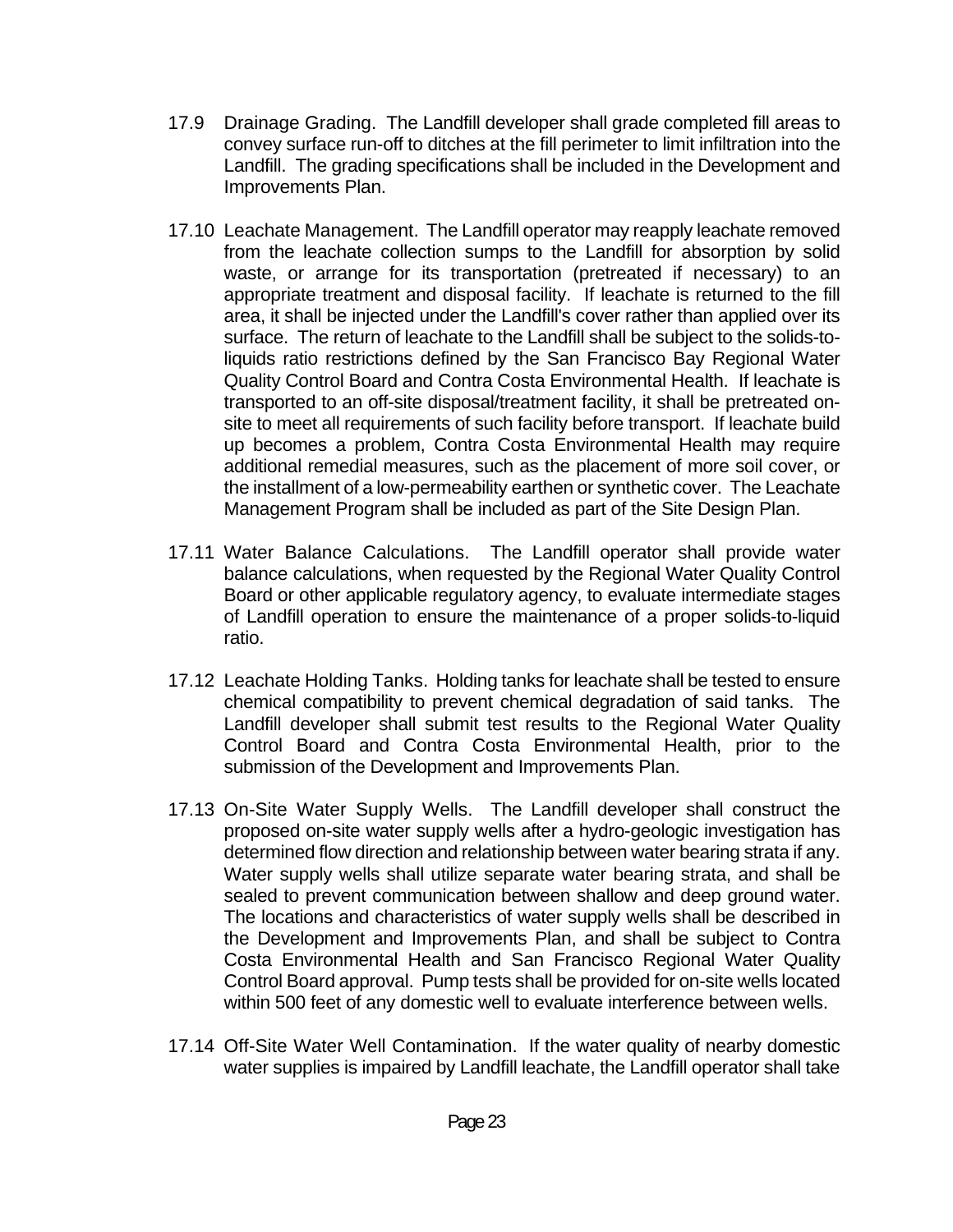17.9 Drainage Grading. The Landfill developer shall grade completed fill areas to convey surface run-off to ditches at the fill perimeter to limit infiltration into the Landfill. The grading specifications shall be included in the Development and Improvements Plan.

17.10 Leachate Management. The Landfill operator may reapply leachate removed from the leachate collection sumps to the Landfill for absorption by solid waste, or arrange for its transportation (pretreated if necessary) to an appropriate treatment and disposal facility. If leachate is returned to the fill area, it shall be injected under the Landfill's cover rather than applied over its surface. The return of leachate to the Landfill shall be subject to the solids-to-liquids ratio restrictions defined by the San Francisco Bay Regional Water Quality Control Board and Contra Costa Environmental Health. If leachate is transported to an off-site disposal/treatment facility, it shall be pretreated on-site to meet all requirements of such facility before transport. If leachate build up becomes a problem, Contra Costa Environmental Health may require additional remedial measures, such as the placement of more soil cover, or the installment of a low-permeability earthen or synthetic cover. The Leachate Management Program shall be included as part of the Site Design Plan.

17.11 Water Balance Calculations. The Landfill operator shall provide water balance calculations, when requested by the Regional Water Quality Control Board or other applicable regulatory agency, to evaluate intermediate stages of Landfill operation to ensure the maintenance of a proper solids-to-liquid ratio.

17.12 Leachate Holding Tanks. Holding tanks for leachate shall be tested to ensure chemical compatibility to prevent chemical degradation of said tanks. The Landfill developer shall submit test results to the Regional Water Quality Control Board and Contra Costa Environmental Health, prior to the submission of the Development and Improvements Plan.

17.13 On-Site Water Supply Wells. The Landfill developer shall construct the proposed on-site water supply wells after a hydro-geologic investigation has determined flow direction and relationship between water bearing strata if any. Water supply wells shall utilize separate water bearing strata, and shall be sealed to prevent communication between shallow and deep ground water. The locations and characteristics of water supply wells shall be described in the Development and Improvements Plan, and shall be subject to Contra Costa Environmental Health and San Francisco Regional Water Quality Control Board approval. Pump tests shall be provided for on-site wells located within 500 feet of any domestic well to evaluate interference between wells.

17.14 Off-Site Water Well Contamination. If the water quality of nearby domestic water supplies is impaired by Landfill leachate, the Landfill operator shall take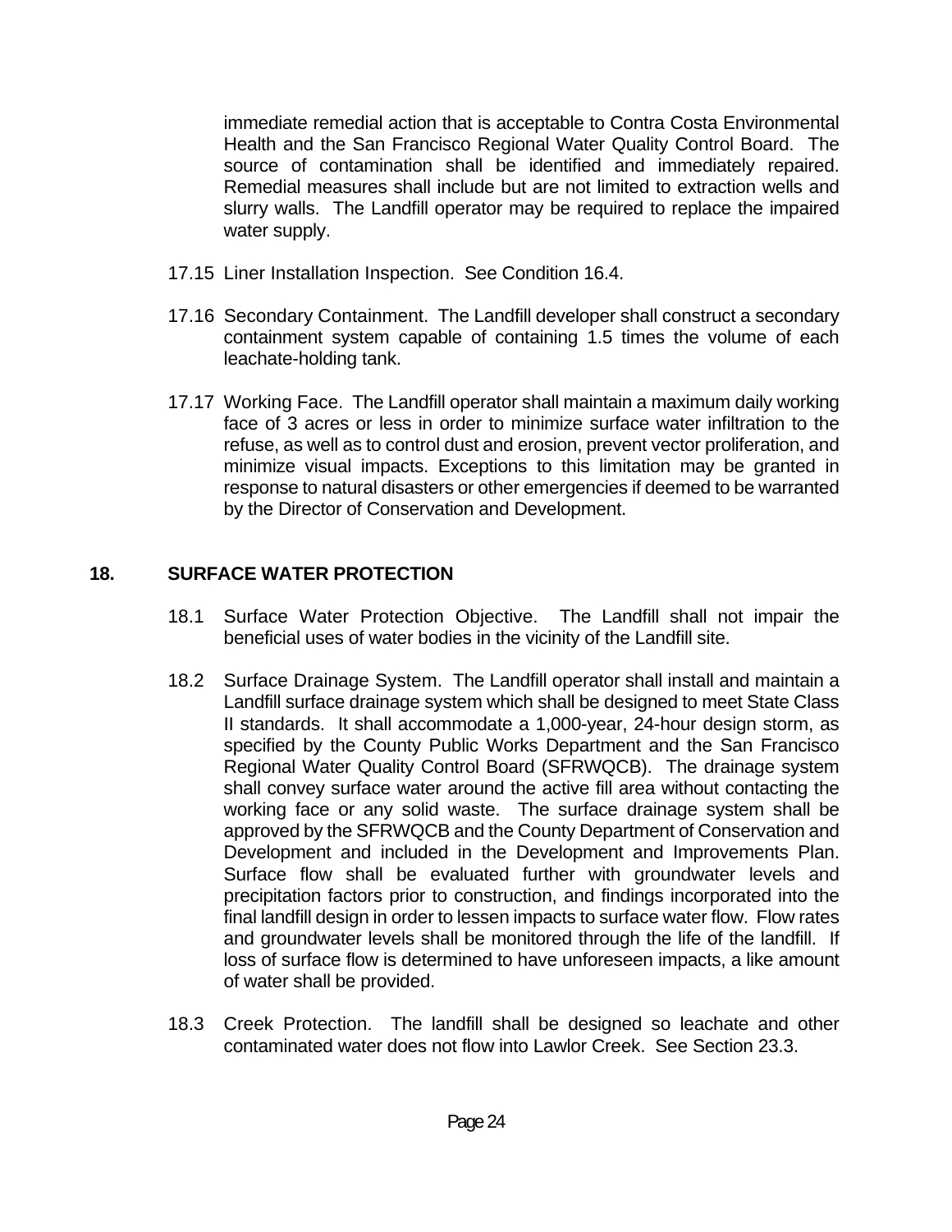immediate remedial action that is acceptable to Contra Costa Environmental Health and the San Francisco Regional Water Quality Control Board. The source of contamination shall be identified and immediately repaired. Remedial measures shall include but are not limited to extraction wells and slurry walls. The Landfill operator may be required to replace the impaired water supply.

17.15 Liner Installation Inspection. See Condition 16.4.

17.16 Secondary Containment. The Landfill developer shall construct a secondary containment system capable of containing 1.5 times the volume of each leachate-holding tank.

17.17 Working Face. The Landfill operator shall maintain a maximum daily working face of 3 acres or less in order to minimize surface water infiltration to the refuse, as well as to control dust and erosion, prevent vector proliferation, and minimize visual impacts. Exceptions to this limitation may be granted in response to natural disasters or other emergencies if deemed to be warranted by the Director of Conservation and Development.

## 18. SURFACE WATER PROTECTION

18.1 Surface Water Protection Objective. The Landfill shall not impair the beneficial uses of water bodies in the vicinity of the Landfill site.

18.2 Surface Drainage System. The Landfill operator shall install and maintain a Landfill surface drainage system which shall be designed to meet State Class II standards. It shall accommodate a 1,000-year, 24-hour design storm, as specified by the County Public Works Department and the San Francisco Regional Water Quality Control Board (SFRWQCB). The drainage system shall convey surface water around the active fill area without contacting the working face or any solid waste. The surface drainage system shall be approved by the SFRWQCB and the County Department of Conservation and Development and included in the Development and Improvements Plan. Surface flow shall be evaluated further with groundwater levels and precipitation factors prior to construction, and findings incorporated into the final landfill design in order to lessen impacts to surface water flow. Flow rates and groundwater levels shall be monitored through the life of the landfill. If loss of surface flow is determined to have unforeseen impacts, a like amount of water shall be provided.

18.3 Creek Protection. The landfill shall be designed so leachate and other contaminated water does not flow into Lawlor Creek. See Section 23.3.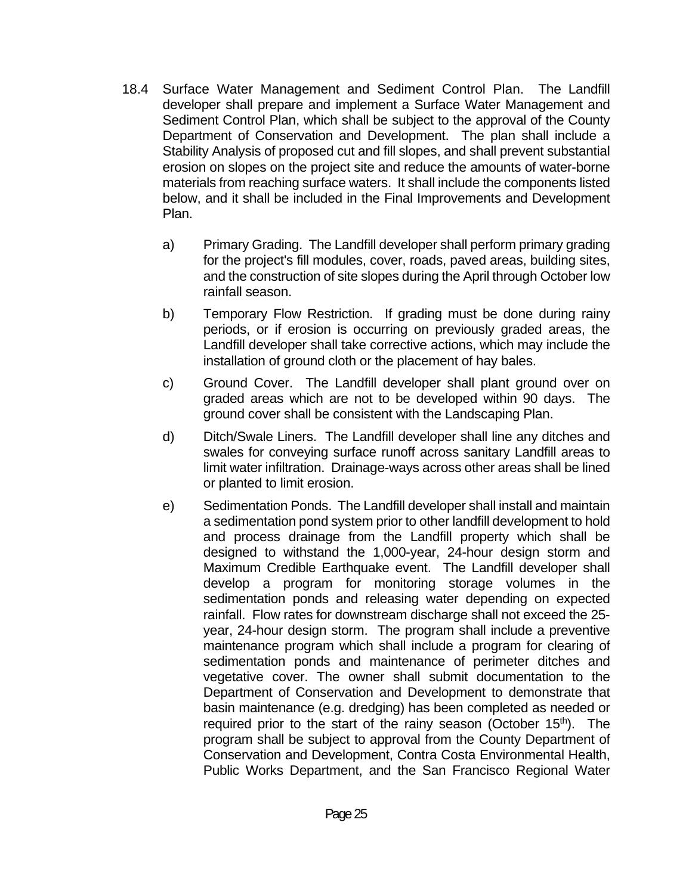18.4 Surface Water Management and Sediment Control Plan. The Landfill developer shall prepare and implement a Surface Water Management and Sediment Control Plan, which shall be subject to the approval of the County Department of Conservation and Development. The plan shall include a Stability Analysis of proposed cut and fill slopes, and shall prevent substantial erosion on slopes on the project site and reduce the amounts of water-borne materials from reaching surface waters. It shall include the components listed below, and it shall be included in the Final Improvements and Development Plan.

a) Primary Grading. The Landfill developer shall perform primary grading for the project's fill modules, cover, roads, paved areas, building sites, and the construction of site slopes during the April through October low rainfall season.

b) Temporary Flow Restriction. If grading must be done during rainy periods, or if erosion is occurring on previously graded areas, the Landfill developer shall take corrective actions, which may include the installation of ground cloth or the placement of hay bales.

c) Ground Cover. The Landfill developer shall plant ground over on graded areas which are not to be developed within 90 days. The ground cover shall be consistent with the Landscaping Plan.

d) Ditch/Swale Liners. The Landfill developer shall line any ditches and swales for conveying surface runoff across sanitary Landfill areas to limit water infiltration. Drainage-ways across other areas shall be lined or planted to limit erosion.

e) Sedimentation Ponds. The Landfill developer shall install and maintain a sedimentation pond system prior to other landfill development to hold and process drainage from the Landfill property which shall be designed to withstand the 1,000-year, 24-hour design storm and Maximum Credible Earthquake event. The Landfill developer shall develop a program for monitoring storage volumes in the sedimentation ponds and releasing water depending on expected rainfall. Flow rates for downstream discharge shall not exceed the 25-year, 24-hour design storm. The program shall include a preventive maintenance program which shall include a program for clearing of sedimentation ponds and maintenance of perimeter ditches and vegetative cover. The owner shall submit documentation to the Department of Conservation and Development to demonstrate that basin maintenance (e.g. dredging) has been completed as needed or required prior to the start of the rainy season (October 15th). The program shall be subject to approval from the County Department of Conservation and Development, Contra Costa Environmental Health, Public Works Department, and the San Francisco Regional Water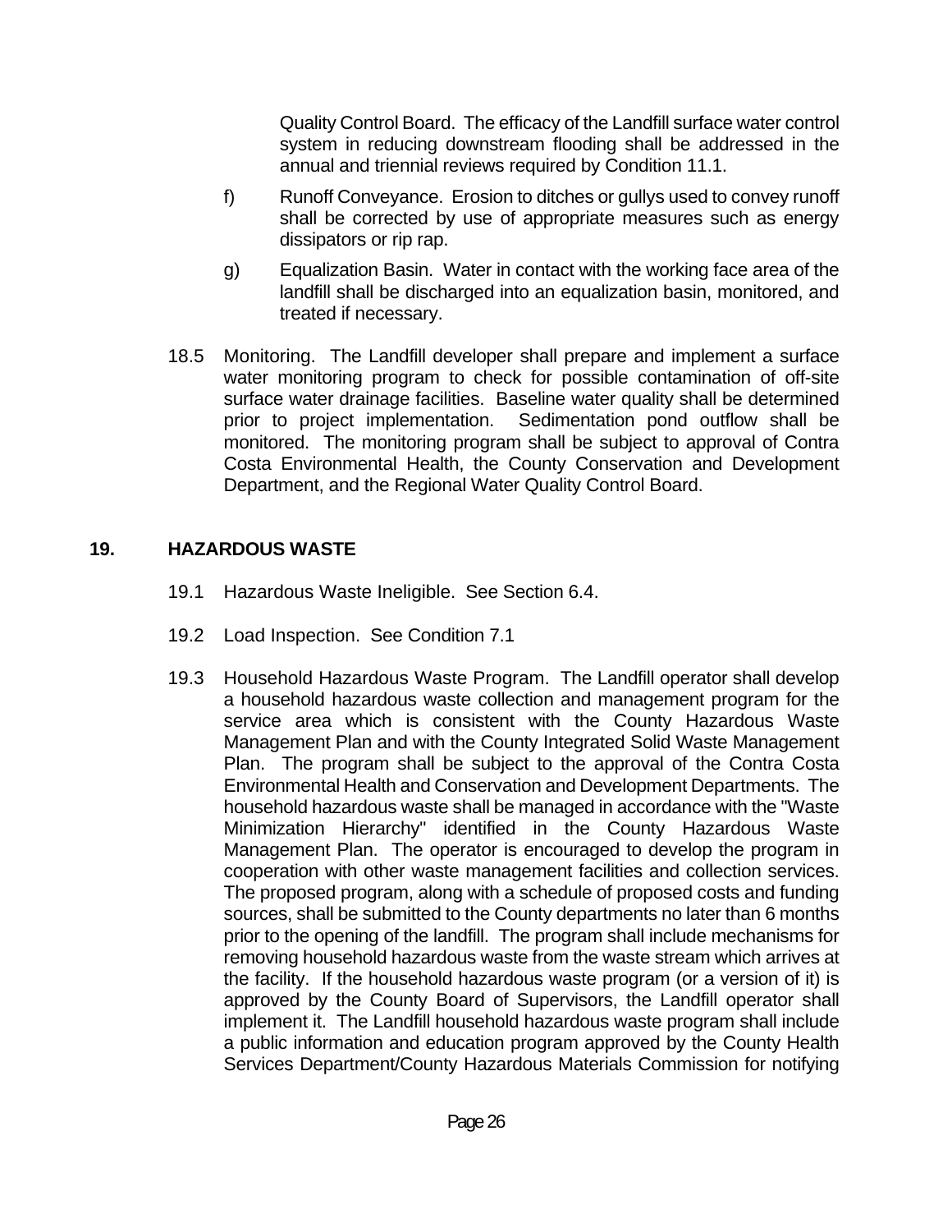Quality Control Board. The efficacy of the Landfill surface water control system in reducing downstream flooding shall be addressed in the annual and triennial reviews required by Condition 11.1.

f) Runoff Conveyance. Erosion to ditches or gullys used to convey runoff shall be corrected by use of appropriate measures such as energy dissipators or rip rap.

g) Equalization Basin. Water in contact with the working face area of the landfill shall be discharged into an equalization basin, monitored, and treated if necessary.

18.5 Monitoring. The Landfill developer shall prepare and implement a surface water monitoring program to check for possible contamination of off-site surface water drainage facilities. Baseline water quality shall be determined prior to project implementation. Sedimentation pond outflow shall be monitored. The monitoring program shall be subject to approval of Contra Costa Environmental Health, the County Conservation and Development Department, and the Regional Water Quality Control Board.

## 19. HAZARDOUS WASTE

19.1 Hazardous Waste Ineligible. See Section 6.4.

19.2 Load Inspection. See Condition 7.1

19.3 Household Hazardous Waste Program. The Landfill operator shall develop a household hazardous waste collection and management program for the service area which is consistent with the County Hazardous Waste Management Plan and with the County Integrated Solid Waste Management Plan. The program shall be subject to the approval of the Contra Costa Environmental Health and Conservation and Development Departments. The household hazardous waste shall be managed in accordance with the "Waste Minimization Hierarchy" identified in the County Hazardous Waste Management Plan. The operator is encouraged to develop the program in cooperation with other waste management facilities and collection services. The proposed program, along with a schedule of proposed costs and funding sources, shall be submitted to the County departments no later than 6 months prior to the opening of the landfill. The program shall include mechanisms for removing household hazardous waste from the waste stream which arrives at the facility. If the household hazardous waste program (or a version of it) is approved by the County Board of Supervisors, the Landfill operator shall implement it. The Landfill household hazardous waste program shall include a public information and education program approved by the County Health Services Department/County Hazardous Materials Commission for notifying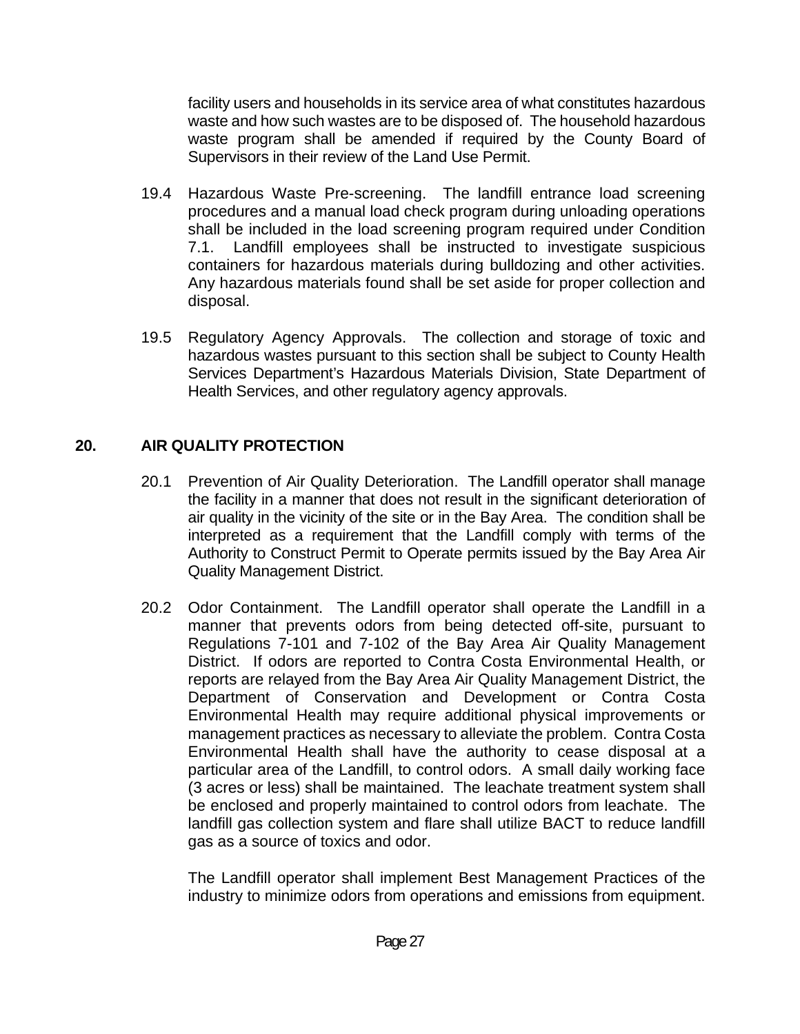facility users and households in its service area of what constitutes hazardous waste and how such wastes are to be disposed of. The household hazardous waste program shall be amended if required by the County Board of Supervisors in their review of the Land Use Permit.

19.4 Hazardous Waste Pre-screening. The landfill entrance load screening procedures and a manual load check program during unloading operations shall be included in the load screening program required under Condition 7.1. Landfill employees shall be instructed to investigate suspicious containers for hazardous materials during bulldozing and other activities. Any hazardous materials found shall be set aside for proper collection and disposal.

19.5 Regulatory Agency Approvals. The collection and storage of toxic and hazardous wastes pursuant to this section shall be subject to County Health Services Department's Hazardous Materials Division, State Department of Health Services, and other regulatory agency approvals.

## 20. AIR QUALITY PROTECTION

20.1 Prevention of Air Quality Deterioration. The Landfill operator shall manage the facility in a manner that does not result in the significant deterioration of air quality in the vicinity of the site or in the Bay Area. The condition shall be interpreted as a requirement that the Landfill comply with terms of the Authority to Construct Permit to Operate permits issued by the Bay Area Air Quality Management District.

20.2 Odor Containment. The Landfill operator shall operate the Landfill in a manner that prevents odors from being detected off-site, pursuant to Regulations 7-101 and 7-102 of the Bay Area Air Quality Management District. If odors are reported to Contra Costa Environmental Health, or reports are relayed from the Bay Area Air Quality Management District, the Department of Conservation and Development or Contra Costa Environmental Health may require additional physical improvements or management practices as necessary to alleviate the problem. Contra Costa Environmental Health shall have the authority to cease disposal at a particular area of the Landfill, to control odors. A small daily working face (3 acres or less) shall be maintained. The leachate treatment system shall be enclosed and properly maintained to control odors from leachate. The landfill gas collection system and flare shall utilize BACT to reduce landfill gas as a source of toxics and odor.

The Landfill operator shall implement Best Management Practices of the industry to minimize odors from operations and emissions from equipment.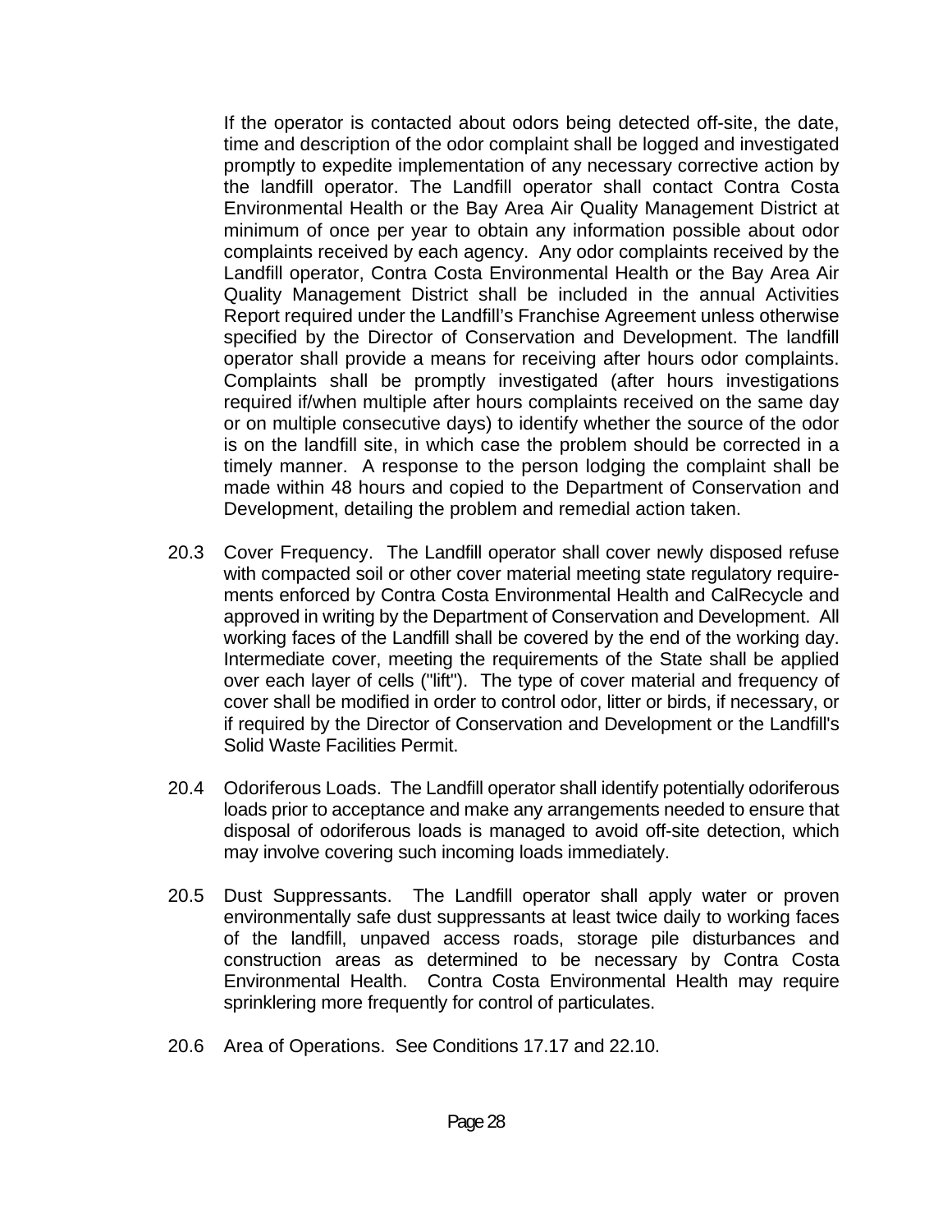If the operator is contacted about odors being detected off-site, the date, time and description of the odor complaint shall be logged and investigated promptly to expedite implementation of any necessary corrective action by the landfill operator. The Landfill operator shall contact Contra Costa Environmental Health or the Bay Area Air Quality Management District at minimum of once per year to obtain any information possible about odor complaints received by each agency. Any odor complaints received by the Landfill operator, Contra Costa Environmental Health or the Bay Area Air Quality Management District shall be included in the annual Activities Report required under the Landfill's Franchise Agreement unless otherwise specified by the Director of Conservation and Development. The landfill operator shall provide a means for receiving after hours odor complaints. Complaints shall be promptly investigated (after hours investigations required if/when multiple after hours complaints received on the same day or on multiple consecutive days) to identify whether the source of the odor is on the landfill site, in which case the problem should be corrected in a timely manner. A response to the person lodging the complaint shall be made within 48 hours and copied to the Department of Conservation and Development, detailing the problem and remedial action taken.

20.3 Cover Frequency. The Landfill operator shall cover newly disposed refuse with compacted soil or other cover material meeting state regulatory requirements enforced by Contra Costa Environmental Health and CalRecycle and approved in writing by the Department of Conservation and Development. All working faces of the Landfill shall be covered by the end of the working day. Intermediate cover, meeting the requirements of the State shall be applied over each layer of cells ("lift"). The type of cover material and frequency of cover shall be modified in order to control odor, litter or birds, if necessary, or if required by the Director of Conservation and Development or the Landfill's Solid Waste Facilities Permit.

20.4 Odoriferous Loads. The Landfill operator shall identify potentially odoriferous loads prior to acceptance and make any arrangements needed to ensure that disposal of odoriferous loads is managed to avoid off-site detection, which may involve covering such incoming loads immediately.

20.5 Dust Suppressants. The Landfill operator shall apply water or proven environmentally safe dust suppressants at least twice daily to working faces of the landfill, unpaved access roads, storage pile disturbances and construction areas as determined to be necessary by Contra Costa Environmental Health. Contra Costa Environmental Health may require sprinklering more frequently for control of particulates.

20.6 Area of Operations. See Conditions 17.17 and 22.10.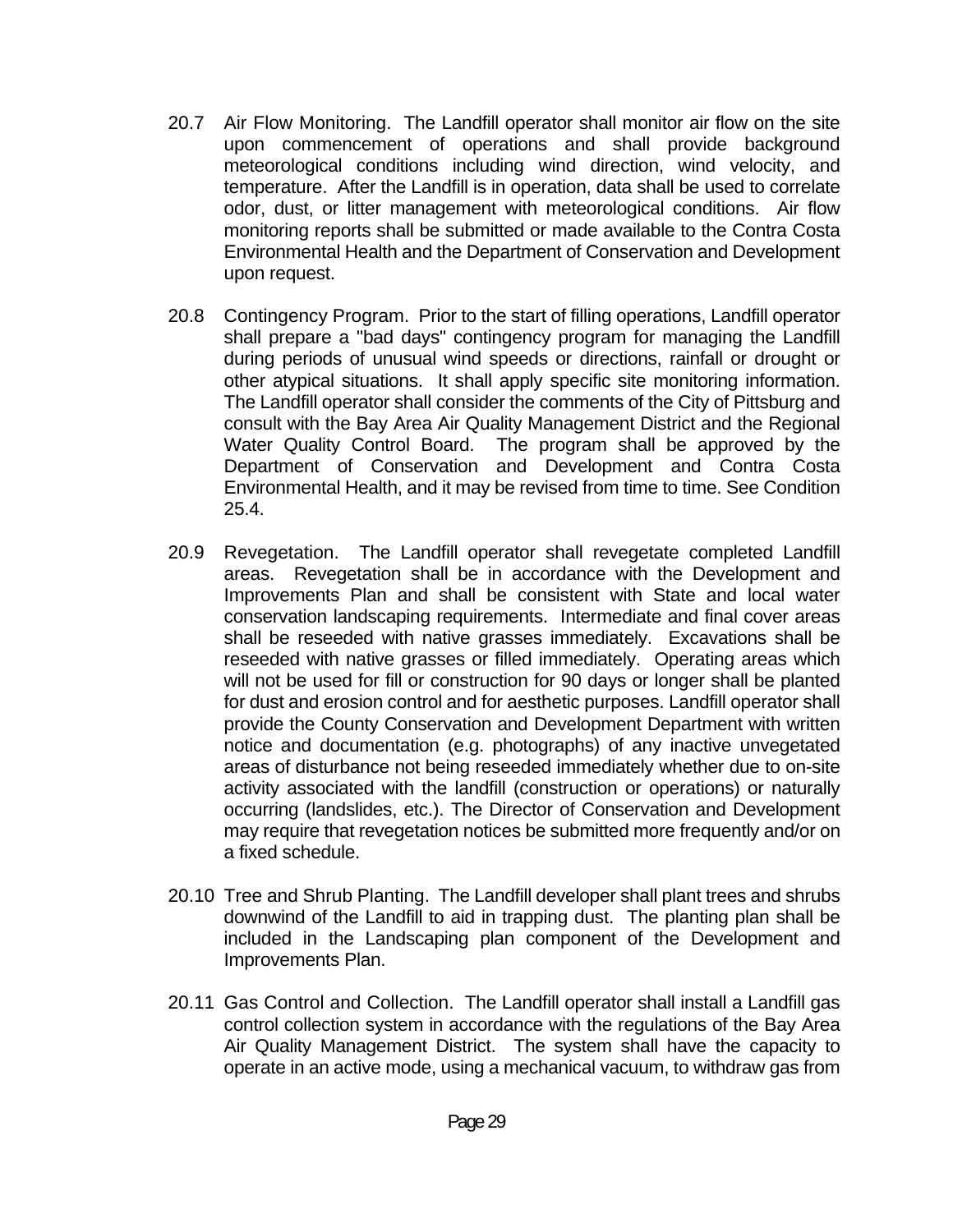20.7 Air Flow Monitoring. The Landfill operator shall monitor air flow on the site upon commencement of operations and shall provide background meteorological conditions including wind direction, wind velocity, and temperature. After the Landfill is in operation, data shall be used to correlate odor, dust, or litter management with meteorological conditions. Air flow monitoring reports shall be submitted or made available to the Contra Costa Environmental Health and the Department of Conservation and Development upon request.

20.8 Contingency Program. Prior to the start of filling operations, Landfill operator shall prepare a "bad days" contingency program for managing the Landfill during periods of unusual wind speeds or directions, rainfall or drought or other atypical situations. It shall apply specific site monitoring information. The Landfill operator shall consider the comments of the City of Pittsburg and consult with the Bay Area Air Quality Management District and the Regional Water Quality Control Board. The program shall be approved by the Department of Conservation and Development and Contra Costa Environmental Health, and it may be revised from time to time. See Condition 25.4.

20.9 Revegetation. The Landfill operator shall revegetate completed Landfill areas. Revegetation shall be in accordance with the Development and Improvements Plan and shall be consistent with State and local water conservation landscaping requirements. Intermediate and final cover areas shall be reseeded with native grasses immediately. Excavations shall be reseeded with native grasses or filled immediately. Operating areas which will not be used for fill or construction for 90 days or longer shall be planted for dust and erosion control and for aesthetic purposes. Landfill operator shall provide the County Conservation and Development Department with written notice and documentation (e.g. photographs) of any inactive unvegetated areas of disturbance not being reseeded immediately whether due to on-site activity associated with the landfill (construction or operations) or naturally occurring (landslides, etc.). The Director of Conservation and Development may require that revegetation notices be submitted more frequently and/or on a fixed schedule.

20.10 Tree and Shrub Planting. The Landfill developer shall plant trees and shrubs downwind of the Landfill to aid in trapping dust. The planting plan shall be included in the Landscaping plan component of the Development and Improvements Plan.

20.11 Gas Control and Collection. The Landfill operator shall install a Landfill gas control collection system in accordance with the regulations of the Bay Area Air Quality Management District. The system shall have the capacity to operate in an active mode, using a mechanical vacuum, to withdraw gas from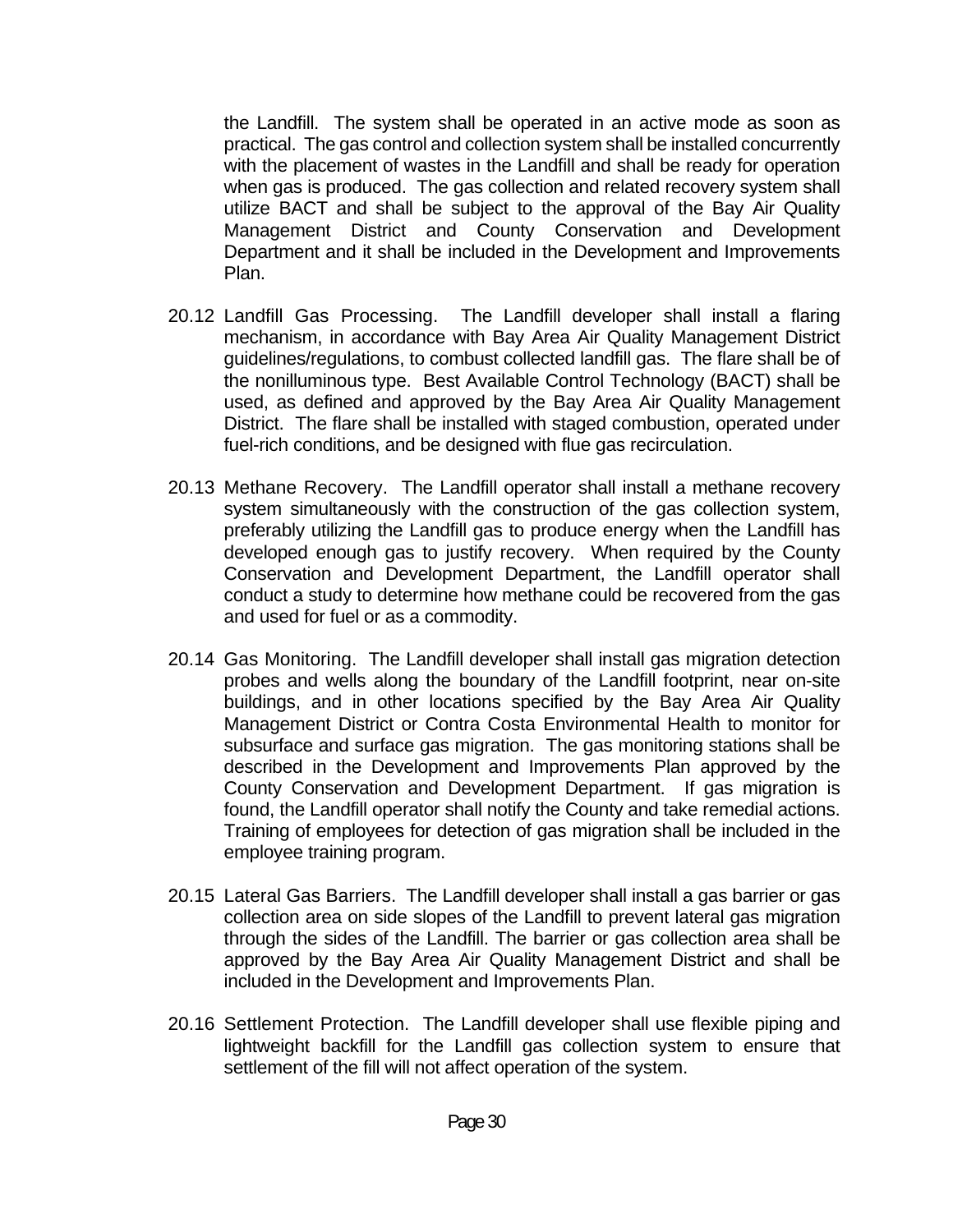the Landfill. The system shall be operated in an active mode as soon as practical. The gas control and collection system shall be installed concurrently with the placement of wastes in the Landfill and shall be ready for operation when gas is produced. The gas collection and related recovery system shall utilize BACT and shall be subject to the approval of the Bay Air Quality Management District and County Conservation and Development Department and it shall be included in the Development and Improvements Plan.

20.12 Landfill Gas Processing. The Landfill developer shall install a flaring mechanism, in accordance with Bay Area Air Quality Management District guidelines/regulations, to combust collected landfill gas. The flare shall be of the nonilluminous type. Best Available Control Technology (BACT) shall be used, as defined and approved by the Bay Area Air Quality Management District. The flare shall be installed with staged combustion, operated under fuel-rich conditions, and be designed with flue gas recirculation.

20.13 Methane Recovery. The Landfill operator shall install a methane recovery system simultaneously with the construction of the gas collection system, preferably utilizing the Landfill gas to produce energy when the Landfill has developed enough gas to justify recovery. When required by the County Conservation and Development Department, the Landfill operator shall conduct a study to determine how methane could be recovered from the gas and used for fuel or as a commodity.

20.14 Gas Monitoring. The Landfill developer shall install gas migration detection probes and wells along the boundary of the Landfill footprint, near on-site buildings, and in other locations specified by the Bay Area Air Quality Management District or Contra Costa Environmental Health to monitor for subsurface and surface gas migration. The gas monitoring stations shall be described in the Development and Improvements Plan approved by the County Conservation and Development Department. If gas migration is found, the Landfill operator shall notify the County and take remedial actions. Training of employees for detection of gas migration shall be included in the employee training program.

20.15 Lateral Gas Barriers. The Landfill developer shall install a gas barrier or gas collection area on side slopes of the Landfill to prevent lateral gas migration through the sides of the Landfill. The barrier or gas collection area shall be approved by the Bay Area Air Quality Management District and shall be included in the Development and Improvements Plan.

20.16 Settlement Protection. The Landfill developer shall use flexible piping and lightweight backfill for the Landfill gas collection system to ensure that settlement of the fill will not affect operation of the system.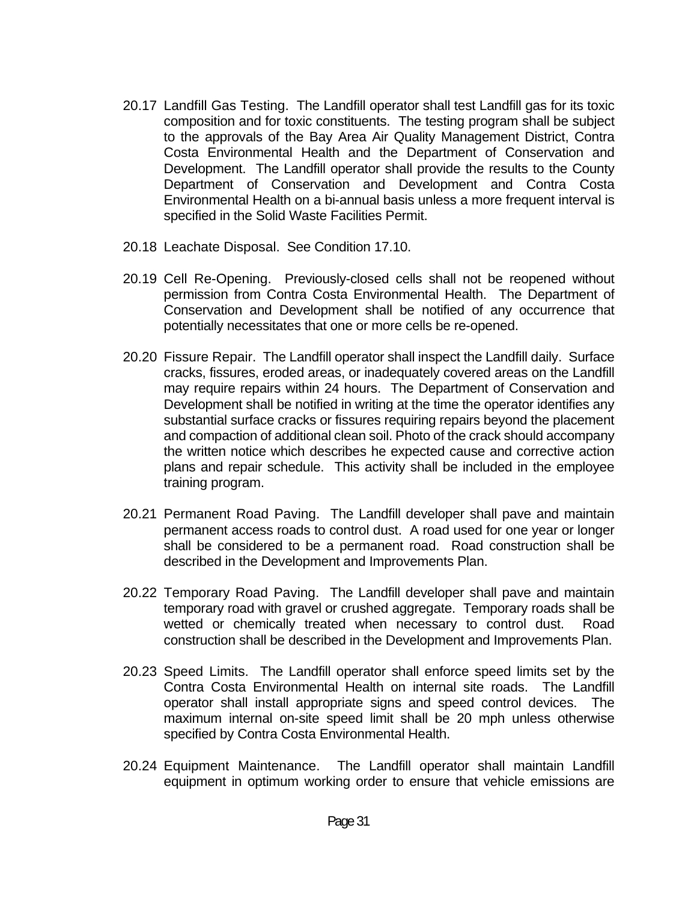20.17 Landfill Gas Testing. The Landfill operator shall test Landfill gas for its toxic composition and for toxic constituents. The testing program shall be subject to the approvals of the Bay Area Air Quality Management District, Contra Costa Environmental Health and the Department of Conservation and Development. The Landfill operator shall provide the results to the County Department of Conservation and Development and Contra Costa Environmental Health on a bi-annual basis unless a more frequent interval is specified in the Solid Waste Facilities Permit.

20.18 Leachate Disposal. See Condition 17.10.

20.19 Cell Re-Opening. Previously-closed cells shall not be reopened without permission from Contra Costa Environmental Health. The Department of Conservation and Development shall be notified of any occurrence that potentially necessitates that one or more cells be re-opened.

20.20 Fissure Repair. The Landfill operator shall inspect the Landfill daily. Surface cracks, fissures, eroded areas, or inadequately covered areas on the Landfill may require repairs within 24 hours. The Department of Conservation and Development shall be notified in writing at the time the operator identifies any substantial surface cracks or fissures requiring repairs beyond the placement and compaction of additional clean soil. Photo of the crack should accompany the written notice which describes he expected cause and corrective action plans and repair schedule. This activity shall be included in the employee training program.

20.21 Permanent Road Paving. The Landfill developer shall pave and maintain permanent access roads to control dust. A road used for one year or longer shall be considered to be a permanent road. Road construction shall be described in the Development and Improvements Plan.

20.22 Temporary Road Paving. The Landfill developer shall pave and maintain temporary road with gravel or crushed aggregate. Temporary roads shall be wetted or chemically treated when necessary to control dust. Road construction shall be described in the Development and Improvements Plan.

20.23 Speed Limits. The Landfill operator shall enforce speed limits set by the Contra Costa Environmental Health on internal site roads. The Landfill operator shall install appropriate signs and speed control devices. The maximum internal on-site speed limit shall be 20 mph unless otherwise specified by Contra Costa Environmental Health.

20.24 Equipment Maintenance. The Landfill operator shall maintain Landfill equipment in optimum working order to ensure that vehicle emissions are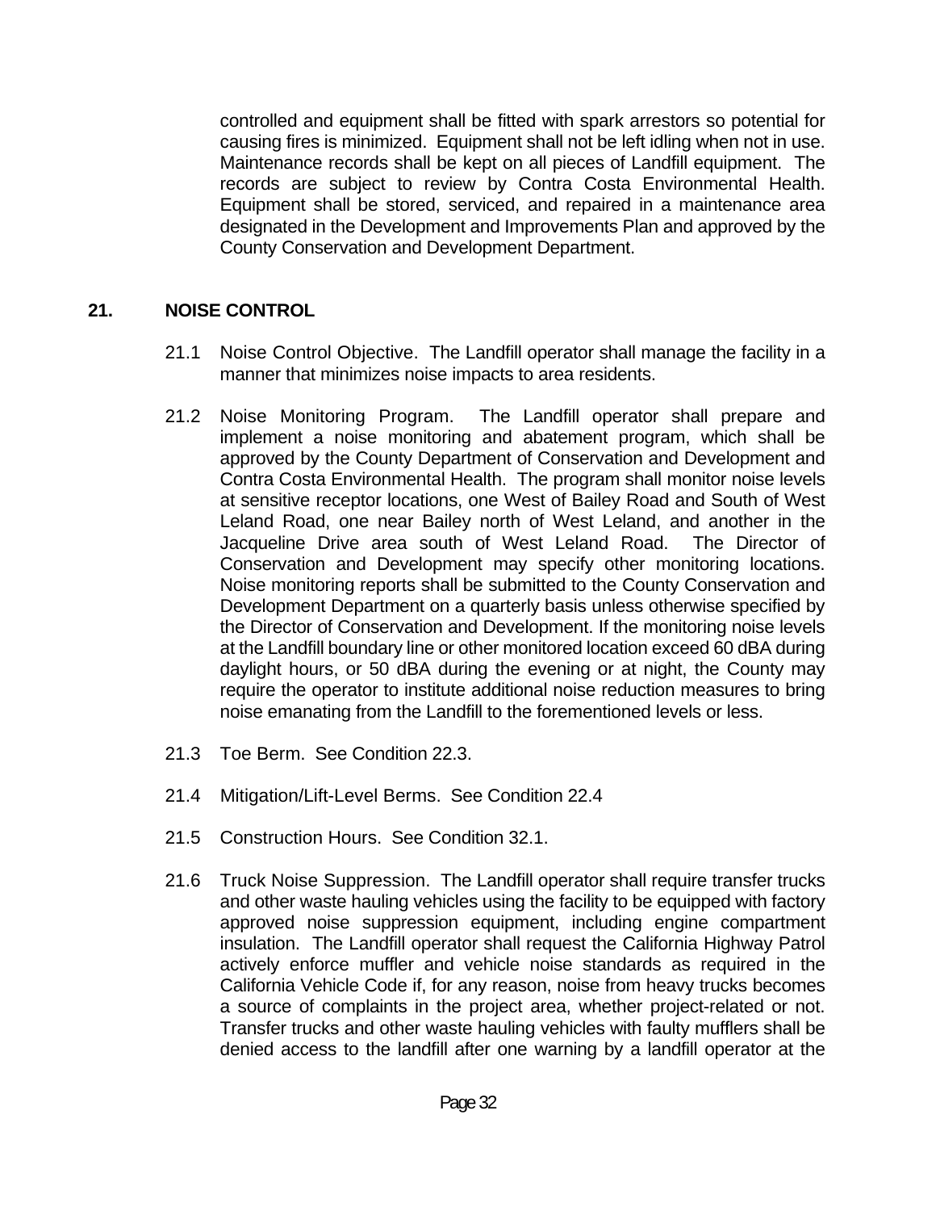controlled and equipment shall be fitted with spark arrestors so potential for causing fires is minimized. Equipment shall not be left idling when not in use. Maintenance records shall be kept on all pieces of Landfill equipment. The records are subject to review by Contra Costa Environmental Health. Equipment shall be stored, serviced, and repaired in a maintenance area designated in the Development and Improvements Plan and approved by the County Conservation and Development Department.

## 21. NOISE CONTROL

21.1 Noise Control Objective. The Landfill operator shall manage the facility in a manner that minimizes noise impacts to area residents.

21.2 Noise Monitoring Program. The Landfill operator shall prepare and implement a noise monitoring and abatement program, which shall be approved by the County Department of Conservation and Development and Contra Costa Environmental Health. The program shall monitor noise levels at sensitive receptor locations, one West of Bailey Road and South of West Leland Road, one near Bailey north of West Leland, and another in the Jacqueline Drive area south of West Leland Road. The Director of Conservation and Development may specify other monitoring locations. Noise monitoring reports shall be submitted to the County Conservation and Development Department on a quarterly basis unless otherwise specified by the Director of Conservation and Development. If the monitoring noise levels at the Landfill boundary line or other monitored location exceed 60 dBA during daylight hours, or 50 dBA during the evening or at night, the County may require the operator to institute additional noise reduction measures to bring noise emanating from the Landfill to the forementioned levels or less.

21.3 Toe Berm. See Condition 22.3.

21.4 Mitigation/Lift-Level Berms. See Condition 22.4

21.5 Construction Hours. See Condition 32.1.

21.6 Truck Noise Suppression. The Landfill operator shall require transfer trucks and other waste hauling vehicles using the facility to be equipped with factory approved noise suppression equipment, including engine compartment insulation. The Landfill operator shall request the California Highway Patrol actively enforce muffler and vehicle noise standards as required in the California Vehicle Code if, for any reason, noise from heavy trucks becomes a source of complaints in the project area, whether project-related or not. Transfer trucks and other waste hauling vehicles with faulty mufflers shall be denied access to the landfill after one warning by a landfill operator at the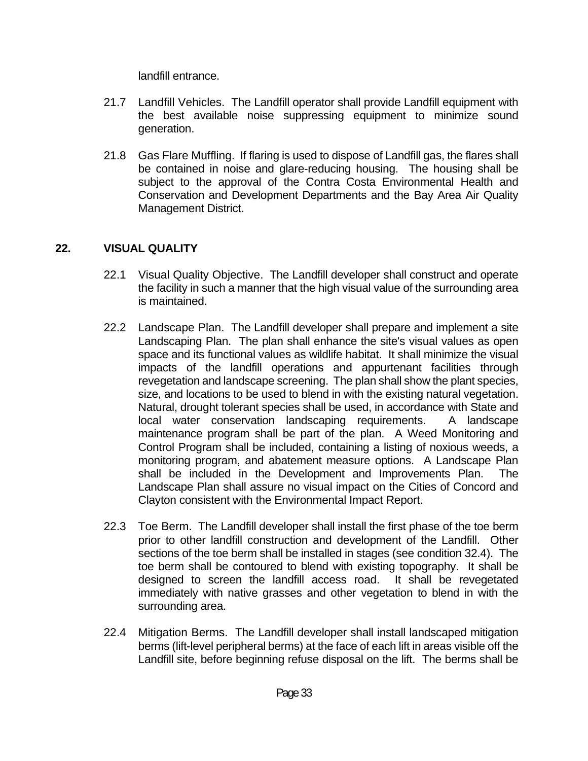landfill entrance.

21.7 Landfill Vehicles. The Landfill operator shall provide Landfill equipment with the best available noise suppressing equipment to minimize sound generation.

21.8 Gas Flare Muffling. If flaring is used to dispose of Landfill gas, the flares shall be contained in noise and glare-reducing housing. The housing shall be subject to the approval of the Contra Costa Environmental Health and Conservation and Development Departments and the Bay Area Air Quality Management District.

## 22. VISUAL QUALITY

22.1 Visual Quality Objective. The Landfill developer shall construct and operate the facility in such a manner that the high visual value of the surrounding area is maintained.

22.2 Landscape Plan. The Landfill developer shall prepare and implement a site Landscaping Plan. The plan shall enhance the site's visual values as open space and its functional values as wildlife habitat. It shall minimize the visual impacts of the landfill operations and appurtenant facilities through revegetation and landscape screening. The plan shall show the plant species, size, and locations to be used to blend in with the existing natural vegetation. Natural, drought tolerant species shall be used, in accordance with State and local water conservation landscaping requirements. A landscape maintenance program shall be part of the plan. A Weed Monitoring and Control Program shall be included, containing a listing of noxious weeds, a monitoring program, and abatement measure options. A Landscape Plan shall be included in the Development and Improvements Plan. The Landscape Plan shall assure no visual impact on the Cities of Concord and Clayton consistent with the Environmental Impact Report.

22.3 Toe Berm. The Landfill developer shall install the first phase of the toe berm prior to other landfill construction and development of the Landfill. Other sections of the toe berm shall be installed in stages (see condition 32.4). The toe berm shall be contoured to blend with existing topography. It shall be designed to screen the landfill access road. It shall be revegetated immediately with native grasses and other vegetation to blend in with the surrounding area.

22.4 Mitigation Berms. The Landfill developer shall install landscaped mitigation berms (lift-level peripheral berms) at the face of each lift in areas visible off the Landfill site, before beginning refuse disposal on the lift. The berms shall be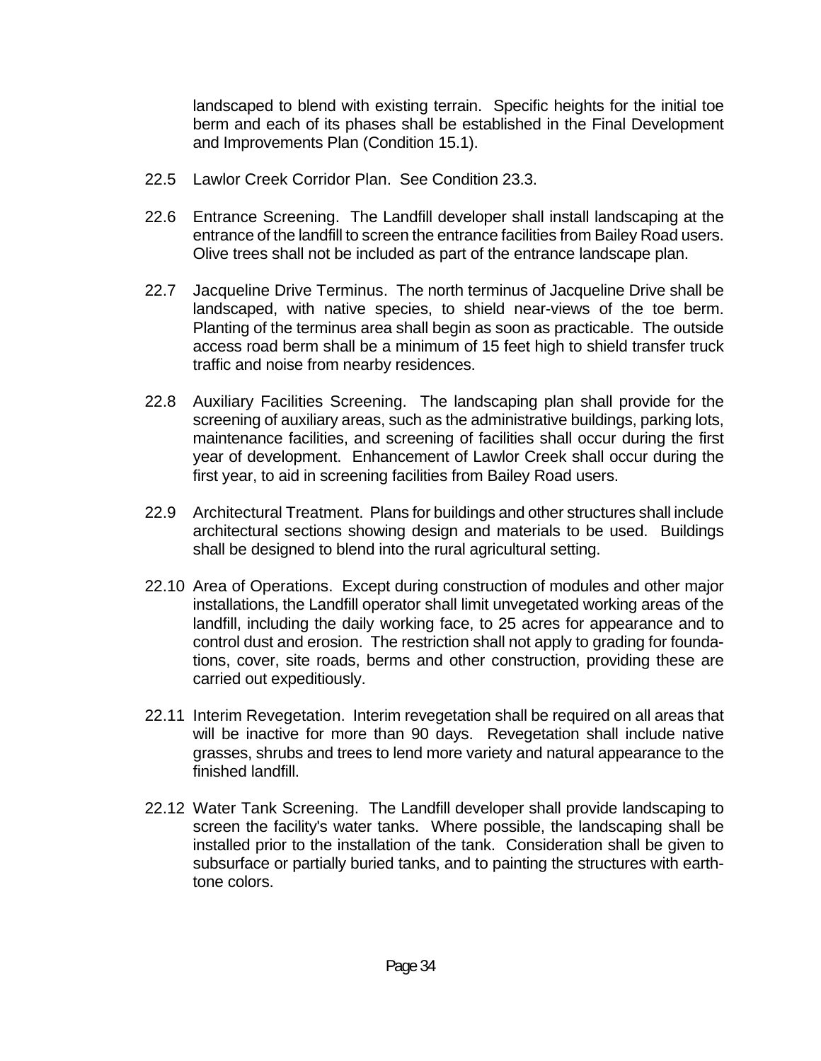landscaped to blend with existing terrain. Specific heights for the initial toe berm and each of its phases shall be established in the Final Development and Improvements Plan (Condition 15.1).

22.5 Lawlor Creek Corridor Plan. See Condition 23.3.

22.6 Entrance Screening. The Landfill developer shall install landscaping at the entrance of the landfill to screen the entrance facilities from Bailey Road users. Olive trees shall not be included as part of the entrance landscape plan.

22.7 Jacqueline Drive Terminus. The north terminus of Jacqueline Drive shall be landscaped, with native species, to shield near-views of the toe berm. Planting of the terminus area shall begin as soon as practicable. The outside access road berm shall be a minimum of 15 feet high to shield transfer truck traffic and noise from nearby residences.

22.8 Auxiliary Facilities Screening. The landscaping plan shall provide for the screening of auxiliary areas, such as the administrative buildings, parking lots, maintenance facilities, and screening of facilities shall occur during the first year of development. Enhancement of Lawlor Creek shall occur during the first year, to aid in screening facilities from Bailey Road users.

22.9 Architectural Treatment. Plans for buildings and other structures shall include architectural sections showing design and materials to be used. Buildings shall be designed to blend into the rural agricultural setting.

22.10 Area of Operations. Except during construction of modules and other major installations, the Landfill operator shall limit unvegetated working areas of the landfill, including the daily working face, to 25 acres for appearance and to control dust and erosion. The restriction shall not apply to grading for foundations, cover, site roads, berms and other construction, providing these are carried out expeditiously.

22.11 Interim Revegetation. Interim revegetation shall be required on all areas that will be inactive for more than 90 days. Revegetation shall include native grasses, shrubs and trees to lend more variety and natural appearance to the finished landfill.

22.12 Water Tank Screening. The Landfill developer shall provide landscaping to screen the facility's water tanks. Where possible, the landscaping shall be installed prior to the installation of the tank. Consideration shall be given to subsurface or partially buried tanks, and to painting the structures with earth-tone colors.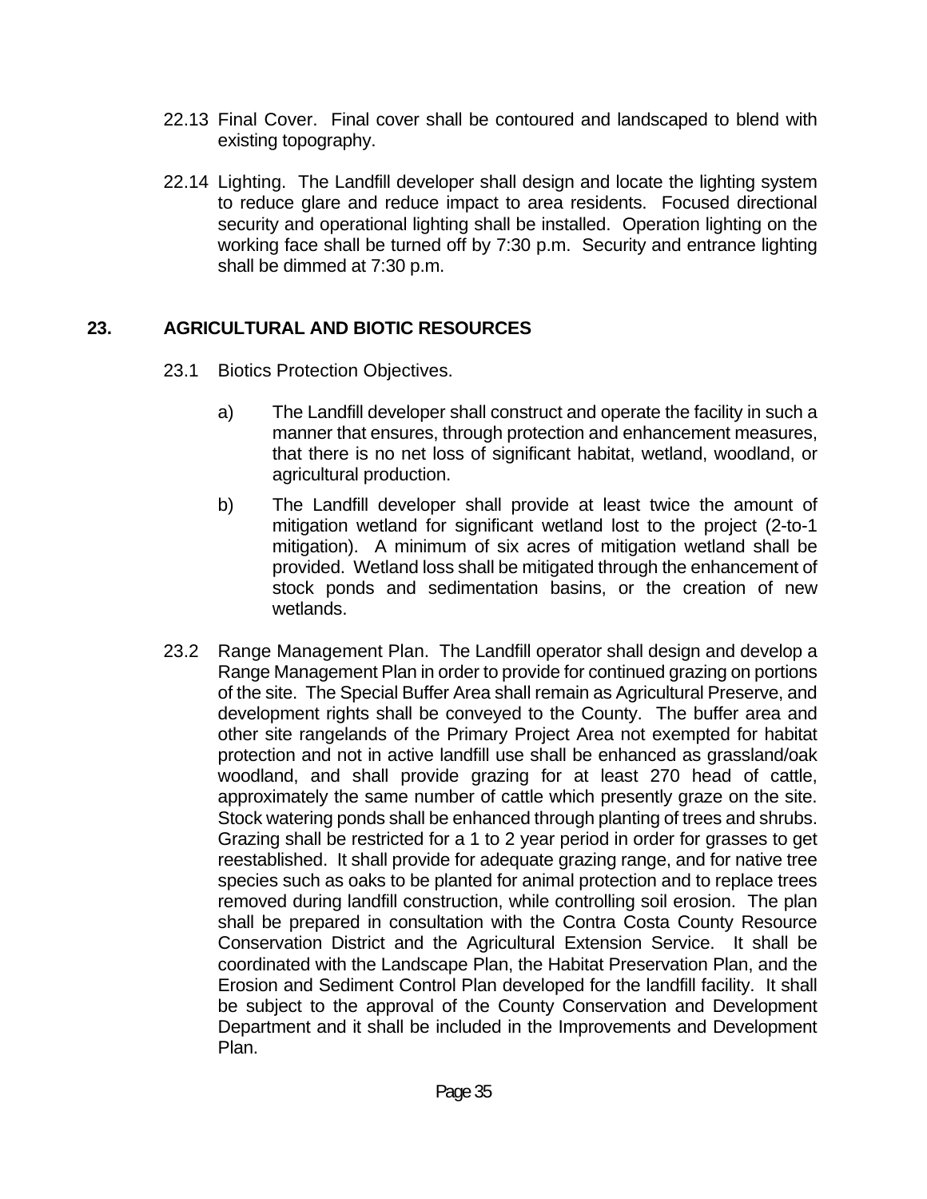22.13 Final Cover. Final cover shall be contoured and landscaped to blend with existing topography.

22.14 Lighting. The Landfill developer shall design and locate the lighting system to reduce glare and reduce impact to area residents. Focused directional security and operational lighting shall be installed. Operation lighting on the working face shall be turned off by 7:30 p.m. Security and entrance lighting shall be dimmed at 7:30 p.m.

## 23. AGRICULTURAL AND BIOTIC RESOURCES

23.1 Biotics Protection Objectives.

a) The Landfill developer shall construct and operate the facility in such a manner that ensures, through protection and enhancement measures, that there is no net loss of significant habitat, wetland, woodland, or agricultural production.

b) The Landfill developer shall provide at least twice the amount of mitigation wetland for significant wetland lost to the project (2-to-1 mitigation). A minimum of six acres of mitigation wetland shall be provided. Wetland loss shall be mitigated through the enhancement of stock ponds and sedimentation basins, or the creation of new wetlands.

23.2 Range Management Plan. The Landfill operator shall design and develop a Range Management Plan in order to provide for continued grazing on portions of the site. The Special Buffer Area shall remain as Agricultural Preserve, and development rights shall be conveyed to the County. The buffer area and other site rangelands of the Primary Project Area not exempted for habitat protection and not in active landfill use shall be enhanced as grassland/oak woodland, and shall provide grazing for at least 270 head of cattle, approximately the same number of cattle which presently graze on the site. Stock watering ponds shall be enhanced through planting of trees and shrubs. Grazing shall be restricted for a 1 to 2 year period in order for grasses to get reestablished. It shall provide for adequate grazing range, and for native tree species such as oaks to be planted for animal protection and to replace trees removed during landfill construction, while controlling soil erosion. The plan shall be prepared in consultation with the Contra Costa County Resource Conservation District and the Agricultural Extension Service. It shall be coordinated with the Landscape Plan, the Habitat Preservation Plan, and the Erosion and Sediment Control Plan developed for the landfill facility. It shall be subject to the approval of the County Conservation and Development Department and it shall be included in the Improvements and Development Plan.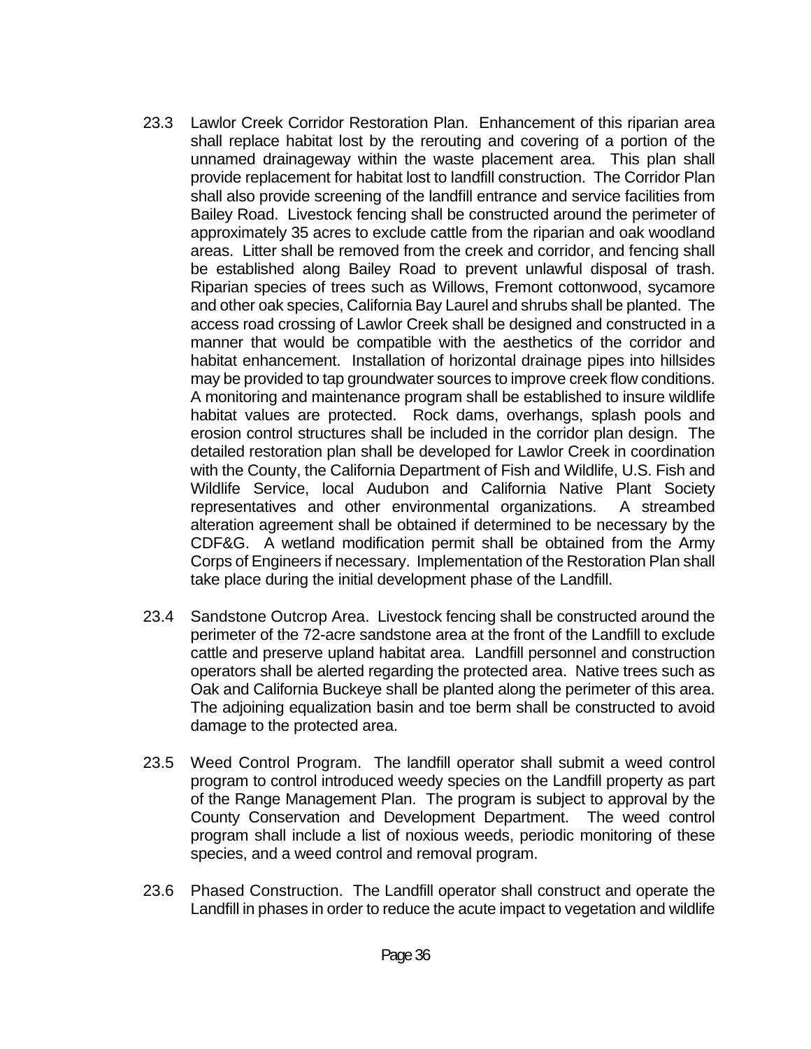23.3 Lawlor Creek Corridor Restoration Plan. Enhancement of this riparian area shall replace habitat lost by the rerouting and covering of a portion of the unnamed drainageway within the waste placement area. This plan shall provide replacement for habitat lost to landfill construction. The Corridor Plan shall also provide screening of the landfill entrance and service facilities from Bailey Road. Livestock fencing shall be constructed around the perimeter of approximately 35 acres to exclude cattle from the riparian and oak woodland areas. Litter shall be removed from the creek and corridor, and fencing shall be established along Bailey Road to prevent unlawful disposal of trash. Riparian species of trees such as Willows, Fremont cottonwood, sycamore and other oak species, California Bay Laurel and shrubs shall be planted. The access road crossing of Lawlor Creek shall be designed and constructed in a manner that would be compatible with the aesthetics of the corridor and habitat enhancement. Installation of horizontal drainage pipes into hillsides may be provided to tap groundwater sources to improve creek flow conditions. A monitoring and maintenance program shall be established to insure wildlife habitat values are protected. Rock dams, overhangs, splash pools and erosion control structures shall be included in the corridor plan design. The detailed restoration plan shall be developed for Lawlor Creek in coordination with the County, the California Department of Fish and Wildlife, U.S. Fish and Wildlife Service, local Audubon and California Native Plant Society representatives and other environmental organizations. A streambed alteration agreement shall be obtained if determined to be necessary by the CDF&G. A wetland modification permit shall be obtained from the Army Corps of Engineers if necessary. Implementation of the Restoration Plan shall take place during the initial development phase of the Landfill.

23.4 Sandstone Outcrop Area. Livestock fencing shall be constructed around the perimeter of the 72-acre sandstone area at the front of the Landfill to exclude cattle and preserve upland habitat area. Landfill personnel and construction operators shall be alerted regarding the protected area. Native trees such as Oak and California Buckeye shall be planted along the perimeter of this area. The adjoining equalization basin and toe berm shall be constructed to avoid damage to the protected area.

23.5 Weed Control Program. The landfill operator shall submit a weed control program to control introduced weedy species on the Landfill property as part of the Range Management Plan. The program is subject to approval by the County Conservation and Development Department. The weed control program shall include a list of noxious weeds, periodic monitoring of these species, and a weed control and removal program.

23.6 Phased Construction. The Landfill operator shall construct and operate the Landfill in phases in order to reduce the acute impact to vegetation and wildlife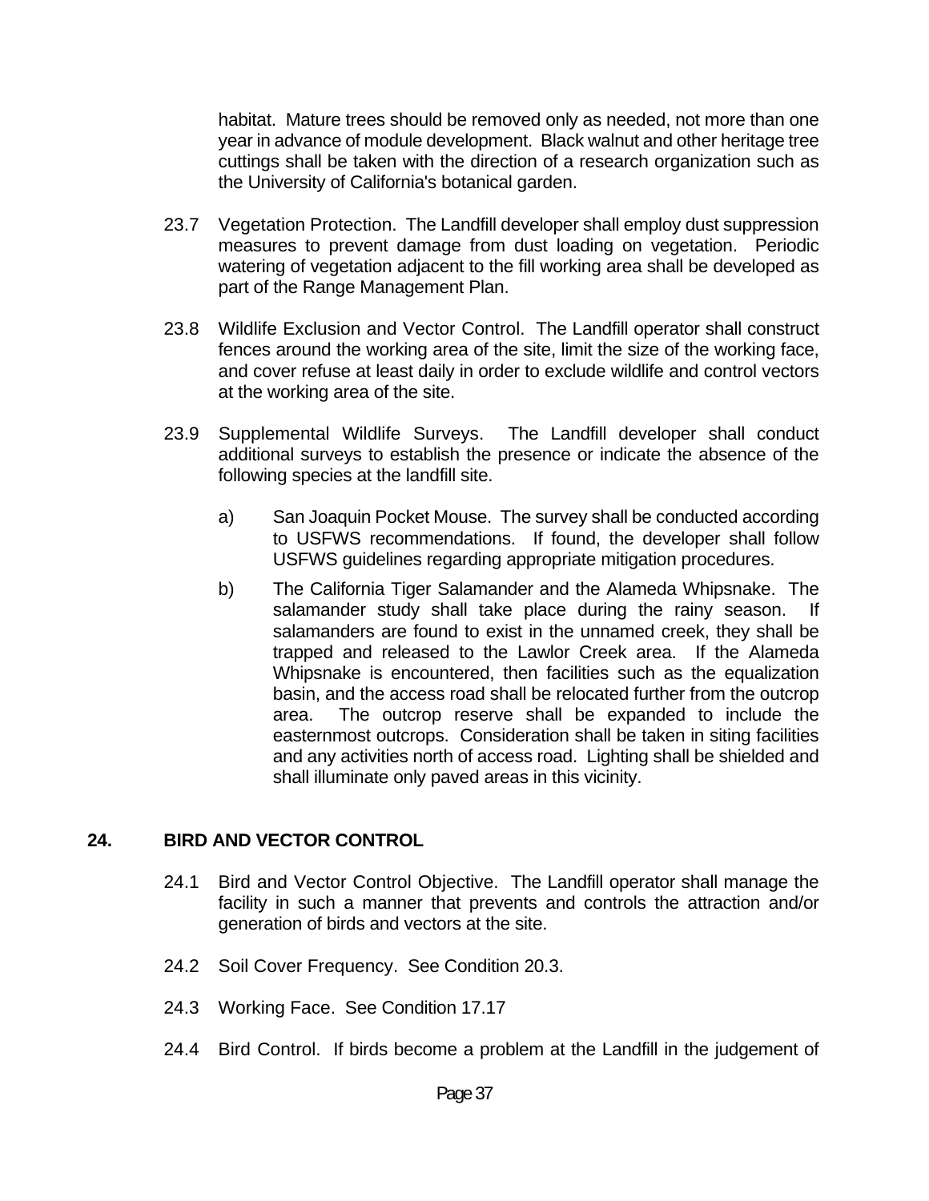habitat. Mature trees should be removed only as needed, not more than one year in advance of module development. Black walnut and other heritage tree cuttings shall be taken with the direction of a research organization such as the University of California's botanical garden.

23.7 Vegetation Protection. The Landfill developer shall employ dust suppression measures to prevent damage from dust loading on vegetation. Periodic watering of vegetation adjacent to the fill working area shall be developed as part of the Range Management Plan.

23.8 Wildlife Exclusion and Vector Control. The Landfill operator shall construct fences around the working area of the site, limit the size of the working face, and cover refuse at least daily in order to exclude wildlife and control vectors at the working area of the site.

23.9 Supplemental Wildlife Surveys. The Landfill developer shall conduct additional surveys to establish the presence or indicate the absence of the following species at the landfill site.

a) San Joaquin Pocket Mouse. The survey shall be conducted according to USFWS recommendations. If found, the developer shall follow USFWS guidelines regarding appropriate mitigation procedures.

b) The California Tiger Salamander and the Alameda Whipsnake. The salamander study shall take place during the rainy season. If salamanders are found to exist in the unnamed creek, they shall be trapped and released to the Lawlor Creek area. If the Alameda Whipsnake is encountered, then facilities such as the equalization basin, and the access road shall be relocated further from the outcrop area. The outcrop reserve shall be expanded to include the easternmost outcrops. Consideration shall be taken in siting facilities and any activities north of access road. Lighting shall be shielded and shall illuminate only paved areas in this vicinity.

## 24. BIRD AND VECTOR CONTROL

24.1 Bird and Vector Control Objective. The Landfill operator shall manage the facility in such a manner that prevents and controls the attraction and/or generation of birds and vectors at the site.

24.2 Soil Cover Frequency. See Condition 20.3.

24.3 Working Face. See Condition 17.17

24.4 Bird Control. If birds become a problem at the Landfill in the judgement of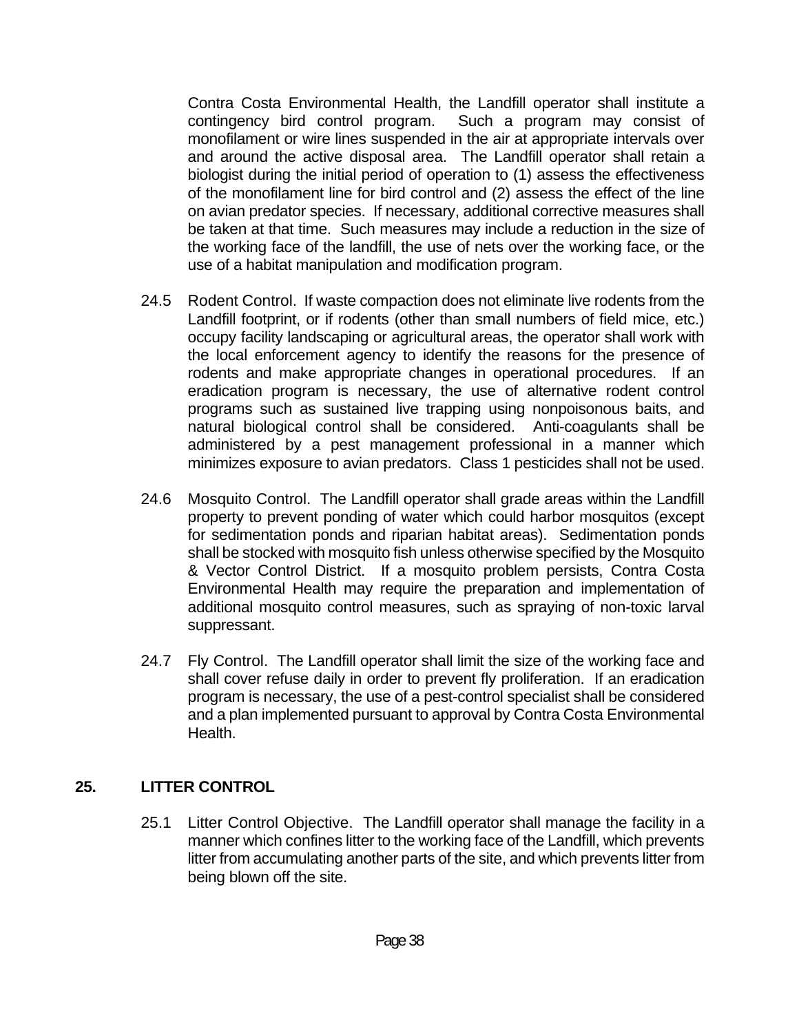Contra Costa Environmental Health, the Landfill operator shall institute a contingency bird control program. Such a program may consist of monofilament or wire lines suspended in the air at appropriate intervals over and around the active disposal area. The Landfill operator shall retain a biologist during the initial period of operation to (1) assess the effectiveness of the monofilament line for bird control and (2) assess the effect of the line on avian predator species. If necessary, additional corrective measures shall be taken at that time. Such measures may include a reduction in the size of the working face of the landfill, the use of nets over the working face, or the use of a habitat manipulation and modification program.

24.5 Rodent Control. If waste compaction does not eliminate live rodents from the Landfill footprint, or if rodents (other than small numbers of field mice, etc.) occupy facility landscaping or agricultural areas, the operator shall work with the local enforcement agency to identify the reasons for the presence of rodents and make appropriate changes in operational procedures. If an eradication program is necessary, the use of alternative rodent control programs such as sustained live trapping using nonpoisonous baits, and natural biological control shall be considered. Anti-coagulants shall be administered by a pest management professional in a manner which minimizes exposure to avian predators. Class 1 pesticides shall not be used.

24.6 Mosquito Control. The Landfill operator shall grade areas within the Landfill property to prevent ponding of water which could harbor mosquitos (except for sedimentation ponds and riparian habitat areas). Sedimentation ponds shall be stocked with mosquito fish unless otherwise specified by the Mosquito & Vector Control District. If a mosquito problem persists, Contra Costa Environmental Health may require the preparation and implementation of additional mosquito control measures, such as spraying of non-toxic larval suppressant.

24.7 Fly Control. The Landfill operator shall limit the size of the working face and shall cover refuse daily in order to prevent fly proliferation. If an eradication program is necessary, the use of a pest-control specialist shall be considered and a plan implemented pursuant to approval by Contra Costa Environmental Health.

## 25. LITTER CONTROL

25.1 Litter Control Objective. The Landfill operator shall manage the facility in a manner which confines litter to the working face of the Landfill, which prevents litter from accumulating another parts of the site, and which prevents litter from being blown off the site.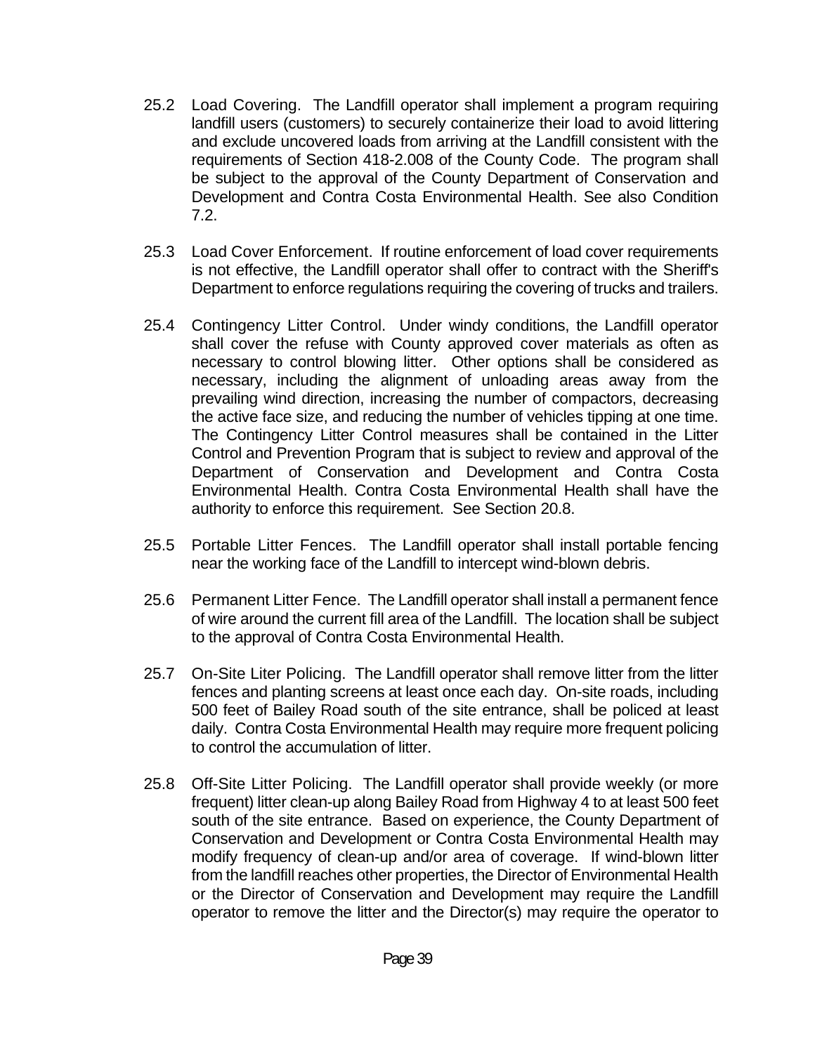25.2 Load Covering. The Landfill operator shall implement a program requiring landfill users (customers) to securely containerize their load to avoid littering and exclude uncovered loads from arriving at the Landfill consistent with the requirements of Section 418-2.008 of the County Code. The program shall be subject to the approval of the County Department of Conservation and Development and Contra Costa Environmental Health. See also Condition 7.2.

25.3 Load Cover Enforcement. If routine enforcement of load cover requirements is not effective, the Landfill operator shall offer to contract with the Sheriff's Department to enforce regulations requiring the covering of trucks and trailers.

25.4 Contingency Litter Control. Under windy conditions, the Landfill operator shall cover the refuse with County approved cover materials as often as necessary to control blowing litter. Other options shall be considered as necessary, including the alignment of unloading areas away from the prevailing wind direction, increasing the number of compactors, decreasing the active face size, and reducing the number of vehicles tipping at one time. The Contingency Litter Control measures shall be contained in the Litter Control and Prevention Program that is subject to review and approval of the Department of Conservation and Development and Contra Costa Environmental Health. Contra Costa Environmental Health shall have the authority to enforce this requirement. See Section 20.8.

25.5 Portable Litter Fences. The Landfill operator shall install portable fencing near the working face of the Landfill to intercept wind-blown debris.

25.6 Permanent Litter Fence. The Landfill operator shall install a permanent fence of wire around the current fill area of the Landfill. The location shall be subject to the approval of Contra Costa Environmental Health.

25.7 On-Site Liter Policing. The Landfill operator shall remove litter from the litter fences and planting screens at least once each day. On-site roads, including 500 feet of Bailey Road south of the site entrance, shall be policed at least daily. Contra Costa Environmental Health may require more frequent policing to control the accumulation of litter.

25.8 Off-Site Litter Policing. The Landfill operator shall provide weekly (or more frequent) litter clean-up along Bailey Road from Highway 4 to at least 500 feet south of the site entrance. Based on experience, the County Department of Conservation and Development or Contra Costa Environmental Health may modify frequency of clean-up and/or area of coverage. If wind-blown litter from the landfill reaches other properties, the Director of Environmental Health or the Director of Conservation and Development may require the Landfill operator to remove the litter and the Director(s) may require the operator to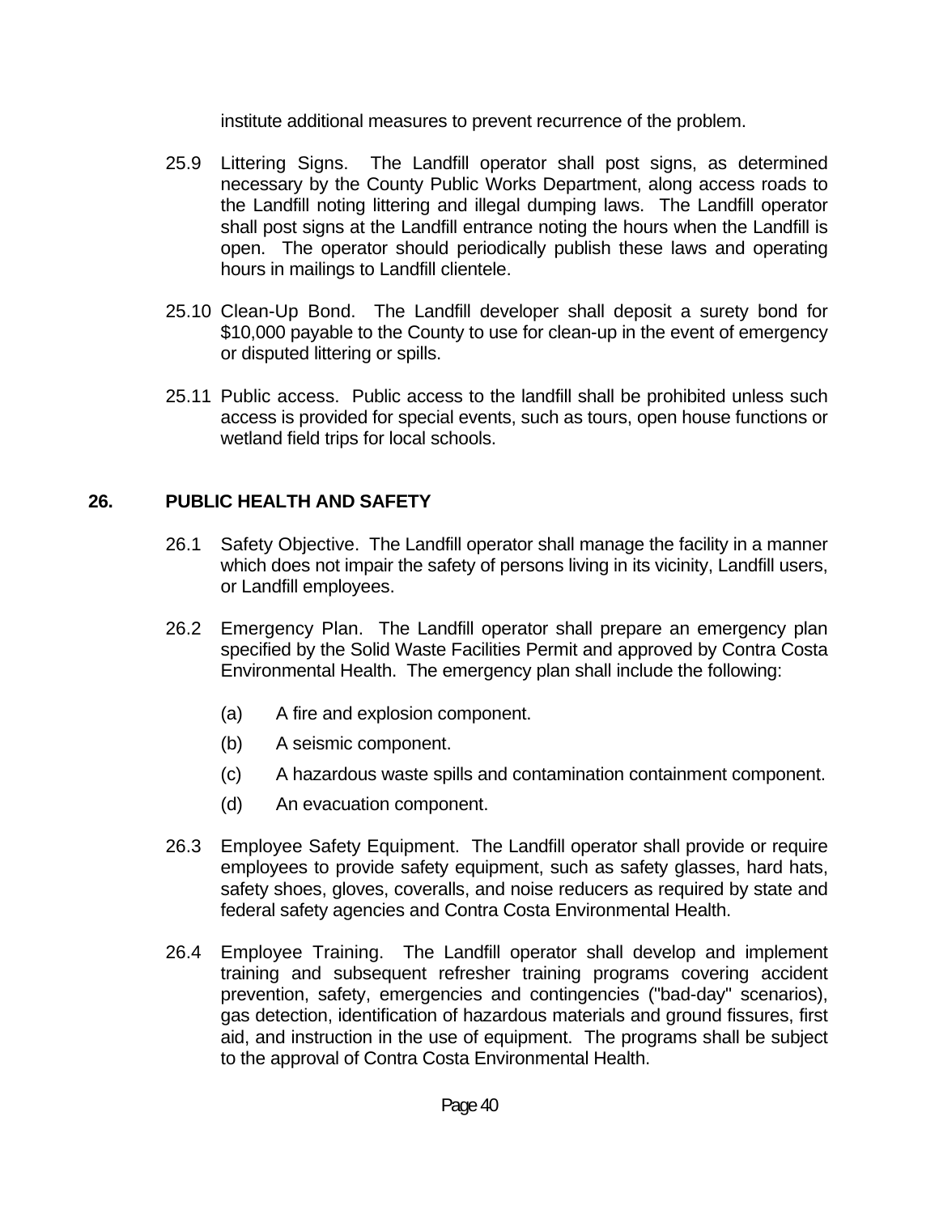institute additional measures to prevent recurrence of the problem.

25.9 Littering Signs. The Landfill operator shall post signs, as determined necessary by the County Public Works Department, along access roads to the Landfill noting littering and illegal dumping laws. The Landfill operator shall post signs at the Landfill entrance noting the hours when the Landfill is open. The operator should periodically publish these laws and operating hours in mailings to Landfill clientele.

25.10 Clean-Up Bond. The Landfill developer shall deposit a surety bond for $10,000 payable to the County to use for clean-up in the event of emergency or disputed littering or spills.

25.11 Public access. Public access to the landfill shall be prohibited unless such access is provided for special events, such as tours, open house functions or wetland field trips for local schools.

## 26. PUBLIC HEALTH AND SAFETY

26.1 Safety Objective. The Landfill operator shall manage the facility in a manner which does not impair the safety of persons living in its vicinity, Landfill users, or Landfill employees.

26.2 Emergency Plan. The Landfill operator shall prepare an emergency plan specified by the Solid Waste Facilities Permit and approved by Contra Costa Environmental Health. The emergency plan shall include the following:

(a) A fire and explosion component.

(b) A seismic component.

(c) A hazardous waste spills and contamination containment component.

(d) An evacuation component.

26.3 Employee Safety Equipment. The Landfill operator shall provide or require employees to provide safety equipment, such as safety glasses, hard hats, safety shoes, gloves, coveralls, and noise reducers as required by state and federal safety agencies and Contra Costa Environmental Health.

26.4 Employee Training. The Landfill operator shall develop and implement training and subsequent refresher training programs covering accident prevention, safety, emergencies and contingencies ("bad-day" scenarios), gas detection, identification of hazardous materials and ground fissures, first aid, and instruction in the use of equipment. The programs shall be subject to the approval of Contra Costa Environmental Health.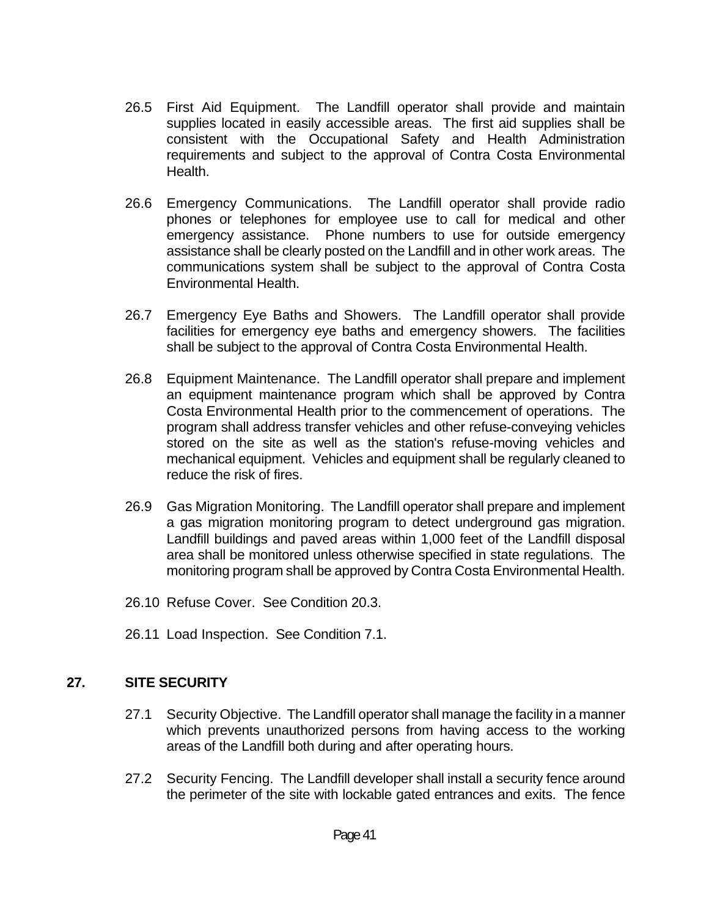26.5 First Aid Equipment. The Landfill operator shall provide and maintain supplies located in easily accessible areas. The first aid supplies shall be consistent with the Occupational Safety and Health Administration requirements and subject to the approval of Contra Costa Environmental Health.

26.6 Emergency Communications. The Landfill operator shall provide radio phones or telephones for employee use to call for medical and other emergency assistance. Phone numbers to use for outside emergency assistance shall be clearly posted on the Landfill and in other work areas. The communications system shall be subject to the approval of Contra Costa Environmental Health.

26.7 Emergency Eye Baths and Showers. The Landfill operator shall provide facilities for emergency eye baths and emergency showers. The facilities shall be subject to the approval of Contra Costa Environmental Health.

26.8 Equipment Maintenance. The Landfill operator shall prepare and implement an equipment maintenance program which shall be approved by Contra Costa Environmental Health prior to the commencement of operations. The program shall address transfer vehicles and other refuse-conveying vehicles stored on the site as well as the station's refuse-moving vehicles and mechanical equipment. Vehicles and equipment shall be regularly cleaned to reduce the risk of fires.

26.9 Gas Migration Monitoring. The Landfill operator shall prepare and implement a gas migration monitoring program to detect underground gas migration. Landfill buildings and paved areas within 1,000 feet of the Landfill disposal area shall be monitored unless otherwise specified in state regulations. The monitoring program shall be approved by Contra Costa Environmental Health.

26.10 Refuse Cover. See Condition 20.3.

26.11 Load Inspection. See Condition 7.1.

## 27. SITE SECURITY

27.1 Security Objective. The Landfill operator shall manage the facility in a manner which prevents unauthorized persons from having access to the working areas of the Landfill both during and after operating hours.

27.2 Security Fencing. The Landfill developer shall install a security fence around the perimeter of the site with lockable gated entrances and exits. The fence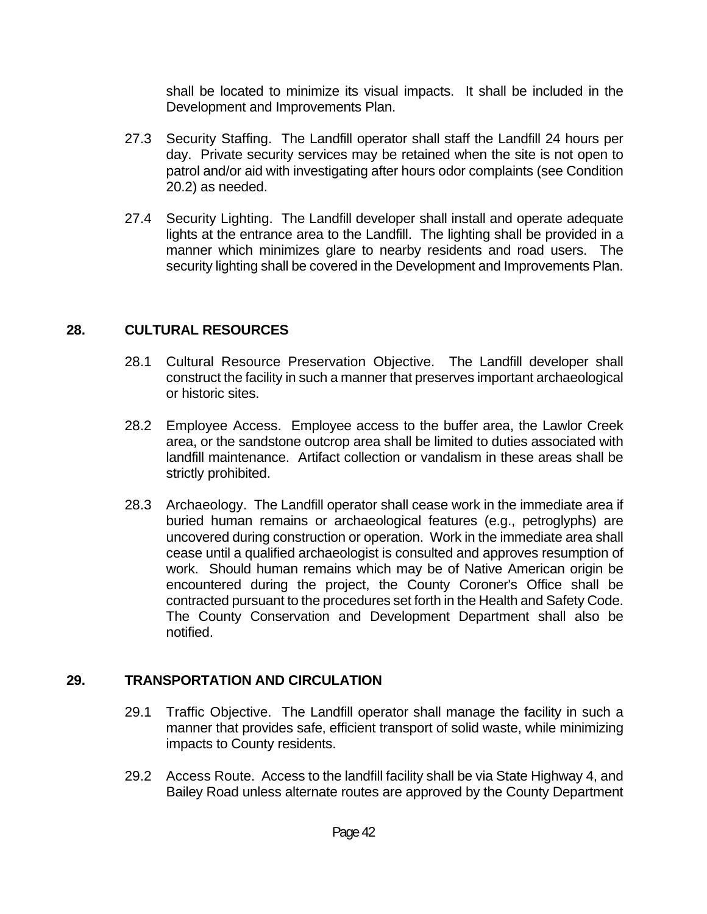shall be located to minimize its visual impacts. It shall be included in the Development and Improvements Plan.

27.3 Security Staffing. The Landfill operator shall staff the Landfill 24 hours per day. Private security services may be retained when the site is not open to patrol and/or aid with investigating after hours odor complaints (see Condition 20.2) as needed.

27.4 Security Lighting. The Landfill developer shall install and operate adequate lights at the entrance area to the Landfill. The lighting shall be provided in a manner which minimizes glare to nearby residents and road users. The security lighting shall be covered in the Development and Improvements Plan.

## 28. CULTURAL RESOURCES

28.1 Cultural Resource Preservation Objective. The Landfill developer shall construct the facility in such a manner that preserves important archaeological or historic sites.

28.2 Employee Access. Employee access to the buffer area, the Lawlor Creek area, or the sandstone outcrop area shall be limited to duties associated with landfill maintenance. Artifact collection or vandalism in these areas shall be strictly prohibited.

28.3 Archaeology. The Landfill operator shall cease work in the immediate area if buried human remains or archaeological features (e.g., petroglyphs) are uncovered during construction or operation. Work in the immediate area shall cease until a qualified archaeologist is consulted and approves resumption of work. Should human remains which may be of Native American origin be encountered during the project, the County Coroner's Office shall be contracted pursuant to the procedures set forth in the Health and Safety Code. The County Conservation and Development Department shall also be notified.

## 29. TRANSPORTATION AND CIRCULATION

29.1 Traffic Objective. The Landfill operator shall manage the facility in such a manner that provides safe, efficient transport of solid waste, while minimizing impacts to County residents.

29.2 Access Route. Access to the landfill facility shall be via State Highway 4, and Bailey Road unless alternate routes are approved by the County Department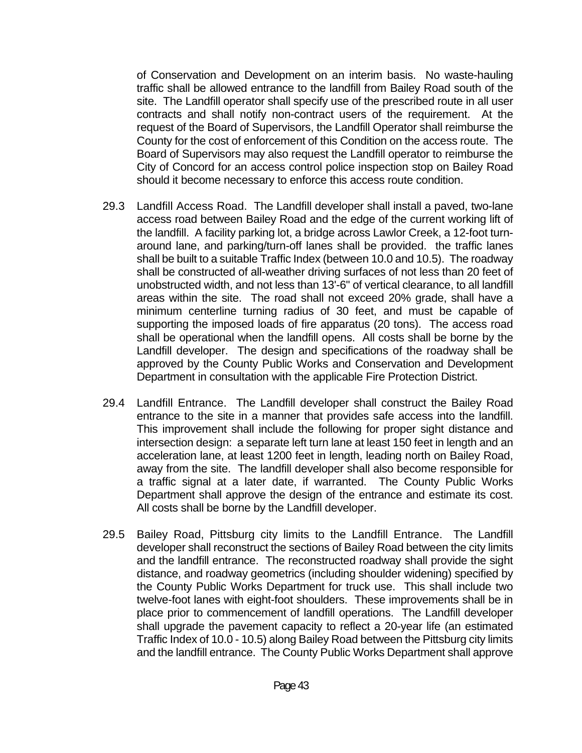of Conservation and Development on an interim basis. No waste-hauling traffic shall be allowed entrance to the landfill from Bailey Road south of the site. The Landfill operator shall specify use of the prescribed route in all user contracts and shall notify non-contract users of the requirement. At the request of the Board of Supervisors, the Landfill Operator shall reimburse the County for the cost of enforcement of this Condition on the access route. The Board of Supervisors may also request the Landfill operator to reimburse the City of Concord for an access control police inspection stop on Bailey Road should it become necessary to enforce this access route condition.

29.3 Landfill Access Road. The Landfill developer shall install a paved, two-lane access road between Bailey Road and the edge of the current working lift of the landfill. A facility parking lot, a bridge across Lawlor Creek, a 12-foot turn-around lane, and parking/turn-off lanes shall be provided. the traffic lanes shall be built to a suitable Traffic Index (between 10.0 and 10.5). The roadway shall be constructed of all-weather driving surfaces of not less than 20 feet of unobstructed width, and not less than 13'-6" of vertical clearance, to all landfill areas within the site. The road shall not exceed 20% grade, shall have a minimum centerline turning radius of 30 feet, and must be capable of supporting the imposed loads of fire apparatus (20 tons). The access road shall be operational when the landfill opens. All costs shall be borne by the Landfill developer. The design and specifications of the roadway shall be approved by the County Public Works and Conservation and Development Department in consultation with the applicable Fire Protection District.

29.4 Landfill Entrance. The Landfill developer shall construct the Bailey Road entrance to the site in a manner that provides safe access into the landfill. This improvement shall include the following for proper sight distance and intersection design: a separate left turn lane at least 150 feet in length and an acceleration lane, at least 1200 feet in length, leading north on Bailey Road, away from the site. The landfill developer shall also become responsible for a traffic signal at a later date, if warranted. The County Public Works Department shall approve the design of the entrance and estimate its cost. All costs shall be borne by the Landfill developer.

29.5 Bailey Road, Pittsburg city limits to the Landfill Entrance. The Landfill developer shall reconstruct the sections of Bailey Road between the city limits and the landfill entrance. The reconstructed roadway shall provide the sight distance, and roadway geometrics (including shoulder widening) specified by the County Public Works Department for truck use. This shall include two twelve-foot lanes with eight-foot shoulders. These improvements shall be in place prior to commencement of landfill operations. The Landfill developer shall upgrade the pavement capacity to reflect a 20-year life (an estimated Traffic Index of 10.0 - 10.5) along Bailey Road between the Pittsburg city limits and the landfill entrance. The County Public Works Department shall approve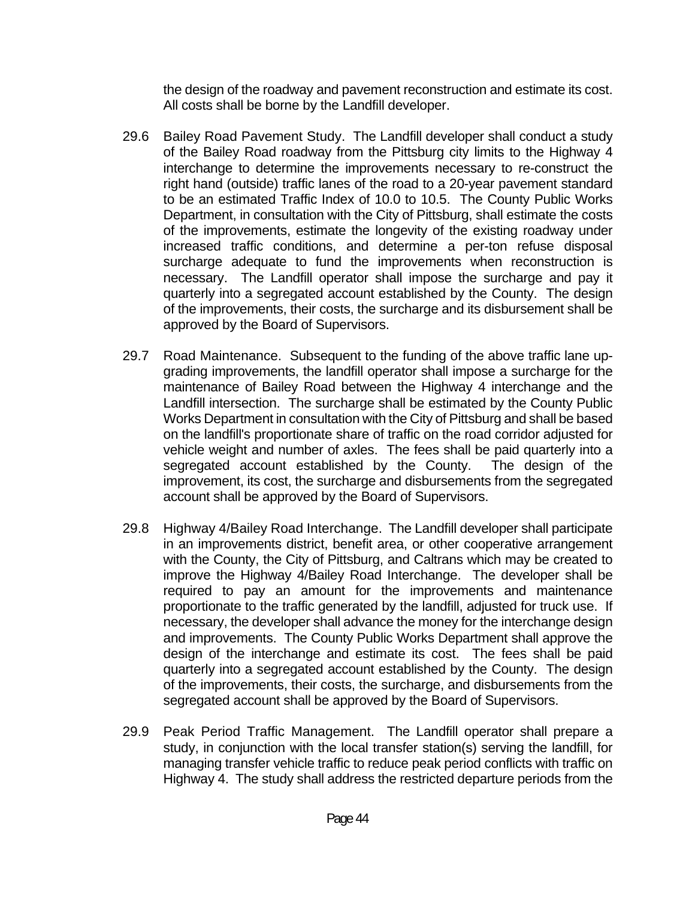the design of the roadway and pavement reconstruction and estimate its cost. All costs shall be borne by the Landfill developer.

29.6 Bailey Road Pavement Study. The Landfill developer shall conduct a study of the Bailey Road roadway from the Pittsburg city limits to the Highway 4 interchange to determine the improvements necessary to re-construct the right hand (outside) traffic lanes of the road to a 20-year pavement standard to be an estimated Traffic Index of 10.0 to 10.5. The County Public Works Department, in consultation with the City of Pittsburg, shall estimate the costs of the improvements, estimate the longevity of the existing roadway under increased traffic conditions, and determine a per-ton refuse disposal surcharge adequate to fund the improvements when reconstruction is necessary. The Landfill operator shall impose the surcharge and pay it quarterly into a segregated account established by the County. The design of the improvements, their costs, the surcharge and its disbursement shall be approved by the Board of Supervisors.

29.7 Road Maintenance. Subsequent to the funding of the above traffic lane up-grading improvements, the landfill operator shall impose a surcharge for the maintenance of Bailey Road between the Highway 4 interchange and the Landfill intersection. The surcharge shall be estimated by the County Public Works Department in consultation with the City of Pittsburg and shall be based on the landfill's proportionate share of traffic on the road corridor adjusted for vehicle weight and number of axles. The fees shall be paid quarterly into a segregated account established by the County. The design of the improvement, its cost, the surcharge and disbursements from the segregated account shall be approved by the Board of Supervisors.

29.8 Highway 4/Bailey Road Interchange. The Landfill developer shall participate in an improvements district, benefit area, or other cooperative arrangement with the County, the City of Pittsburg, and Caltrans which may be created to improve the Highway 4/Bailey Road Interchange. The developer shall be required to pay an amount for the improvements and maintenance proportionate to the traffic generated by the landfill, adjusted for truck use. If necessary, the developer shall advance the money for the interchange design and improvements. The County Public Works Department shall approve the design of the interchange and estimate its cost. The fees shall be paid quarterly into a segregated account established by the County. The design of the improvements, their costs, the surcharge, and disbursements from the segregated account shall be approved by the Board of Supervisors.

29.9 Peak Period Traffic Management. The Landfill operator shall prepare a study, in conjunction with the local transfer station(s) serving the landfill, for managing transfer vehicle traffic to reduce peak period conflicts with traffic on Highway 4. The study shall address the restricted departure periods from the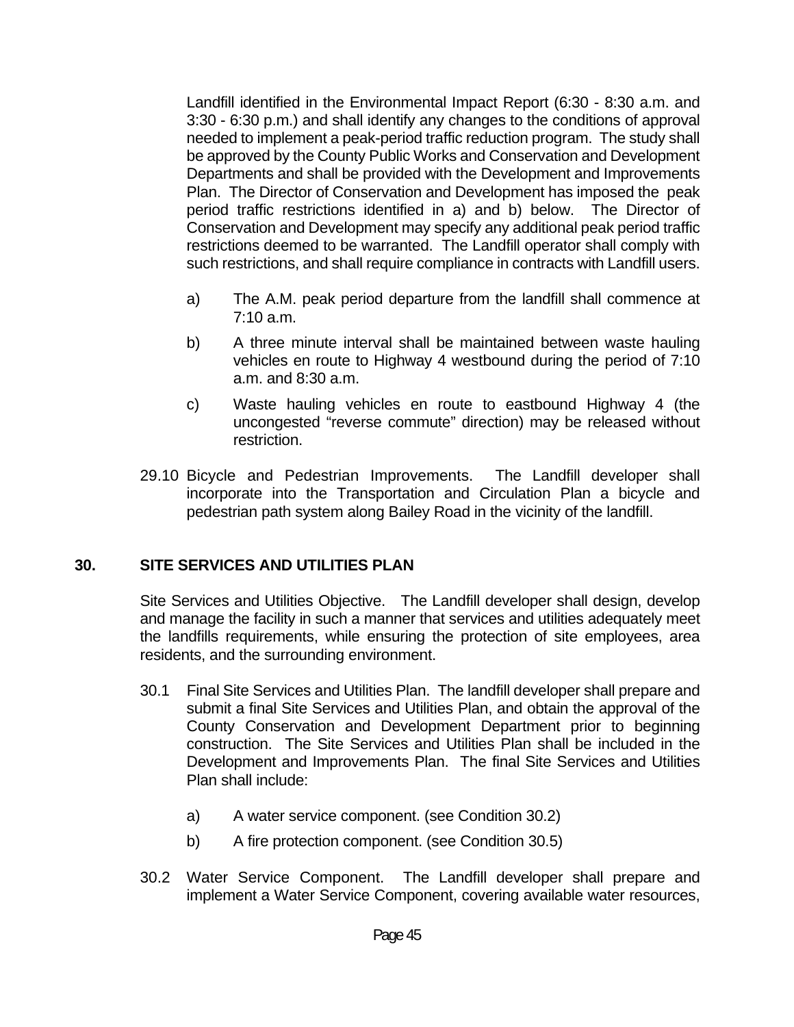Landfill identified in the Environmental Impact Report (6:30 - 8:30 a.m. and 3:30 - 6:30 p.m.) and shall identify any changes to the conditions of approval needed to implement a peak-period traffic reduction program. The study shall be approved by the County Public Works and Conservation and Development Departments and shall be provided with the Development and Improvements Plan. The Director of Conservation and Development has imposed the peak period traffic restrictions identified in a) and b) below. The Director of Conservation and Development may specify any additional peak period traffic restrictions deemed to be warranted. The Landfill operator shall comply with such restrictions, and shall require compliance in contracts with Landfill users.

a) The A.M. peak period departure from the landfill shall commence at 7:10 a.m.

b) A three minute interval shall be maintained between waste hauling vehicles en route to Highway 4 westbound during the period of 7:10 a.m. and 8:30 a.m.

c) Waste hauling vehicles en route to eastbound Highway 4 (the uncongested "reverse commute" direction) may be released without restriction.

29.10 Bicycle and Pedestrian Improvements. The Landfill developer shall incorporate into the Transportation and Circulation Plan a bicycle and pedestrian path system along Bailey Road in the vicinity of the landfill.

## 30. SITE SERVICES AND UTILITIES PLAN

Site Services and Utilities Objective. The Landfill developer shall design, develop and manage the facility in such a manner that services and utilities adequately meet the landfills requirements, while ensuring the protection of site employees, area residents, and the surrounding environment.

30.1 Final Site Services and Utilities Plan. The landfill developer shall prepare and submit a final Site Services and Utilities Plan, and obtain the approval of the County Conservation and Development Department prior to beginning construction. The Site Services and Utilities Plan shall be included in the Development and Improvements Plan. The final Site Services and Utilities Plan shall include:

a) A water service component. (see Condition 30.2)

b) A fire protection component. (see Condition 30.5)

30.2 Water Service Component. The Landfill developer shall prepare and implement a Water Service Component, covering available water resources,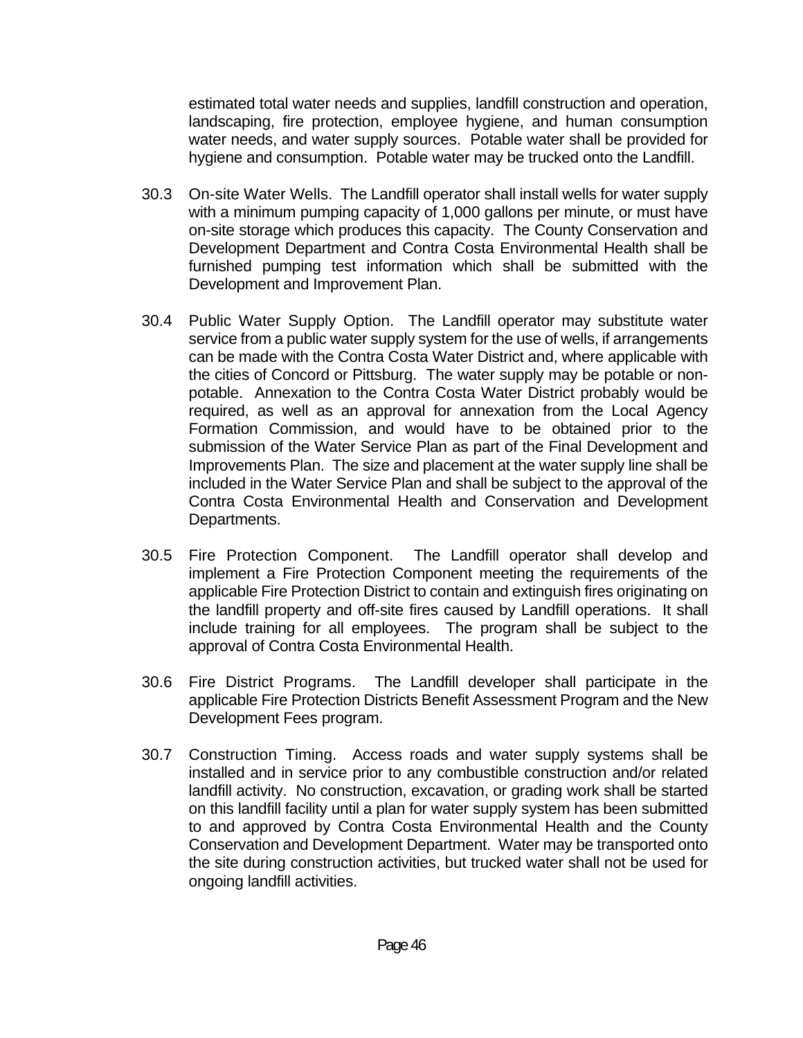estimated total water needs and supplies, landfill construction and operation, landscaping, fire protection, employee hygiene, and human consumption water needs, and water supply sources. Potable water shall be provided for hygiene and consumption. Potable water may be trucked onto the Landfill.

30.3 On-site Water Wells. The Landfill operator shall install wells for water supply with a minimum pumping capacity of 1,000 gallons per minute, or must have on-site storage which produces this capacity. The County Conservation and Development Department and Contra Costa Environmental Health shall be furnished pumping test information which shall be submitted with the Development and Improvement Plan.

30.4 Public Water Supply Option. The Landfill operator may substitute water service from a public water supply system for the use of wells, if arrangements can be made with the Contra Costa Water District and, where applicable with the cities of Concord or Pittsburg. The water supply may be potable or non-potable. Annexation to the Contra Costa Water District probably would be required, as well as an approval for annexation from the Local Agency Formation Commission, and would have to be obtained prior to the submission of the Water Service Plan as part of the Final Development and Improvements Plan. The size and placement at the water supply line shall be included in the Water Service Plan and shall be subject to the approval of the Contra Costa Environmental Health and Conservation and Development Departments.

30.5 Fire Protection Component. The Landfill operator shall develop and implement a Fire Protection Component meeting the requirements of the applicable Fire Protection District to contain and extinguish fires originating on the landfill property and off-site fires caused by Landfill operations. It shall include training for all employees. The program shall be subject to the approval of Contra Costa Environmental Health.

30.6 Fire District Programs. The Landfill developer shall participate in the applicable Fire Protection Districts Benefit Assessment Program and the New Development Fees program.

30.7 Construction Timing. Access roads and water supply systems shall be installed and in service prior to any combustible construction and/or related landfill activity. No construction, excavation, or grading work shall be started on this landfill facility until a plan for water supply system has been submitted to and approved by Contra Costa Environmental Health and the County Conservation and Development Department. Water may be transported onto the site during construction activities, but trucked water shall not be used for ongoing landfill activities.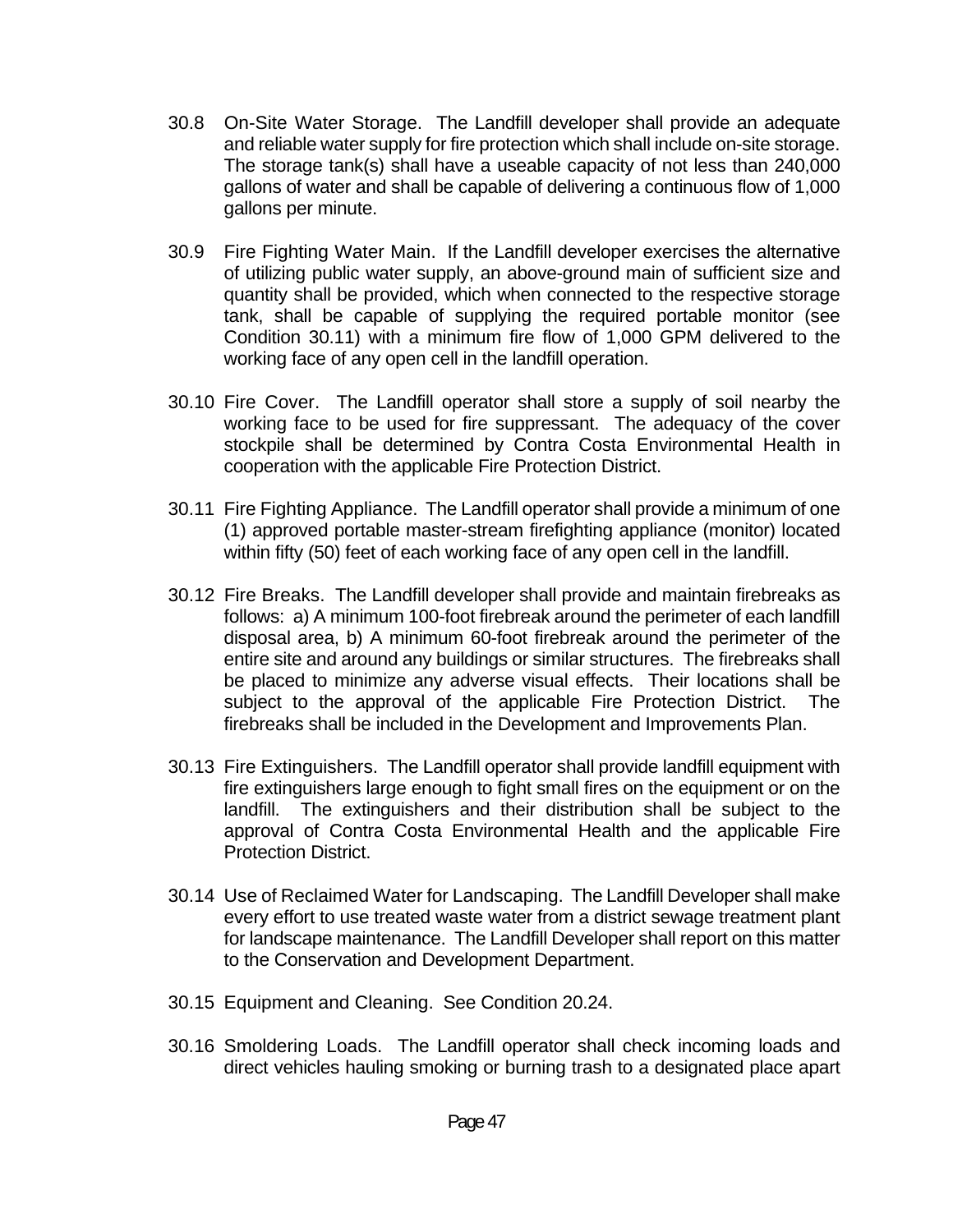30.8 On-Site Water Storage. The Landfill developer shall provide an adequate and reliable water supply for fire protection which shall include on-site storage. The storage tank(s) shall have a useable capacity of not less than 240,000 gallons of water and shall be capable of delivering a continuous flow of 1,000 gallons per minute.

30.9 Fire Fighting Water Main. If the Landfill developer exercises the alternative of utilizing public water supply, an above-ground main of sufficient size and quantity shall be provided, which when connected to the respective storage tank, shall be capable of supplying the required portable monitor (see Condition 30.11) with a minimum fire flow of 1,000 GPM delivered to the working face of any open cell in the landfill operation.

30.10 Fire Cover. The Landfill operator shall store a supply of soil nearby the working face to be used for fire suppressant. The adequacy of the cover stockpile shall be determined by Contra Costa Environmental Health in cooperation with the applicable Fire Protection District.

30.11 Fire Fighting Appliance. The Landfill operator shall provide a minimum of one (1) approved portable master-stream firefighting appliance (monitor) located within fifty (50) feet of each working face of any open cell in the landfill.

30.12 Fire Breaks. The Landfill developer shall provide and maintain firebreaks as follows: a) A minimum 100-foot firebreak around the perimeter of each landfill disposal area, b) A minimum 60-foot firebreak around the perimeter of the entire site and around any buildings or similar structures. The firebreaks shall be placed to minimize any adverse visual effects. Their locations shall be subject to the approval of the applicable Fire Protection District. The firebreaks shall be included in the Development and Improvements Plan.

30.13 Fire Extinguishers. The Landfill operator shall provide landfill equipment with fire extinguishers large enough to fight small fires on the equipment or on the landfill. The extinguishers and their distribution shall be subject to the approval of Contra Costa Environmental Health and the applicable Fire Protection District.

30.14 Use of Reclaimed Water for Landscaping. The Landfill Developer shall make every effort to use treated waste water from a district sewage treatment plant for landscape maintenance. The Landfill Developer shall report on this matter to the Conservation and Development Department.

30.15 Equipment and Cleaning. See Condition 20.24.

30.16 Smoldering Loads. The Landfill operator shall check incoming loads and direct vehicles hauling smoking or burning trash to a designated place apart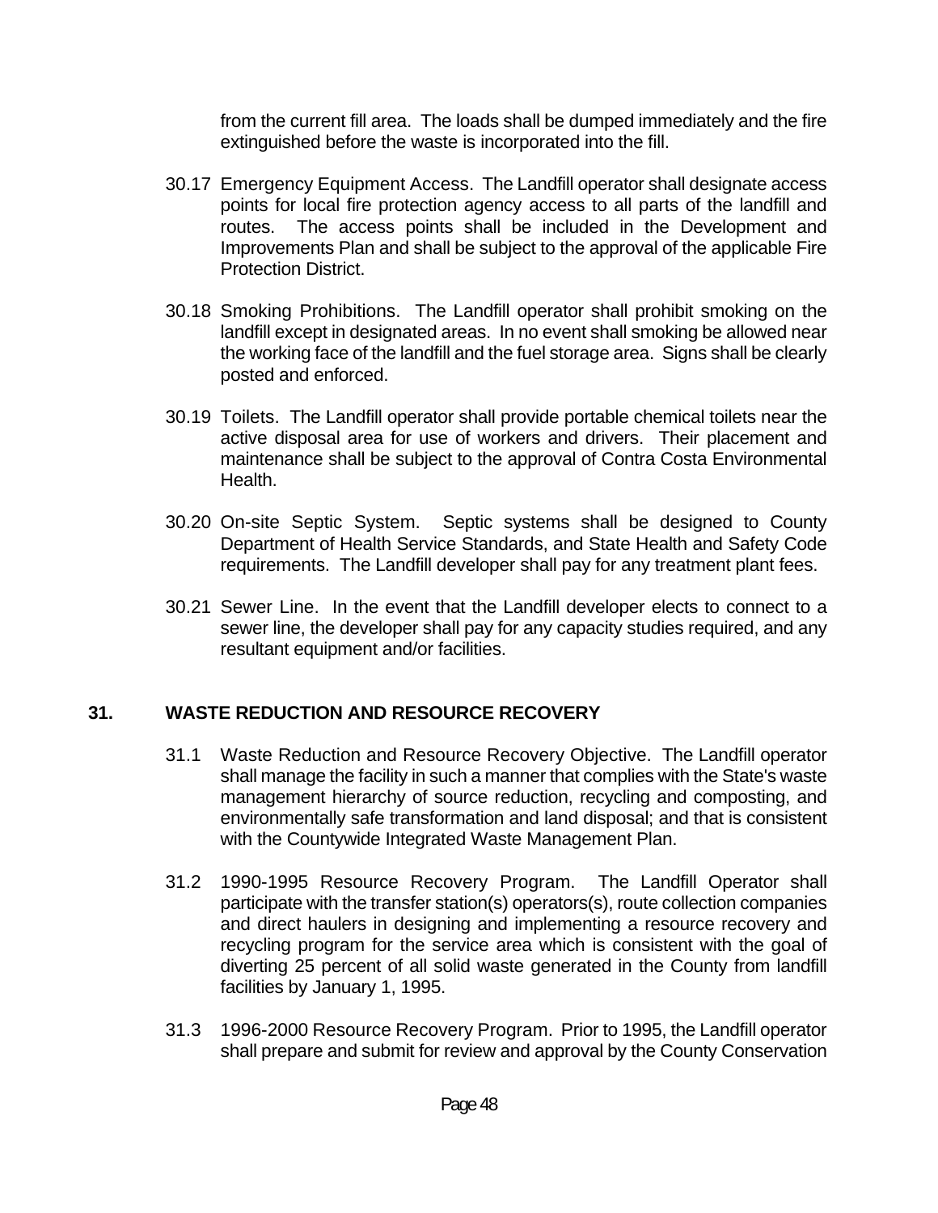from the current fill area. The loads shall be dumped immediately and the fire extinguished before the waste is incorporated into the fill.

30.17 Emergency Equipment Access. The Landfill operator shall designate access points for local fire protection agency access to all parts of the landfill and routes. The access points shall be included in the Development and Improvements Plan and shall be subject to the approval of the applicable Fire Protection District.

30.18 Smoking Prohibitions. The Landfill operator shall prohibit smoking on the landfill except in designated areas. In no event shall smoking be allowed near the working face of the landfill and the fuel storage area. Signs shall be clearly posted and enforced.

30.19 Toilets. The Landfill operator shall provide portable chemical toilets near the active disposal area for use of workers and drivers. Their placement and maintenance shall be subject to the approval of Contra Costa Environmental Health.

30.20 On-site Septic System. Septic systems shall be designed to County Department of Health Service Standards, and State Health and Safety Code requirements. The Landfill developer shall pay for any treatment plant fees.

30.21 Sewer Line. In the event that the Landfill developer elects to connect to a sewer line, the developer shall pay for any capacity studies required, and any resultant equipment and/or facilities.

## 31. WASTE REDUCTION AND RESOURCE RECOVERY

31.1 Waste Reduction and Resource Recovery Objective. The Landfill operator shall manage the facility in such a manner that complies with the State's waste management hierarchy of source reduction, recycling and composting, and environmentally safe transformation and land disposal; and that is consistent with the Countywide Integrated Waste Management Plan.

31.2 1990-1995 Resource Recovery Program. The Landfill Operator shall participate with the transfer station(s) operators(s), route collection companies and direct haulers in designing and implementing a resource recovery and recycling program for the service area which is consistent with the goal of diverting 25 percent of all solid waste generated in the County from landfill facilities by January 1, 1995.

31.3 1996-2000 Resource Recovery Program. Prior to 1995, the Landfill operator shall prepare and submit for review and approval by the County Conservation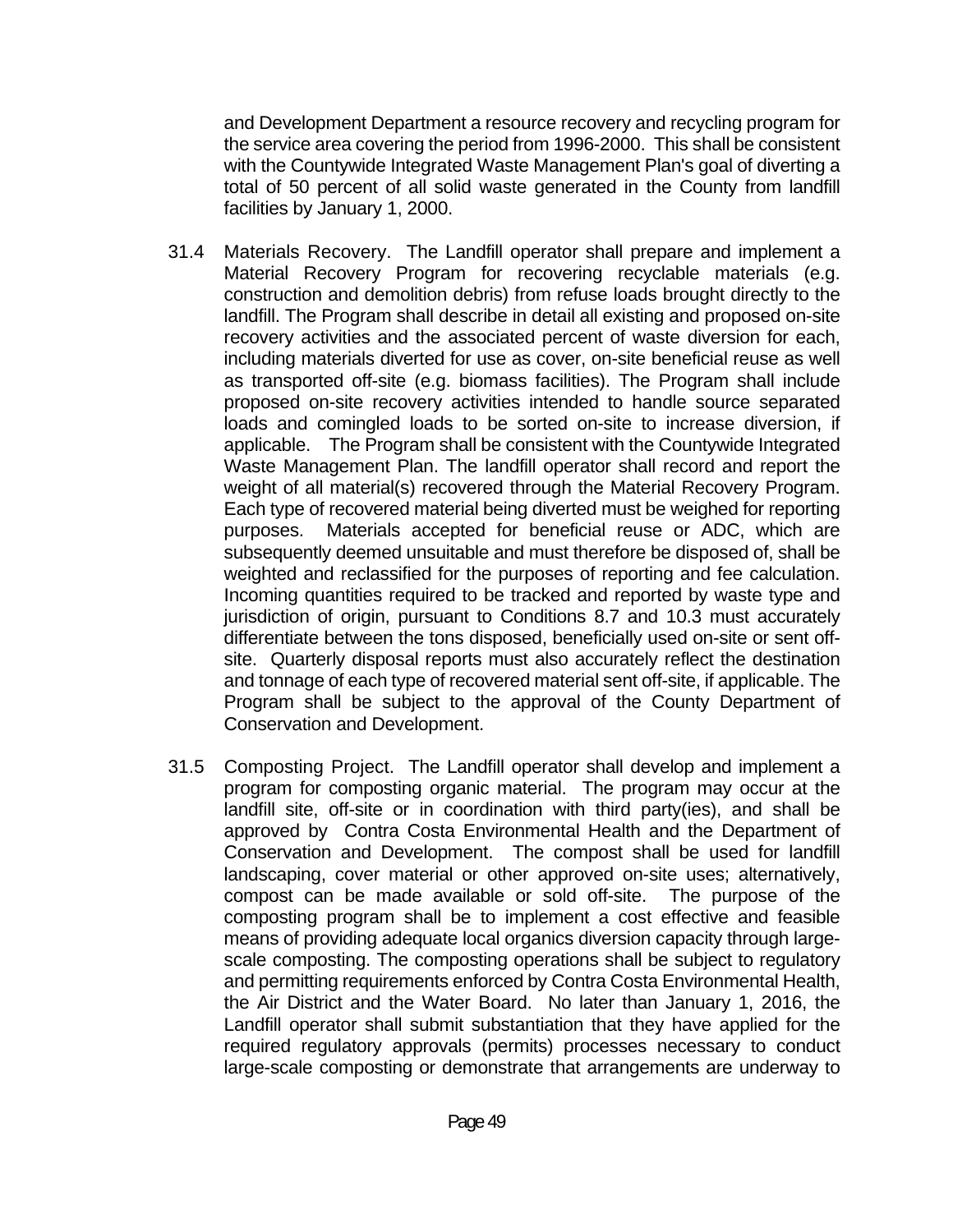and Development Department a resource recovery and recycling program for the service area covering the period from 1996-2000. This shall be consistent with the Countywide Integrated Waste Management Plan's goal of diverting a total of 50 percent of all solid waste generated in the County from landfill facilities by January 1, 2000.

31.4 Materials Recovery. The Landfill operator shall prepare and implement a Material Recovery Program for recovering recyclable materials (e.g. construction and demolition debris) from refuse loads brought directly to the landfill. The Program shall describe in detail all existing and proposed on-site recovery activities and the associated percent of waste diversion for each, including materials diverted for use as cover, on-site beneficial reuse as well as transported off-site (e.g. biomass facilities). The Program shall include proposed on-site recovery activities intended to handle source separated loads and comingled loads to be sorted on-site to increase diversion, if applicable. The Program shall be consistent with the Countywide Integrated Waste Management Plan. The landfill operator shall record and report the weight of all material(s) recovered through the Material Recovery Program. Each type of recovered material being diverted must be weighed for reporting purposes. Materials accepted for beneficial reuse or ADC, which are subsequently deemed unsuitable and must therefore be disposed of, shall be weighted and reclassified for the purposes of reporting and fee calculation. Incoming quantities required to be tracked and reported by waste type and jurisdiction of origin, pursuant to Conditions 8.7 and 10.3 must accurately differentiate between the tons disposed, beneficially used on-site or sent off-site. Quarterly disposal reports must also accurately reflect the destination and tonnage of each type of recovered material sent off-site, if applicable. The Program shall be subject to the approval of the County Department of Conservation and Development.

31.5 Composting Project. The Landfill operator shall develop and implement a program for composting organic material. The program may occur at the landfill site, off-site or in coordination with third party(ies), and shall be approved by Contra Costa Environmental Health and the Department of Conservation and Development. The compost shall be used for landfill landscaping, cover material or other approved on-site uses; alternatively, compost can be made available or sold off-site. The purpose of the composting program shall be to implement a cost effective and feasible means of providing adequate local organics diversion capacity through large-scale composting. The composting operations shall be subject to regulatory and permitting requirements enforced by Contra Costa Environmental Health, the Air District and the Water Board. No later than January 1, 2016, the Landfill operator shall submit substantiation that they have applied for the required regulatory approvals (permits) processes necessary to conduct large-scale composting or demonstrate that arrangements are underway to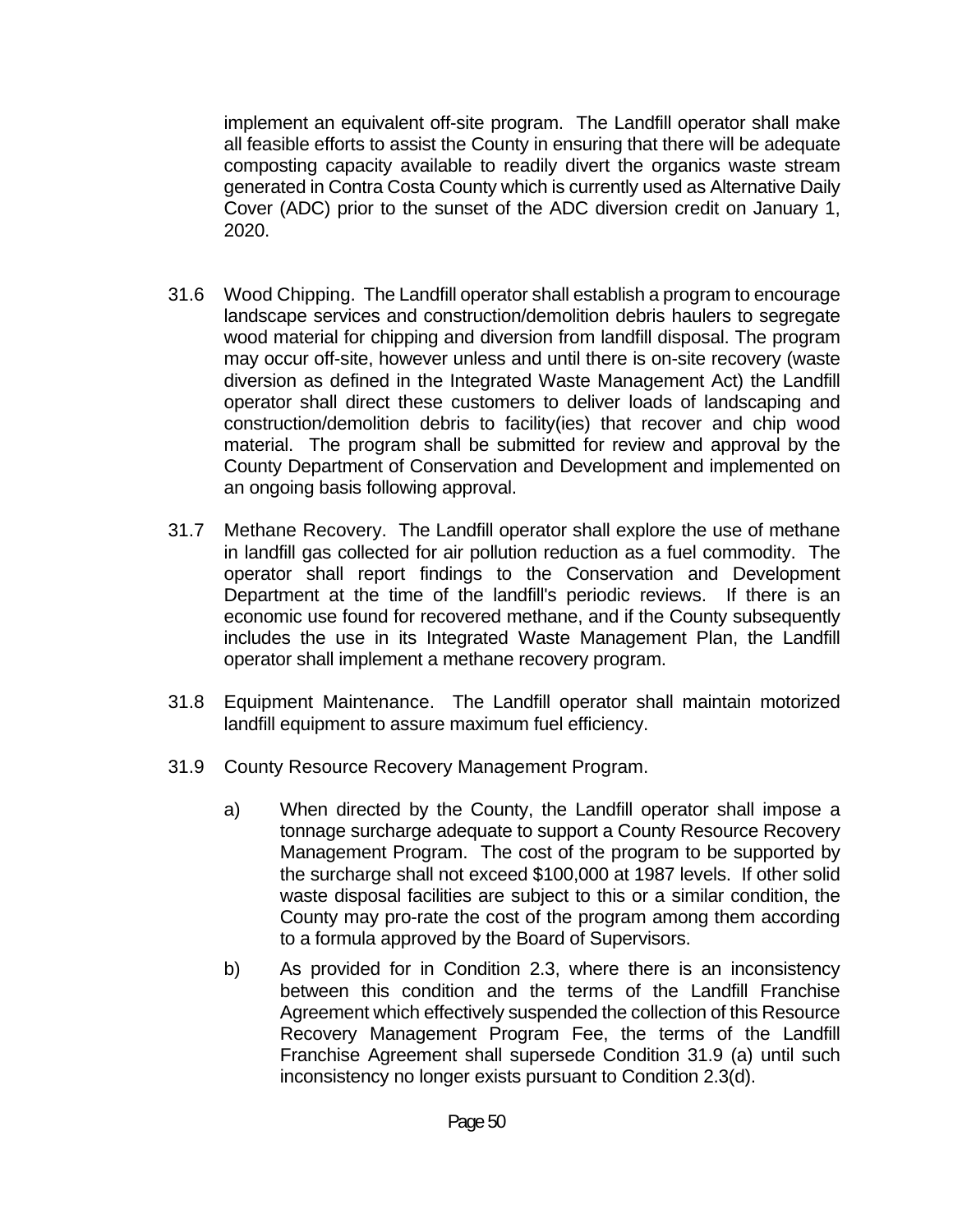implement an equivalent off-site program. The Landfill operator shall make all feasible efforts to assist the County in ensuring that there will be adequate composting capacity available to readily divert the organics waste stream generated in Contra Costa County which is currently used as Alternative Daily Cover (ADC) prior to the sunset of the ADC diversion credit on January 1, 2020.

31.6 Wood Chipping. The Landfill operator shall establish a program to encourage landscape services and construction/demolition debris haulers to segregate wood material for chipping and diversion from landfill disposal. The program may occur off-site, however unless and until there is on-site recovery (waste diversion as defined in the Integrated Waste Management Act) the Landfill operator shall direct these customers to deliver loads of landscaping and construction/demolition debris to facility(ies) that recover and chip wood material. The program shall be submitted for review and approval by the County Department of Conservation and Development and implemented on an ongoing basis following approval.

31.7 Methane Recovery. The Landfill operator shall explore the use of methane in landfill gas collected for air pollution reduction as a fuel commodity. The operator shall report findings to the Conservation and Development Department at the time of the landfill's periodic reviews. If there is an economic use found for recovered methane, and if the County subsequently includes the use in its Integrated Waste Management Plan, the Landfill operator shall implement a methane recovery program.

31.8 Equipment Maintenance. The Landfill operator shall maintain motorized landfill equipment to assure maximum fuel efficiency.

31.9 County Resource Recovery Management Program.

a) When directed by the County, the Landfill operator shall impose a tonnage surcharge adequate to support a County Resource Recovery Management Program. The cost of the program to be supported by the surcharge shall not exceed $100,000 at 1987 levels. If other solid waste disposal facilities are subject to this or a similar condition, the County may pro-rate the cost of the program among them according to a formula approved by the Board of Supervisors.

b) As provided for in Condition 2.3, where there is an inconsistency between this condition and the terms of the Landfill Franchise Agreement which effectively suspended the collection of this Resource Recovery Management Program Fee, the terms of the Landfill Franchise Agreement shall supersede Condition 31.9 (a) until such inconsistency no longer exists pursuant to Condition 2.3(d).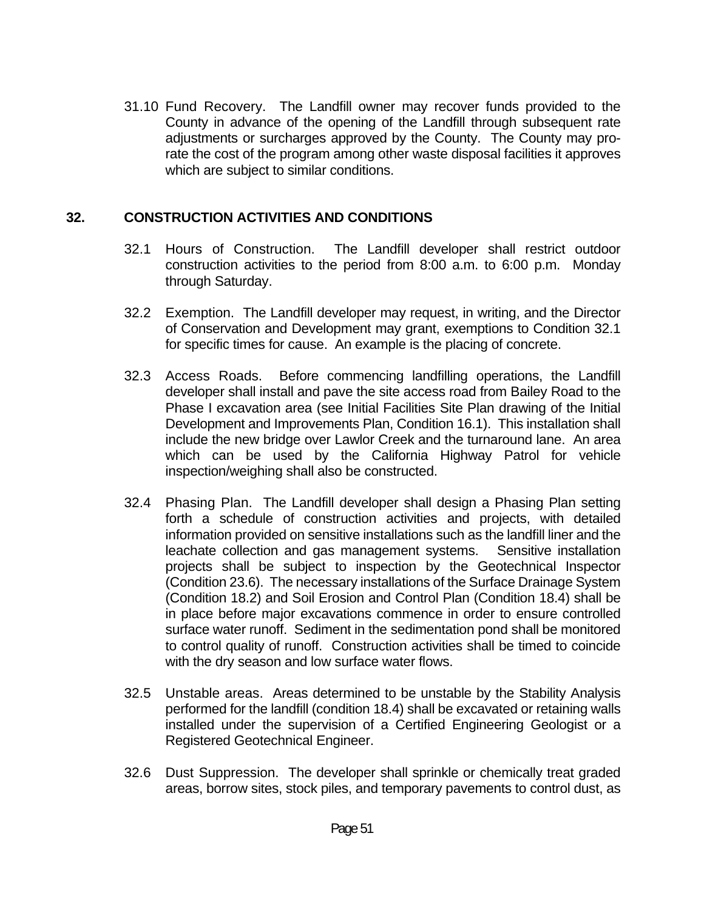31.10 Fund Recovery. The Landfill owner may recover funds provided to the County in advance of the opening of the Landfill through subsequent rate adjustments or surcharges approved by the County. The County may pro-rate the cost of the program among other waste disposal facilities it approves which are subject to similar conditions.

## 32. CONSTRUCTION ACTIVITIES AND CONDITIONS

32.1 Hours of Construction. The Landfill developer shall restrict outdoor construction activities to the period from 8:00 a.m. to 6:00 p.m. Monday through Saturday.

32.2 Exemption. The Landfill developer may request, in writing, and the Director of Conservation and Development may grant, exemptions to Condition 32.1 for specific times for cause. An example is the placing of concrete.

32.3 Access Roads. Before commencing landfilling operations, the Landfill developer shall install and pave the site access road from Bailey Road to the Phase I excavation area (see Initial Facilities Site Plan drawing of the Initial Development and Improvements Plan, Condition 16.1). This installation shall include the new bridge over Lawlor Creek and the turnaround lane. An area which can be used by the California Highway Patrol for vehicle inspection/weighing shall also be constructed.

32.4 Phasing Plan. The Landfill developer shall design a Phasing Plan setting forth a schedule of construction activities and projects, with detailed information provided on sensitive installations such as the landfill liner and the leachate collection and gas management systems. Sensitive installation projects shall be subject to inspection by the Geotechnical Inspector (Condition 23.6). The necessary installations of the Surface Drainage System (Condition 18.2) and Soil Erosion and Control Plan (Condition 18.4) shall be in place before major excavations commence in order to ensure controlled surface water runoff. Sediment in the sedimentation pond shall be monitored to control quality of runoff. Construction activities shall be timed to coincide with the dry season and low surface water flows.

32.5 Unstable areas. Areas determined to be unstable by the Stability Analysis performed for the landfill (condition 18.4) shall be excavated or retaining walls installed under the supervision of a Certified Engineering Geologist or a Registered Geotechnical Engineer.

32.6 Dust Suppression. The developer shall sprinkle or chemically treat graded areas, borrow sites, stock piles, and temporary pavements to control dust, as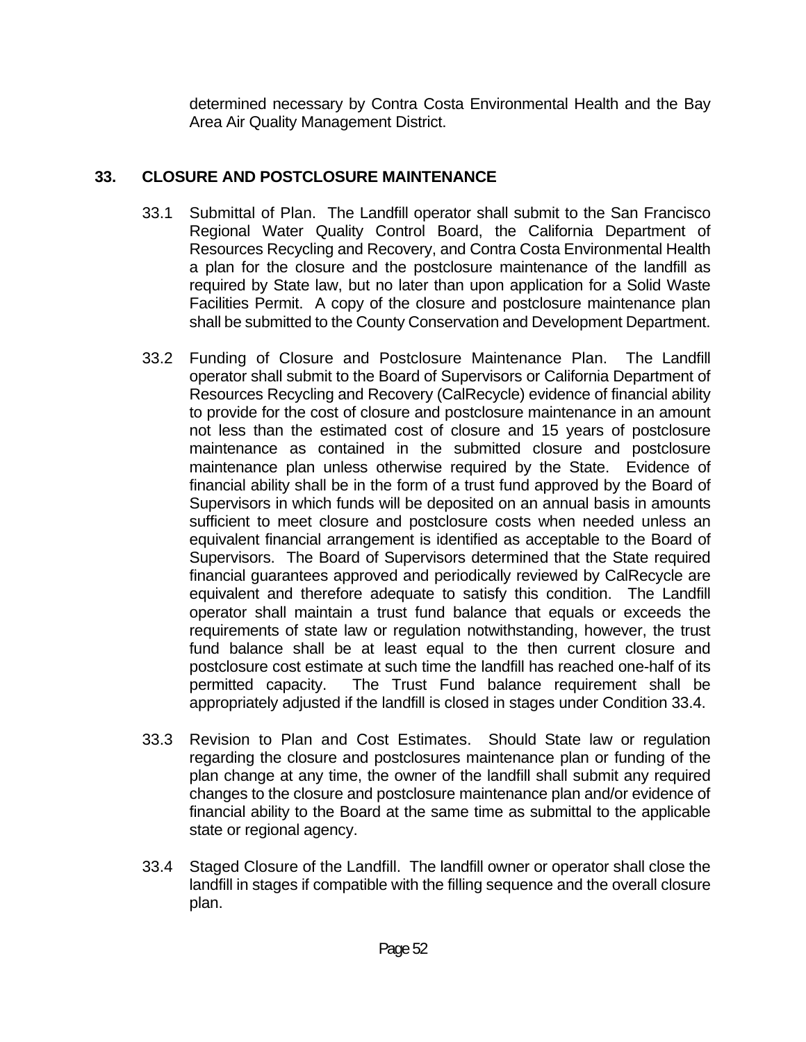determined necessary by Contra Costa Environmental Health and the Bay Area Air Quality Management District.

## 33. CLOSURE AND POSTCLOSURE MAINTENANCE

33.1 Submittal of Plan. The Landfill operator shall submit to the San Francisco Regional Water Quality Control Board, the California Department of Resources Recycling and Recovery, and Contra Costa Environmental Health a plan for the closure and the postclosure maintenance of the landfill as required by State law, but no later than upon application for a Solid Waste Facilities Permit. A copy of the closure and postclosure maintenance plan shall be submitted to the County Conservation and Development Department.

33.2 Funding of Closure and Postclosure Maintenance Plan. The Landfill operator shall submit to the Board of Supervisors or California Department of Resources Recycling and Recovery (CalRecycle) evidence of financial ability to provide for the cost of closure and postclosure maintenance in an amount not less than the estimated cost of closure and 15 years of postclosure maintenance as contained in the submitted closure and postclosure maintenance plan unless otherwise required by the State. Evidence of financial ability shall be in the form of a trust fund approved by the Board of Supervisors in which funds will be deposited on an annual basis in amounts sufficient to meet closure and postclosure costs when needed unless an equivalent financial arrangement is identified as acceptable to the Board of Supervisors. The Board of Supervisors determined that the State required financial guarantees approved and periodically reviewed by CalRecycle are equivalent and therefore adequate to satisfy this condition. The Landfill operator shall maintain a trust fund balance that equals or exceeds the requirements of state law or regulation notwithstanding, however, the trust fund balance shall be at least equal to the then current closure and postclosure cost estimate at such time the landfill has reached one-half of its permitted capacity. The Trust Fund balance requirement shall be appropriately adjusted if the landfill is closed in stages under Condition 33.4.

33.3 Revision to Plan and Cost Estimates. Should State law or regulation regarding the closure and postclosures maintenance plan or funding of the plan change at any time, the owner of the landfill shall submit any required changes to the closure and postclosure maintenance plan and/or evidence of financial ability to the Board at the same time as submittal to the applicable state or regional agency.

33.4 Staged Closure of the Landfill. The landfill owner or operator shall close the landfill in stages if compatible with the filling sequence and the overall closure plan.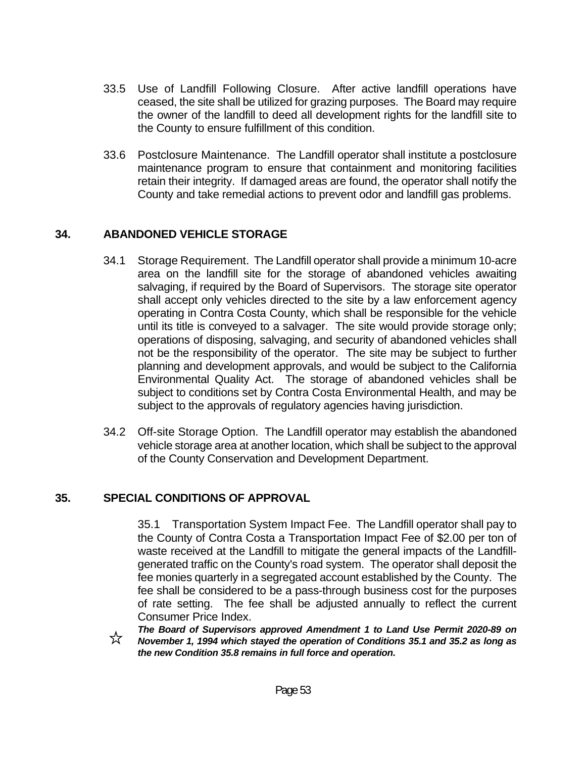33.5 Use of Landfill Following Closure. After active landfill operations have ceased, the site shall be utilized for grazing purposes. The Board may require the owner of the landfill to deed all development rights for the landfill site to the County to ensure fulfillment of this condition.

33.6 Postclosure Maintenance. The Landfill operator shall institute a postclosure maintenance program to ensure that containment and monitoring facilities retain their integrity. If damaged areas are found, the operator shall notify the County and take remedial actions to prevent odor and landfill gas problems.

## 34. ABANDONED VEHICLE STORAGE

34.1 Storage Requirement. The Landfill operator shall provide a minimum 10-acre area on the landfill site for the storage of abandoned vehicles awaiting salvaging, if required by the Board of Supervisors. The storage site operator shall accept only vehicles directed to the site by a law enforcement agency operating in Contra Costa County, which shall be responsible for the vehicle until its title is conveyed to a salvager. The site would provide storage only; operations of disposing, salvaging, and security of abandoned vehicles shall not be the responsibility of the operator. The site may be subject to further planning and development approvals, and would be subject to the California Environmental Quality Act. The storage of abandoned vehicles shall be subject to conditions set by Contra Costa Environmental Health, and may be subject to the approvals of regulatory agencies having jurisdiction.

34.2 Off-site Storage Option. The Landfill operator may establish the abandoned vehicle storage area at another location, which shall be subject to the approval of the County Conservation and Development Department.

## 35. SPECIAL CONDITIONS OF APPROVAL

35.1 Transportation System Impact Fee. The Landfill operator shall pay to the County of Contra Costa a Transportation Impact Fee of $2.00 per ton of waste received at the Landfill to mitigate the general impacts of the Landfill-generated traffic on the County's road system. The operator shall deposit the fee monies quarterly in a segregated account established by the County. The fee shall be considered to be a pass-through business cost for the purposes of rate setting. The fee shall be adjusted annually to reflect the current Consumer Price Index.

☆ ***The Board of Supervisors approved Amendment 1 to Land Use Permit 2020-89 on November 1, 1994 which stayed the operation of Conditions 35.1 and 35.2 as long as the new Condition 35.8 remains in full force and operation.***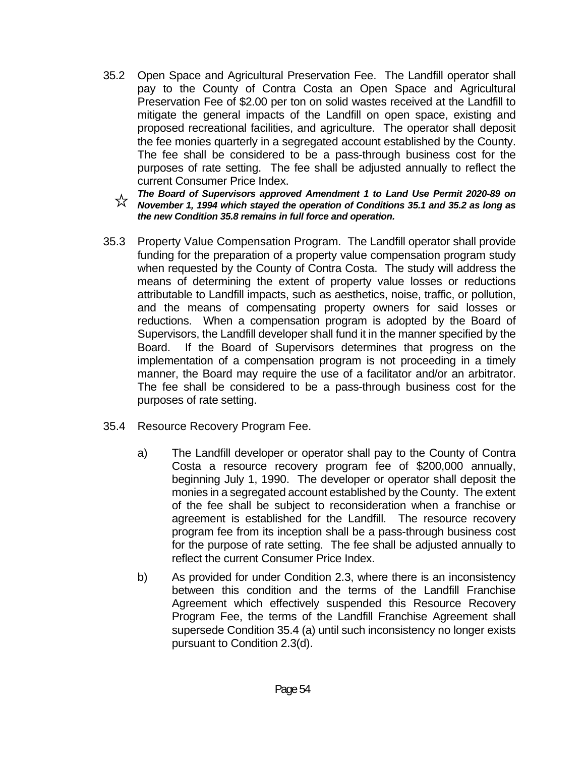35.2 Open Space and Agricultural Preservation Fee. The Landfill operator shall pay to the County of Contra Costa an Open Space and Agricultural Preservation Fee of $2.00 per ton on solid wastes received at the Landfill to mitigate the general impacts of the Landfill on open space, existing and proposed recreational facilities, and agriculture. The operator shall deposit the fee monies quarterly in a segregated account established by the County. The fee shall be considered to be a pass-through business cost for the purposes of rate setting. The fee shall be adjusted annually to reflect the current Consumer Price Index.

☆ ***The Board of Supervisors approved Amendment 1 to Land Use Permit 2020-89 on November 1, 1994 which stayed the operation of Conditions 35.1 and 35.2 as long as the new Condition 35.8 remains in full force and operation.***

35.3 Property Value Compensation Program. The Landfill operator shall provide funding for the preparation of a property value compensation program study when requested by the County of Contra Costa. The study will address the means of determining the extent of property value losses or reductions attributable to Landfill impacts, such as aesthetics, noise, traffic, or pollution, and the means of compensating property owners for said losses or reductions. When a compensation program is adopted by the Board of Supervisors, the Landfill developer shall fund it in the manner specified by the Board. If the Board of Supervisors determines that progress on the implementation of a compensation program is not proceeding in a timely manner, the Board may require the use of a facilitator and/or an arbitrator. The fee shall be considered to be a pass-through business cost for the purposes of rate setting.

35.4 Resource Recovery Program Fee.

a) The Landfill developer or operator shall pay to the County of Contra Costa a resource recovery program fee of $200,000 annually, beginning July 1, 1990. The developer or operator shall deposit the monies in a segregated account established by the County. The extent of the fee shall be subject to reconsideration when a franchise or agreement is established for the Landfill. The resource recovery program fee from its inception shall be a pass-through business cost for the purpose of rate setting. The fee shall be adjusted annually to reflect the current Consumer Price Index.

b) As provided for under Condition 2.3, where there is an inconsistency between this condition and the terms of the Landfill Franchise Agreement which effectively suspended this Resource Recovery Program Fee, the terms of the Landfill Franchise Agreement shall supersede Condition 35.4 (a) until such inconsistency no longer exists pursuant to Condition 2.3(d).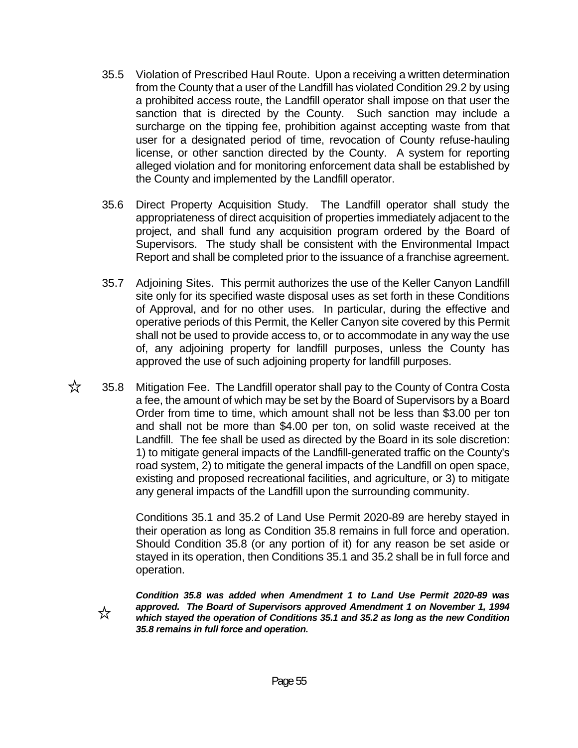35.5 Violation of Prescribed Haul Route. Upon a receiving a written determination from the County that a user of the Landfill has violated Condition 29.2 by using a prohibited access route, the Landfill operator shall impose on that user the sanction that is directed by the County. Such sanction may include a surcharge on the tipping fee, prohibition against accepting waste from that user for a designated period of time, revocation of County refuse-hauling license, or other sanction directed by the County. A system for reporting alleged violation and for monitoring enforcement data shall be established by the County and implemented by the Landfill operator.

35.6 Direct Property Acquisition Study. The Landfill operator shall study the appropriateness of direct acquisition of properties immediately adjacent to the project, and shall fund any acquisition program ordered by the Board of Supervisors. The study shall be consistent with the Environmental Impact Report and shall be completed prior to the issuance of a franchise agreement.

35.7 Adjoining Sites. This permit authorizes the use of the Keller Canyon Landfill site only for its specified waste disposal uses as set forth in these Conditions of Approval, and for no other uses. In particular, during the effective and operative periods of this Permit, the Keller Canyon site covered by this Permit shall not be used to provide access to, or to accommodate in any way the use of, any adjoining property for landfill purposes, unless the County has approved the use of such adjoining property for landfill purposes.

☆ 35.8 Mitigation Fee. The Landfill operator shall pay to the County of Contra Costa a fee, the amount of which may be set by the Board of Supervisors by a Board Order from time to time, which amount shall not be less than $3.00 per ton and shall not be more than $4.00 per ton, on solid waste received at the Landfill. The fee shall be used as directed by the Board in its sole discretion: 1) to mitigate general impacts of the Landfill-generated traffic on the County's road system, 2) to mitigate the general impacts of the Landfill on open space, existing and proposed recreational facilities, and agriculture, or 3) to mitigate any general impacts of the Landfill upon the surrounding community.

Conditions 35.1 and 35.2 of Land Use Permit 2020-89 are hereby stayed in their operation as long as Condition 35.8 remains in full force and operation. Should Condition 35.8 (or any portion of it) for any reason be set aside or stayed in its operation, then Conditions 35.1 and 35.2 shall be in full force and operation.

☆ ***Condition 35.8 was added when Amendment 1 to Land Use Permit 2020-89 was approved. The Board of Supervisors approved Amendment 1 on November 1, 1994 which stayed the operation of Conditions 35.1 and 35.2 as long as the new Condition 35.8 remains in full force and operation.***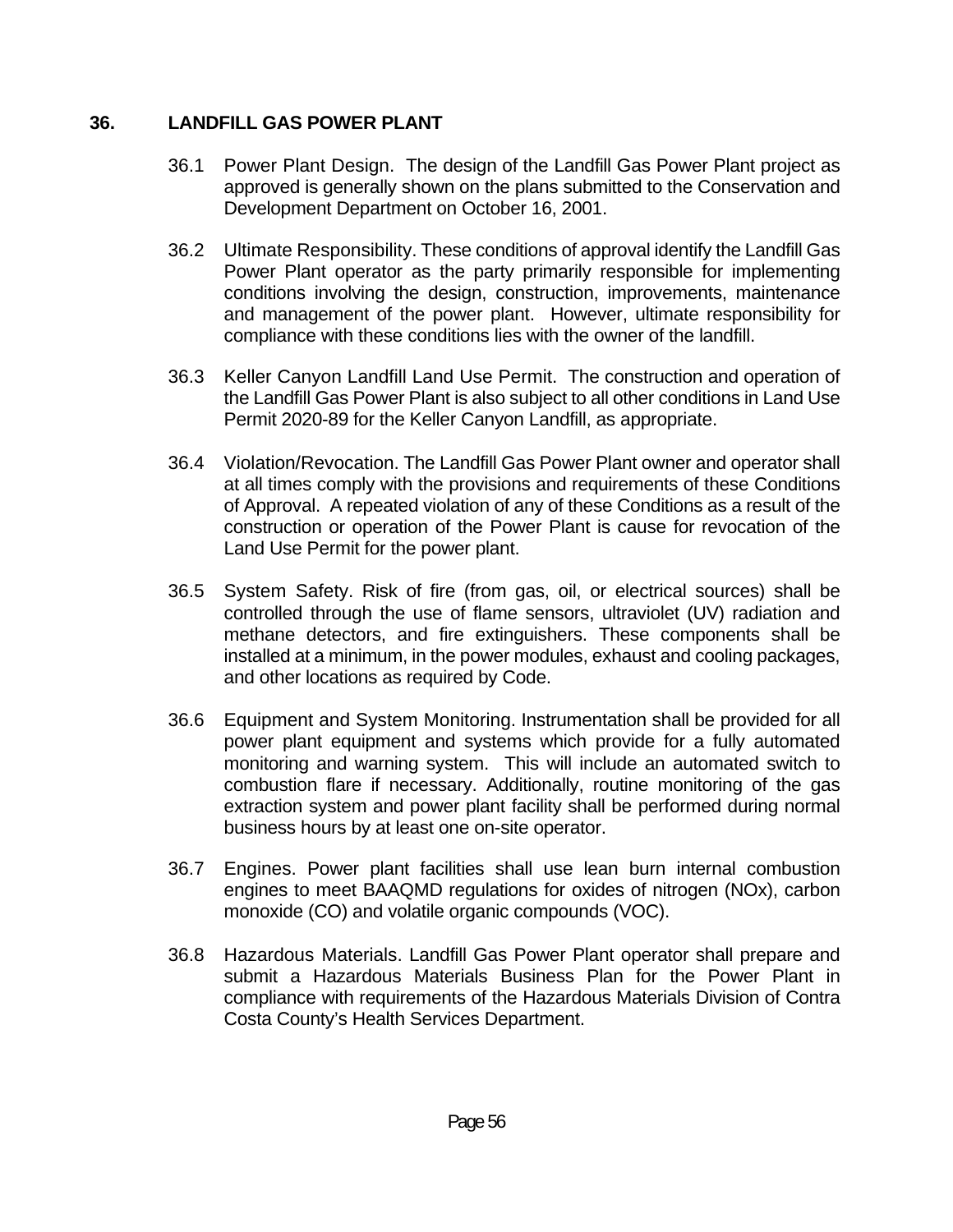## 36. LANDFILL GAS POWER PLANT

36.1 Power Plant Design. The design of the Landfill Gas Power Plant project as approved is generally shown on the plans submitted to the Conservation and Development Department on October 16, 2001.

36.2 Ultimate Responsibility. These conditions of approval identify the Landfill Gas Power Plant operator as the party primarily responsible for implementing conditions involving the design, construction, improvements, maintenance and management of the power plant. However, ultimate responsibility for compliance with these conditions lies with the owner of the landfill.

36.3 Keller Canyon Landfill Land Use Permit. The construction and operation of the Landfill Gas Power Plant is also subject to all other conditions in Land Use Permit 2020-89 for the Keller Canyon Landfill, as appropriate.

36.4 Violation/Revocation. The Landfill Gas Power Plant owner and operator shall at all times comply with the provisions and requirements of these Conditions of Approval. A repeated violation of any of these Conditions as a result of the construction or operation of the Power Plant is cause for revocation of the Land Use Permit for the power plant.

36.5 System Safety. Risk of fire (from gas, oil, or electrical sources) shall be controlled through the use of flame sensors, ultraviolet (UV) radiation and methane detectors, and fire extinguishers. These components shall be installed at a minimum, in the power modules, exhaust and cooling packages, and other locations as required by Code.

36.6 Equipment and System Monitoring. Instrumentation shall be provided for all power plant equipment and systems which provide for a fully automated monitoring and warning system. This will include an automated switch to combustion flare if necessary. Additionally, routine monitoring of the gas extraction system and power plant facility shall be performed during normal business hours by at least one on-site operator.

36.7 Engines. Power plant facilities shall use lean burn internal combustion engines to meet BAAQMD regulations for oxides of nitrogen (NOx), carbon monoxide (CO) and volatile organic compounds (VOC).

36.8 Hazardous Materials. Landfill Gas Power Plant operator shall prepare and submit a Hazardous Materials Business Plan for the Power Plant in compliance with requirements of the Hazardous Materials Division of Contra Costa County's Health Services Department.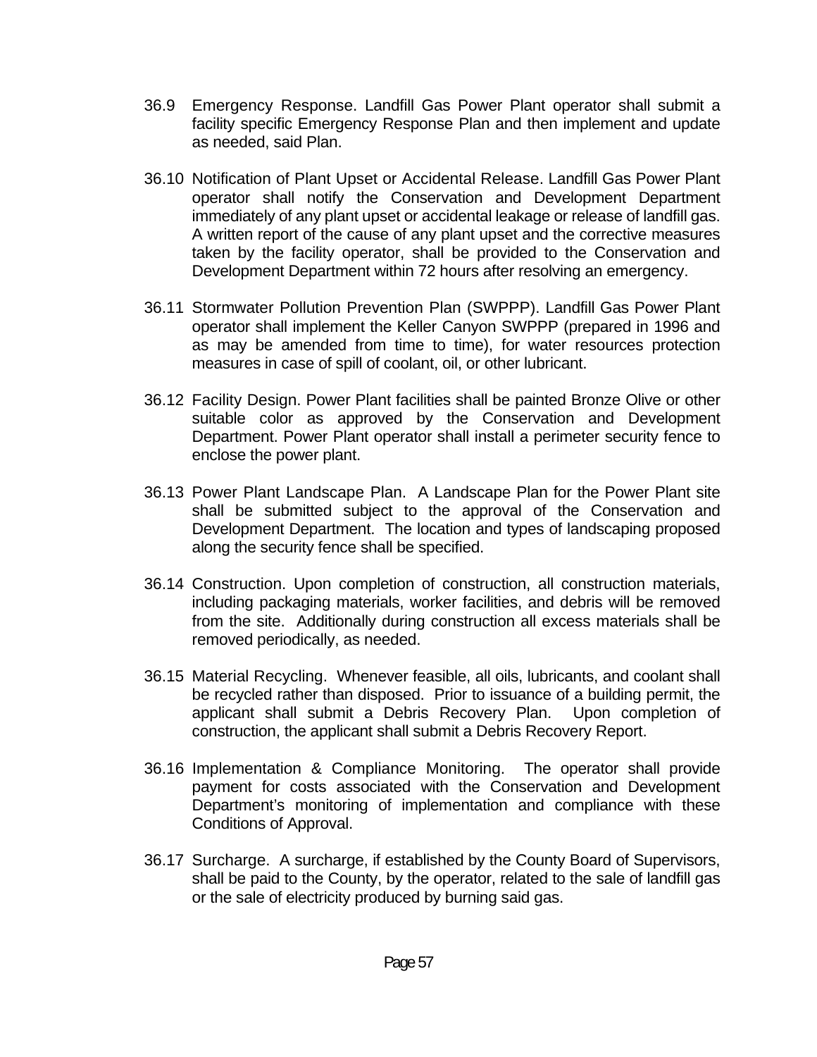36.9 Emergency Response. Landfill Gas Power Plant operator shall submit a facility specific Emergency Response Plan and then implement and update as needed, said Plan.

36.10 Notification of Plant Upset or Accidental Release. Landfill Gas Power Plant operator shall notify the Conservation and Development Department immediately of any plant upset or accidental leakage or release of landfill gas. A written report of the cause of any plant upset and the corrective measures taken by the facility operator, shall be provided to the Conservation and Development Department within 72 hours after resolving an emergency.

36.11 Stormwater Pollution Prevention Plan (SWPPP). Landfill Gas Power Plant operator shall implement the Keller Canyon SWPPP (prepared in 1996 and as may be amended from time to time), for water resources protection measures in case of spill of coolant, oil, or other lubricant.

36.12 Facility Design. Power Plant facilities shall be painted Bronze Olive or other suitable color as approved by the Conservation and Development Department. Power Plant operator shall install a perimeter security fence to enclose the power plant.

36.13 Power Plant Landscape Plan. A Landscape Plan for the Power Plant site shall be submitted subject to the approval of the Conservation and Development Department. The location and types of landscaping proposed along the security fence shall be specified.

36.14 Construction. Upon completion of construction, all construction materials, including packaging materials, worker facilities, and debris will be removed from the site. Additionally during construction all excess materials shall be removed periodically, as needed.

36.15 Material Recycling. Whenever feasible, all oils, lubricants, and coolant shall be recycled rather than disposed. Prior to issuance of a building permit, the applicant shall submit a Debris Recovery Plan. Upon completion of construction, the applicant shall submit a Debris Recovery Report.

36.16 Implementation & Compliance Monitoring. The operator shall provide payment for costs associated with the Conservation and Development Department's monitoring of implementation and compliance with these Conditions of Approval.

36.17 Surcharge. A surcharge, if established by the County Board of Supervisors, shall be paid to the County, by the operator, related to the sale of landfill gas or the sale of electricity produced by burning said gas.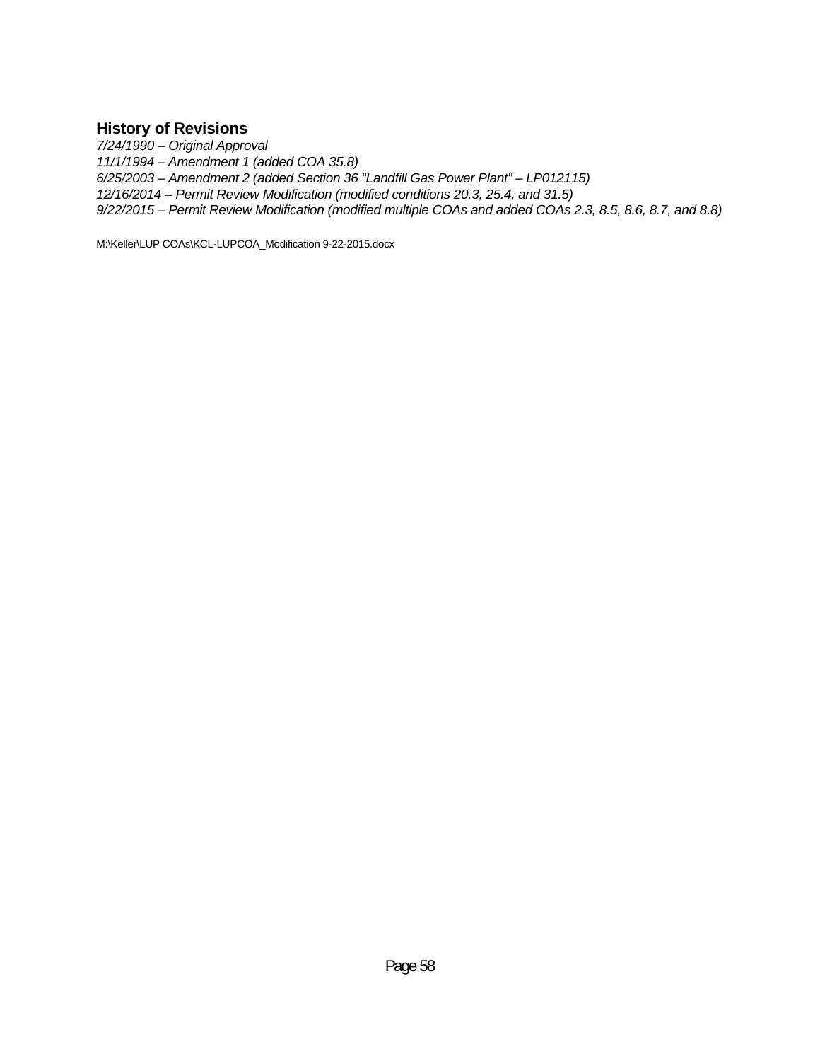## History of Revisions

*7/24/1990 – Original Approval*
*11/1/1994 – Amendment 1 (added COA 35.8)*
*6/25/2003 – Amendment 2 (added Section 36 "Landfill Gas Power Plant" – LP012115)*
*12/16/2014 – Permit Review Modification (modified conditions 20.3, 25.4, and 31.5)*
*9/22/2015 – Permit Review Modification (modified multiple COAs and added COAs 2.3, 8.5, 8.6, 8.7, and 8.8)*

M:\Keller\LUP COAs\KCL-LUPCOA_Modification 9-22-2015.docx